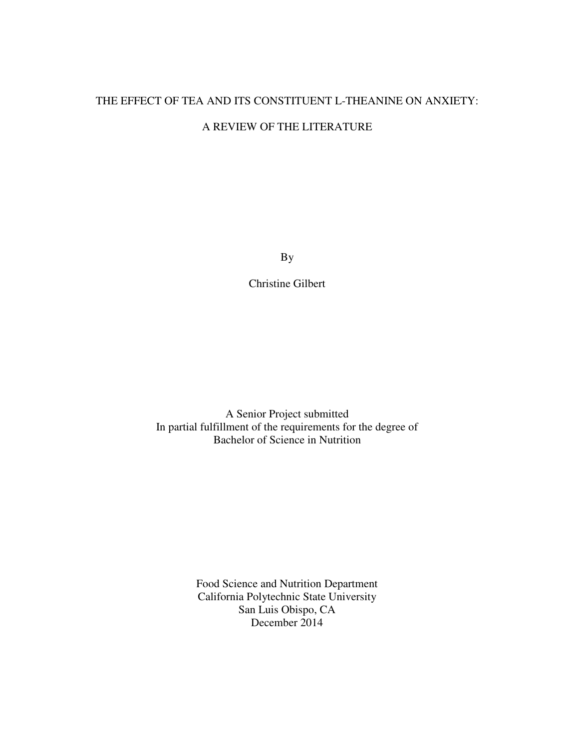# THE EFFECT OF TEA AND ITS CONSTITUENT L-THEANINE ON ANXIETY:

# A REVIEW OF THE LITERATURE

By

Christine Gilbert

A Senior Project submitted
In partial fulfillment of the requirements for the degree of
Bachelor of Science in Nutrition

Food Science and Nutrition Department
California Polytechnic State University
San Luis Obispo, CA
December 2014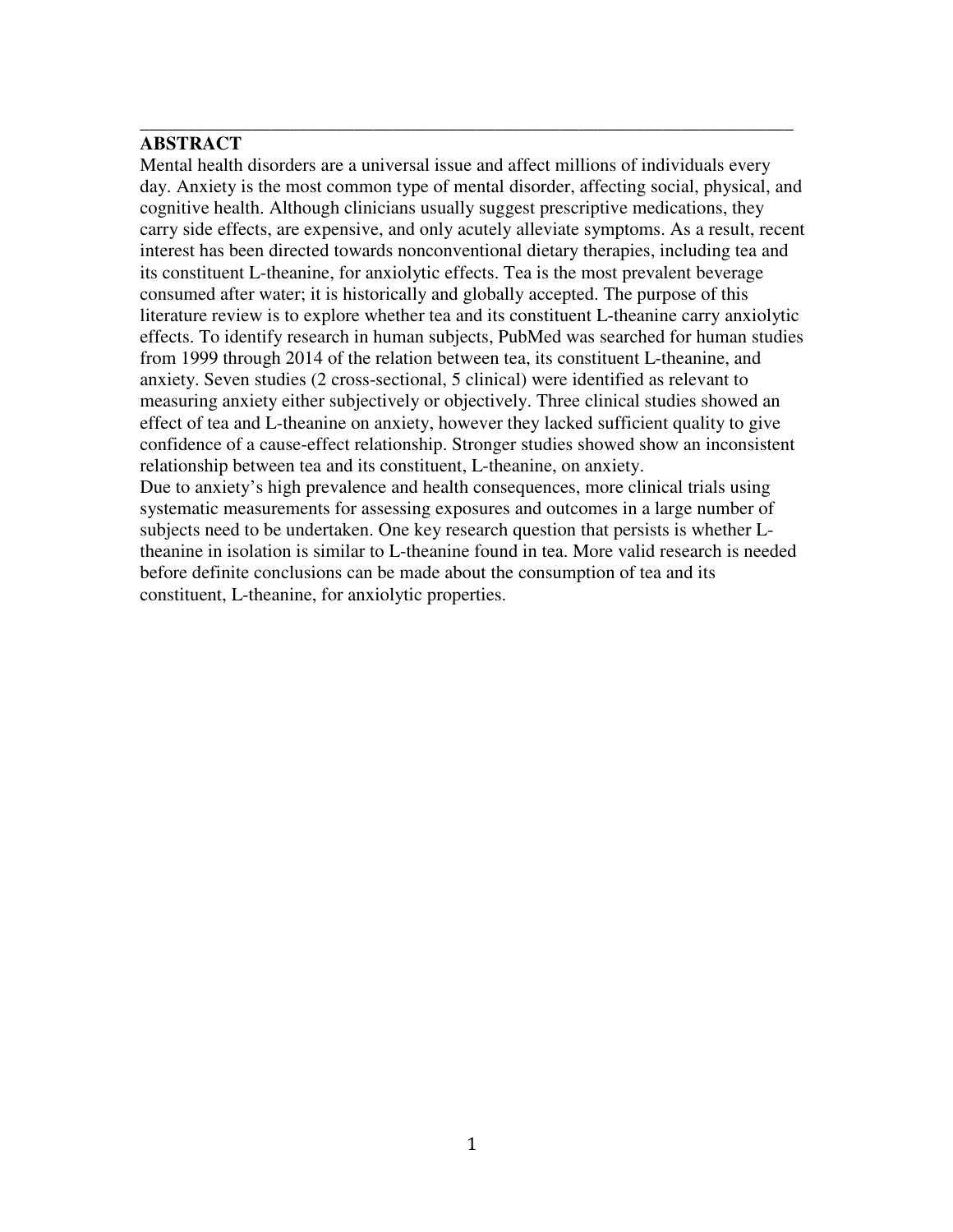## ABSTRACT

Mental health disorders are a universal issue and affect millions of individuals every day. Anxiety is the most common type of mental disorder, affecting social, physical, and cognitive health. Although clinicians usually suggest prescriptive medications, they carry side effects, are expensive, and only acutely alleviate symptoms. As a result, recent interest has been directed towards nonconventional dietary therapies, including tea and its constituent L-theanine, for anxiolytic effects. Tea is the most prevalent beverage consumed after water; it is historically and globally accepted. The purpose of this literature review is to explore whether tea and its constituent L-theanine carry anxiolytic effects. To identify research in human subjects, PubMed was searched for human studies from 1999 through 2014 of the relation between tea, its constituent L-theanine, and anxiety. Seven studies (2 cross-sectional, 5 clinical) were identified as relevant to measuring anxiety either subjectively or objectively. Three clinical studies showed an effect of tea and L-theanine on anxiety, however they lacked sufficient quality to give confidence of a cause-effect relationship. Stronger studies showed show an inconsistent relationship between tea and its constituent, L-theanine, on anxiety.

Due to anxiety's high prevalence and health consequences, more clinical trials using systematic measurements for assessing exposures and outcomes in a large number of subjects need to be undertaken. One key research question that persists is whether L-theanine in isolation is similar to L-theanine found in tea. More valid research is needed before definite conclusions can be made about the consumption of tea and its constituent, L-theanine, for anxiolytic properties.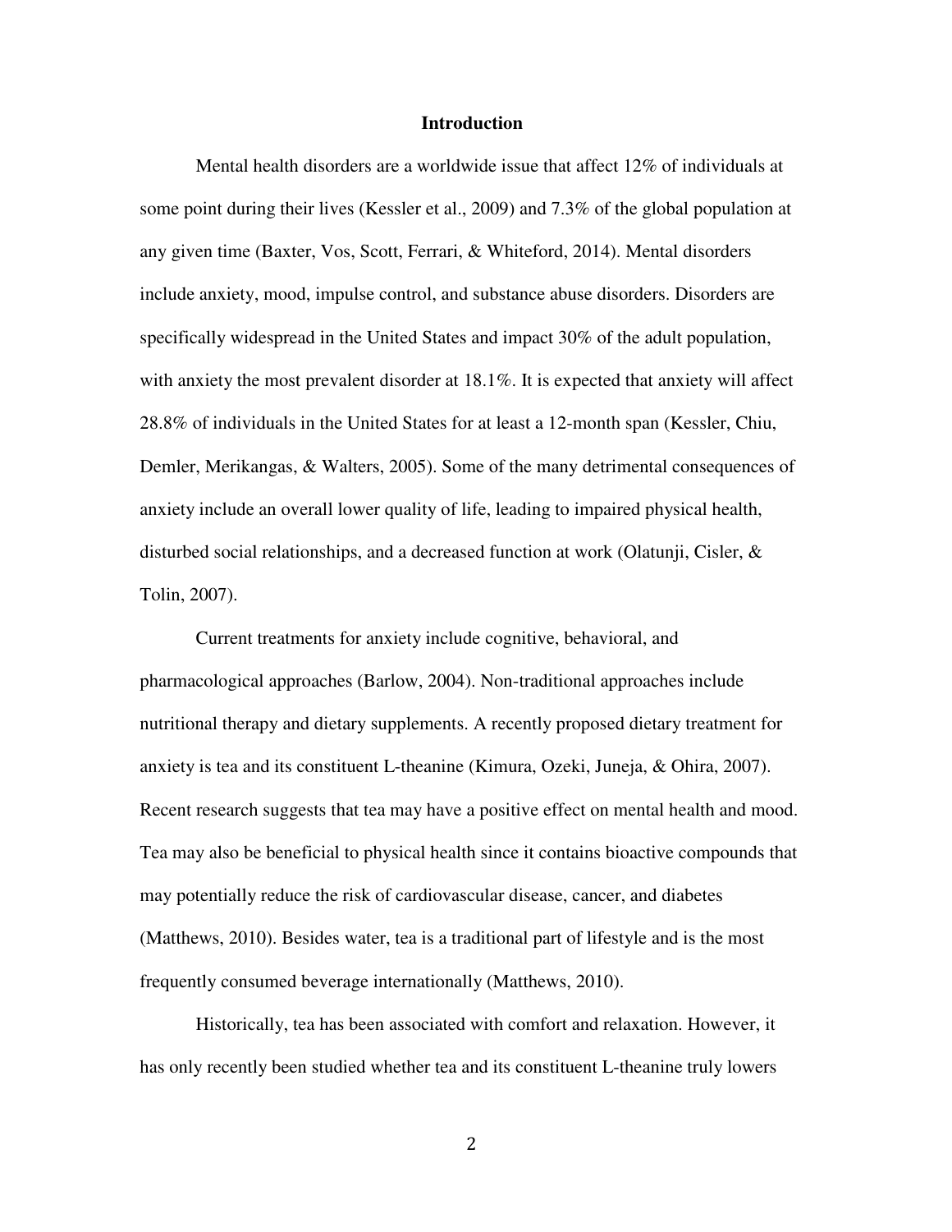# Introduction

Mental health disorders are a worldwide issue that affect 12% of individuals at some point during their lives (Kessler et al., 2009) and 7.3% of the global population at any given time (Baxter, Vos, Scott, Ferrari, & Whiteford, 2014). Mental disorders include anxiety, mood, impulse control, and substance abuse disorders. Disorders are specifically widespread in the United States and impact 30% of the adult population, with anxiety the most prevalent disorder at 18.1%. It is expected that anxiety will affect 28.8% of individuals in the United States for at least a 12-month span (Kessler, Chiu, Demler, Merikangas, & Walters, 2005). Some of the many detrimental consequences of anxiety include an overall lower quality of life, leading to impaired physical health, disturbed social relationships, and a decreased function at work (Olatunji, Cisler, & Tolin, 2007).

Current treatments for anxiety include cognitive, behavioral, and pharmacological approaches (Barlow, 2004). Non-traditional approaches include nutritional therapy and dietary supplements. A recently proposed dietary treatment for anxiety is tea and its constituent L-theanine (Kimura, Ozeki, Juneja, & Ohira, 2007). Recent research suggests that tea may have a positive effect on mental health and mood. Tea may also be beneficial to physical health since it contains bioactive compounds that may potentially reduce the risk of cardiovascular disease, cancer, and diabetes (Matthews, 2010). Besides water, tea is a traditional part of lifestyle and is the most frequently consumed beverage internationally (Matthews, 2010).

Historically, tea has been associated with comfort and relaxation. However, it has only recently been studied whether tea and its constituent L-theanine truly lowers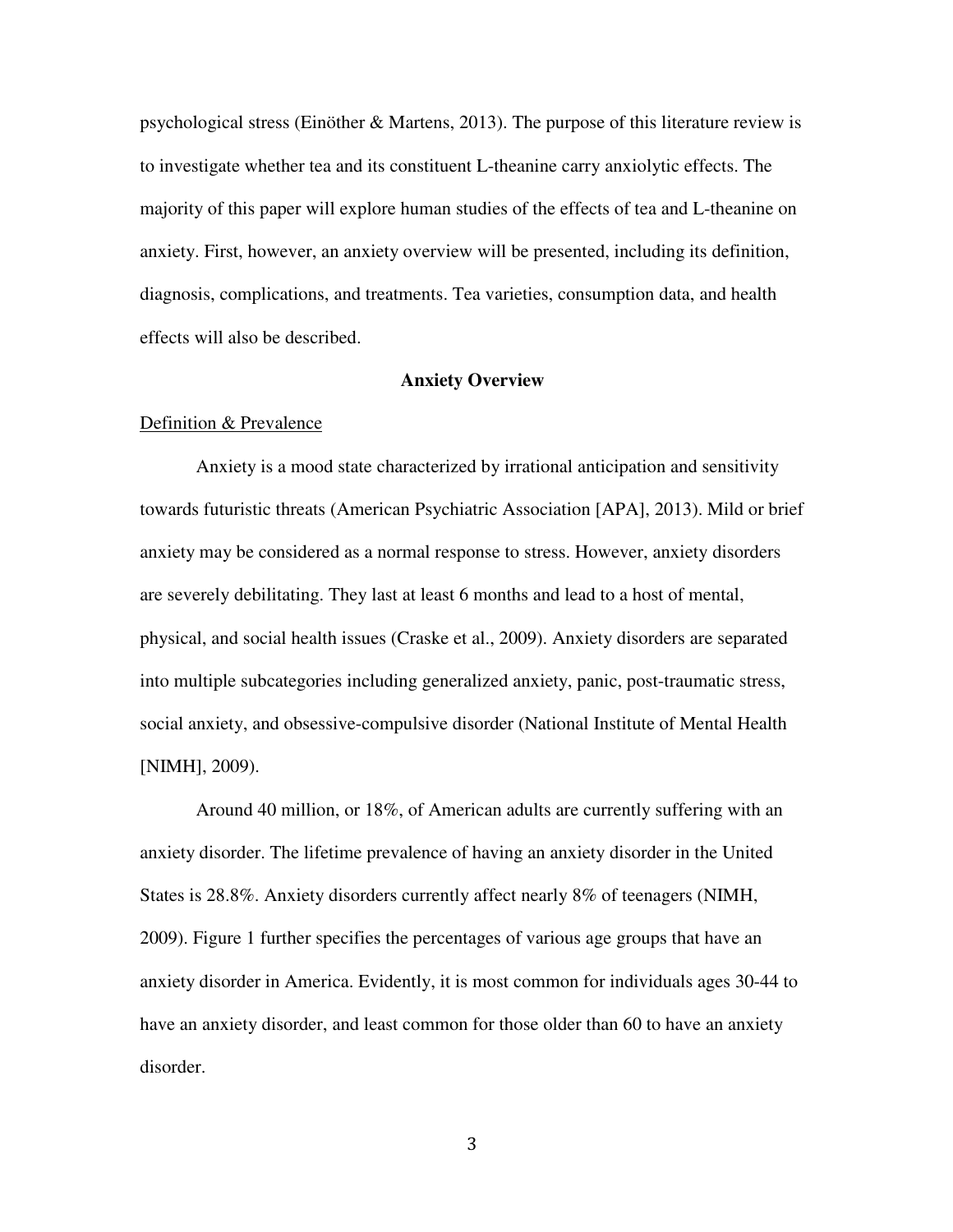psychological stress (Einöther & Martens, 2013). The purpose of this literature review is to investigate whether tea and its constituent L-theanine carry anxiolytic effects. The majority of this paper will explore human studies of the effects of tea and L-theanine on anxiety. First, however, an anxiety overview will be presented, including its definition, diagnosis, complications, and treatments. Tea varieties, consumption data, and health effects will also be described.

## Anxiety Overview

### Definition & Prevalence

Anxiety is a mood state characterized by irrational anticipation and sensitivity towards futuristic threats (American Psychiatric Association [APA], 2013). Mild or brief anxiety may be considered as a normal response to stress. However, anxiety disorders are severely debilitating. They last at least 6 months and lead to a host of mental, physical, and social health issues (Craske et al., 2009). Anxiety disorders are separated into multiple subcategories including generalized anxiety, panic, post-traumatic stress, social anxiety, and obsessive-compulsive disorder (National Institute of Mental Health [NIMH], 2009).

Around 40 million, or 18%, of American adults are currently suffering with an anxiety disorder. The lifetime prevalence of having an anxiety disorder in the United States is 28.8%. Anxiety disorders currently affect nearly 8% of teenagers (NIMH, 2009). Figure 1 further specifies the percentages of various age groups that have an anxiety disorder in America. Evidently, it is most common for individuals ages 30-44 to have an anxiety disorder, and least common for those older than 60 to have an anxiety disorder.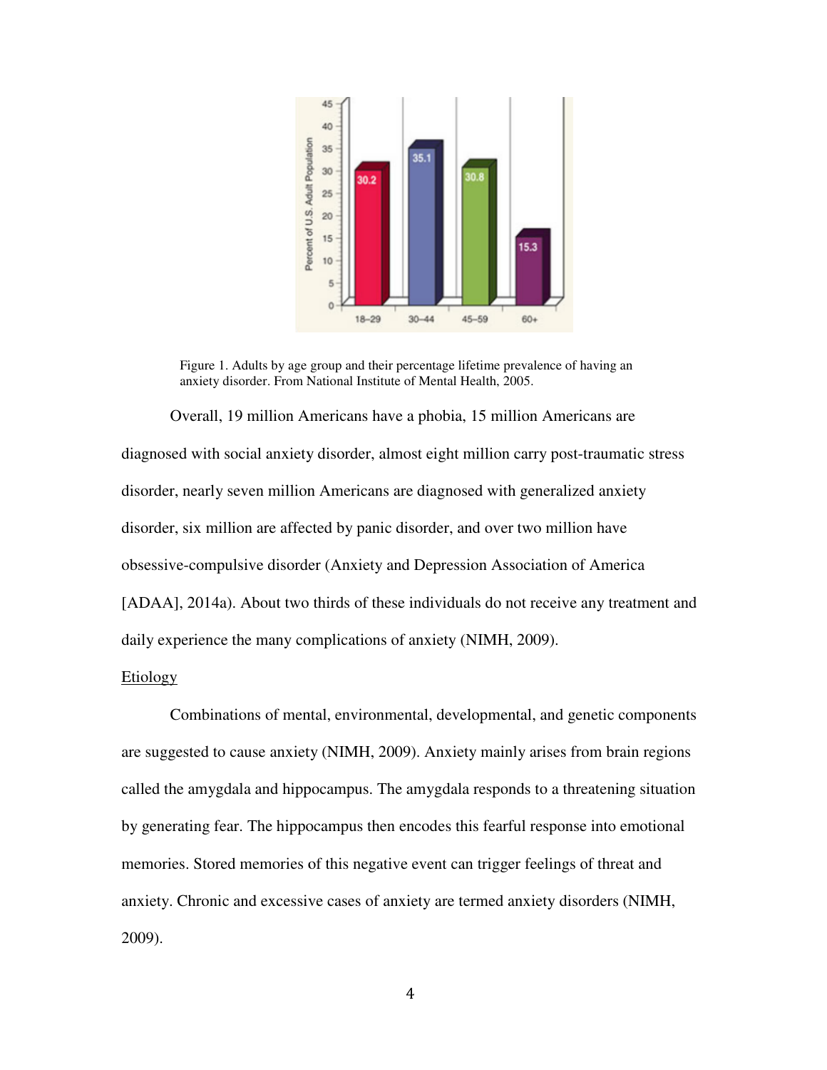Figure 1. Adults by age group and their percentage lifetime prevalence of having an anxiety disorder. From National Institute of Mental Health, 2005.

Overall, 19 million Americans have a phobia, 15 million Americans are diagnosed with social anxiety disorder, almost eight million carry post-traumatic stress disorder, nearly seven million Americans are diagnosed with generalized anxiety disorder, six million are affected by panic disorder, and over two million have obsessive-compulsive disorder (Anxiety and Depression Association of America [ADAA], 2014a). About two thirds of these individuals do not receive any treatment and daily experience the many complications of anxiety (NIMH, 2009).

## Etiology

Combinations of mental, environmental, developmental, and genetic components are suggested to cause anxiety (NIMH, 2009). Anxiety mainly arises from brain regions called the amygdala and hippocampus. The amygdala responds to a threatening situation by generating fear. The hippocampus then encodes this fearful response into emotional memories. Stored memories of this negative event can trigger feelings of threat and anxiety. Chronic and excessive cases of anxiety are termed anxiety disorders (NIMH, 2009).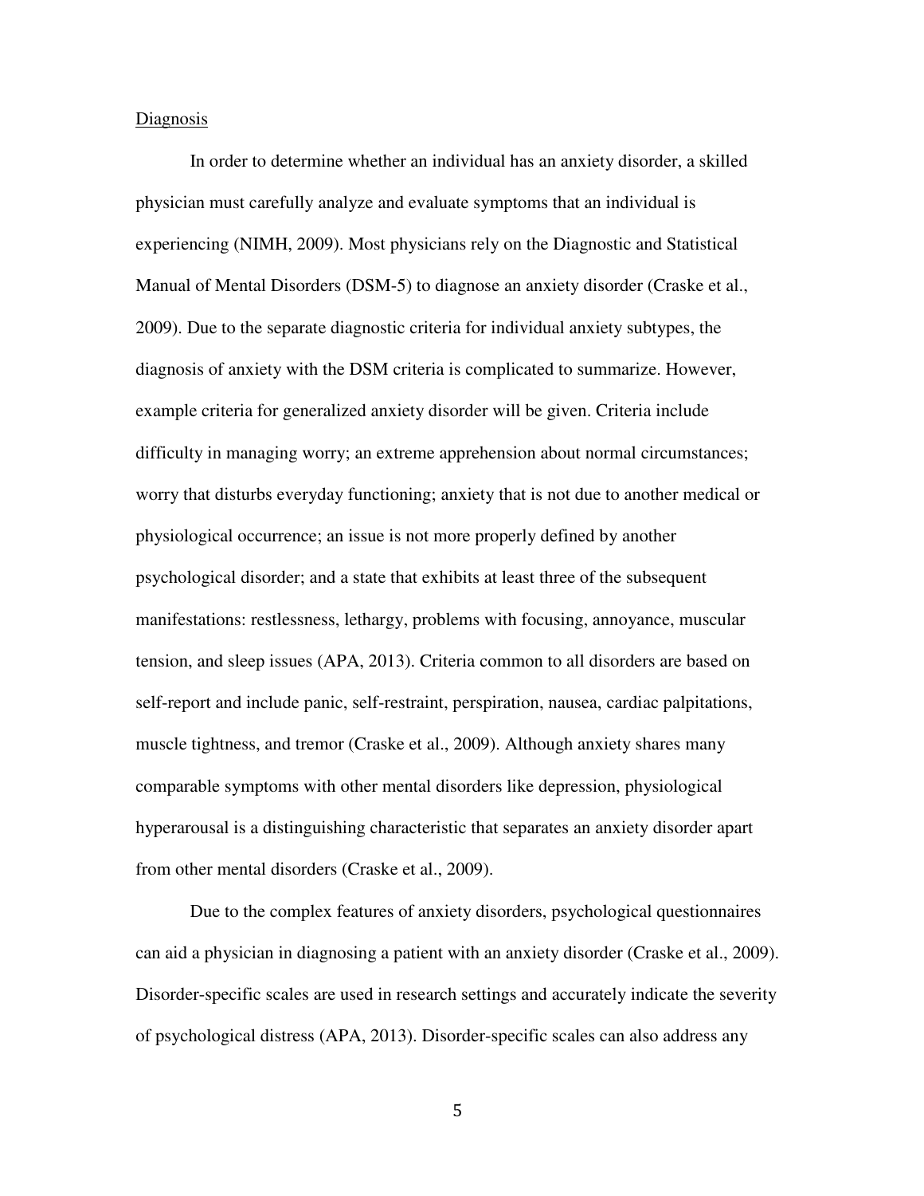Diagnosis

In order to determine whether an individual has an anxiety disorder, a skilled physician must carefully analyze and evaluate symptoms that an individual is experiencing (NIMH, 2009). Most physicians rely on the Diagnostic and Statistical Manual of Mental Disorders (DSM-5) to diagnose an anxiety disorder (Craske et al., 2009). Due to the separate diagnostic criteria for individual anxiety subtypes, the diagnosis of anxiety with the DSM criteria is complicated to summarize. However, example criteria for generalized anxiety disorder will be given. Criteria include difficulty in managing worry; an extreme apprehension about normal circumstances; worry that disturbs everyday functioning; anxiety that is not due to another medical or physiological occurrence; an issue is not more properly defined by another psychological disorder; and a state that exhibits at least three of the subsequent manifestations: restlessness, lethargy, problems with focusing, annoyance, muscular tension, and sleep issues (APA, 2013). Criteria common to all disorders are based on self-report and include panic, self-restraint, perspiration, nausea, cardiac palpitations, muscle tightness, and tremor (Craske et al., 2009). Although anxiety shares many comparable symptoms with other mental disorders like depression, physiological hyperarousal is a distinguishing characteristic that separates an anxiety disorder apart from other mental disorders (Craske et al., 2009).

Due to the complex features of anxiety disorders, psychological questionnaires can aid a physician in diagnosing a patient with an anxiety disorder (Craske et al., 2009). Disorder-specific scales are used in research settings and accurately indicate the severity of psychological distress (APA, 2013). Disorder-specific scales can also address any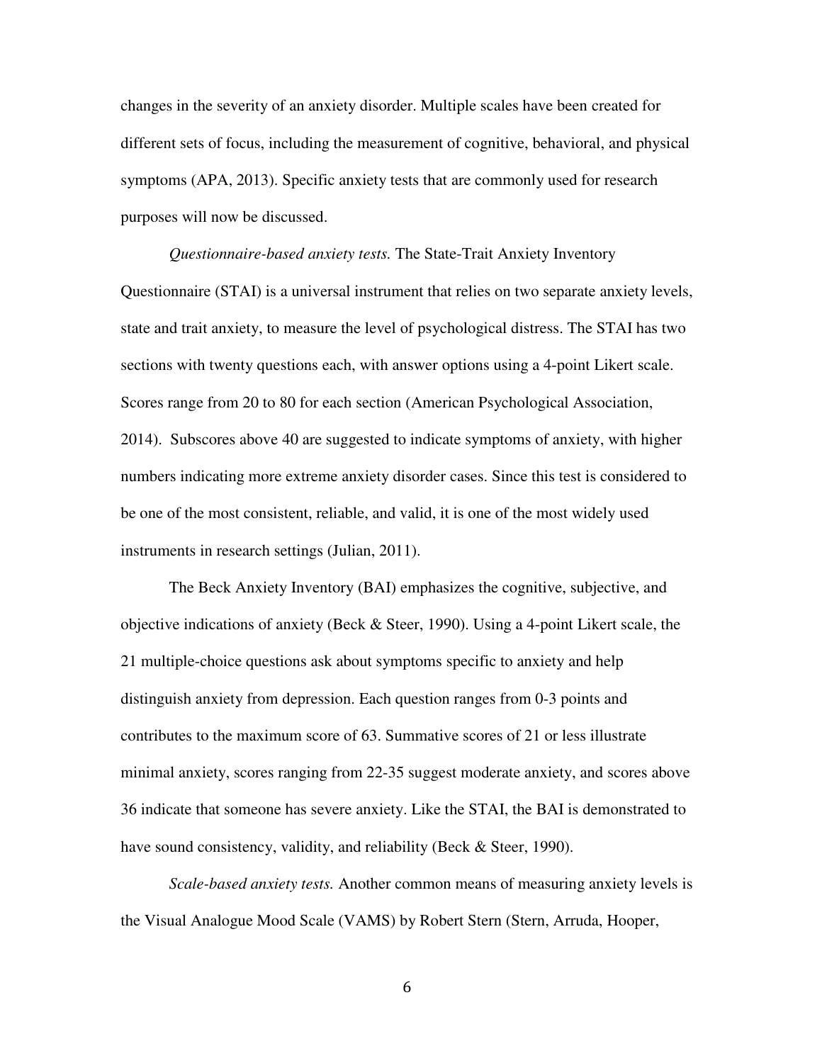changes in the severity of an anxiety disorder. Multiple scales have been created for different sets of focus, including the measurement of cognitive, behavioral, and physical symptoms (APA, 2013). Specific anxiety tests that are commonly used for research purposes will now be discussed.

*Questionnaire-based anxiety tests.* The State-Trait Anxiety Inventory Questionnaire (STAI) is a universal instrument that relies on two separate anxiety levels, state and trait anxiety, to measure the level of psychological distress. The STAI has two sections with twenty questions each, with answer options using a 4-point Likert scale. Scores range from 20 to 80 for each section (American Psychological Association, 2014). Subscores above 40 are suggested to indicate symptoms of anxiety, with higher numbers indicating more extreme anxiety disorder cases. Since this test is considered to be one of the most consistent, reliable, and valid, it is one of the most widely used instruments in research settings (Julian, 2011).

The Beck Anxiety Inventory (BAI) emphasizes the cognitive, subjective, and objective indications of anxiety (Beck & Steer, 1990). Using a 4-point Likert scale, the 21 multiple-choice questions ask about symptoms specific to anxiety and help distinguish anxiety from depression. Each question ranges from 0-3 points and contributes to the maximum score of 63. Summative scores of 21 or less illustrate minimal anxiety, scores ranging from 22-35 suggest moderate anxiety, and scores above 36 indicate that someone has severe anxiety. Like the STAI, the BAI is demonstrated to have sound consistency, validity, and reliability (Beck & Steer, 1990).

*Scale-based anxiety tests.* Another common means of measuring anxiety levels is the Visual Analogue Mood Scale (VAMS) by Robert Stern (Stern, Arruda, Hooper,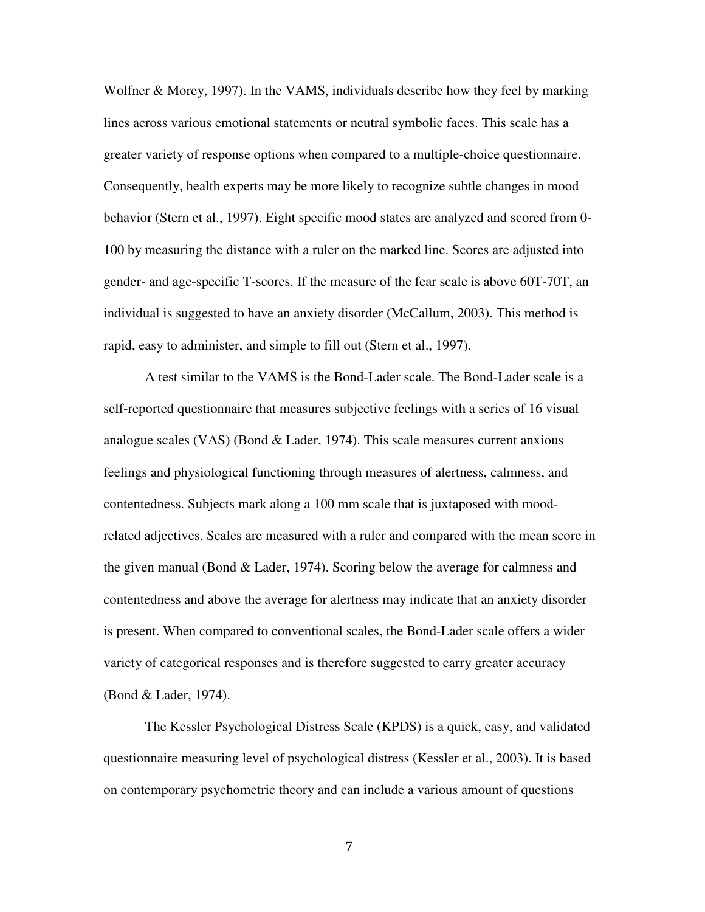Wolfner & Morey, 1997). In the VAMS, individuals describe how they feel by marking lines across various emotional statements or neutral symbolic faces. This scale has a greater variety of response options when compared to a multiple-choice questionnaire. Consequently, health experts may be more likely to recognize subtle changes in mood behavior (Stern et al., 1997). Eight specific mood states are analyzed and scored from 0-100 by measuring the distance with a ruler on the marked line. Scores are adjusted into gender- and age-specific T-scores. If the measure of the fear scale is above 60T-70T, an individual is suggested to have an anxiety disorder (McCallum, 2003). This method is rapid, easy to administer, and simple to fill out (Stern et al., 1997).

A test similar to the VAMS is the Bond-Lader scale. The Bond-Lader scale is a self-reported questionnaire that measures subjective feelings with a series of 16 visual analogue scales (VAS) (Bond & Lader, 1974). This scale measures current anxious feelings and physiological functioning through measures of alertness, calmness, and contentedness. Subjects mark along a 100 mm scale that is juxtaposed with mood-related adjectives. Scales are measured with a ruler and compared with the mean score in the given manual (Bond & Lader, 1974). Scoring below the average for calmness and contentedness and above the average for alertness may indicate that an anxiety disorder is present. When compared to conventional scales, the Bond-Lader scale offers a wider variety of categorical responses and is therefore suggested to carry greater accuracy (Bond & Lader, 1974).

The Kessler Psychological Distress Scale (KPDS) is a quick, easy, and validated questionnaire measuring level of psychological distress (Kessler et al., 2003). It is based on contemporary psychometric theory and can include a various amount of questions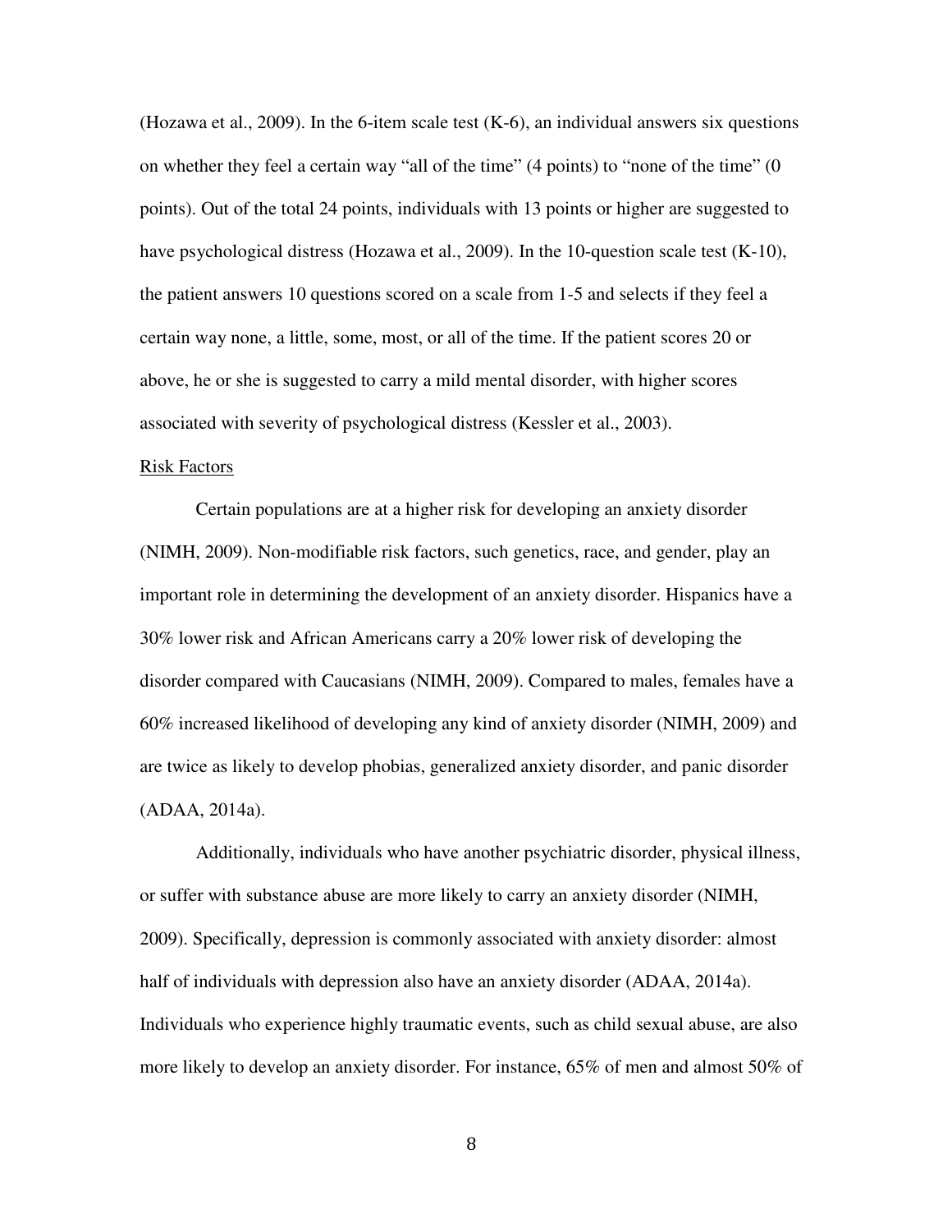(Hozawa et al., 2009). In the 6-item scale test (K-6), an individual answers six questions on whether they feel a certain way "all of the time" (4 points) to "none of the time" (0 points). Out of the total 24 points, individuals with 13 points or higher are suggested to have psychological distress (Hozawa et al., 2009). In the 10-question scale test (K-10), the patient answers 10 questions scored on a scale from 1-5 and selects if they feel a certain way none, a little, some, most, or all of the time. If the patient scores 20 or above, he or she is suggested to carry a mild mental disorder, with higher scores associated with severity of psychological distress (Kessler et al., 2003).

<u>Risk Factors</u>

Certain populations are at a higher risk for developing an anxiety disorder (NIMH, 2009). Non-modifiable risk factors, such genetics, race, and gender, play an important role in determining the development of an anxiety disorder. Hispanics have a 30% lower risk and African Americans carry a 20% lower risk of developing the disorder compared with Caucasians (NIMH, 2009). Compared to males, females have a 60% increased likelihood of developing any kind of anxiety disorder (NIMH, 2009) and are twice as likely to develop phobias, generalized anxiety disorder, and panic disorder (ADAA, 2014a).

Additionally, individuals who have another psychiatric disorder, physical illness, or suffer with substance abuse are more likely to carry an anxiety disorder (NIMH, 2009). Specifically, depression is commonly associated with anxiety disorder: almost half of individuals with depression also have an anxiety disorder (ADAA, 2014a). Individuals who experience highly traumatic events, such as child sexual abuse, are also more likely to develop an anxiety disorder. For instance, 65% of men and almost 50% of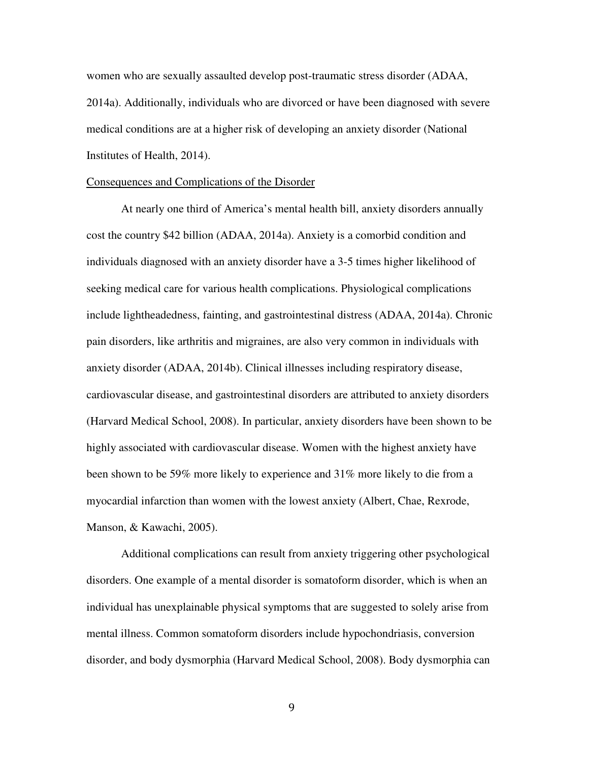women who are sexually assaulted develop post-traumatic stress disorder (ADAA, 2014a). Additionally, individuals who are divorced or have been diagnosed with severe medical conditions are at a higher risk of developing an anxiety disorder (National Institutes of Health, 2014).

<u>Consequences and Complications of the Disorder</u>

At nearly one third of America's mental health bill, anxiety disorders annually cost the country $42 billion (ADAA, 2014a). Anxiety is a comorbid condition and individuals diagnosed with an anxiety disorder have a 3-5 times higher likelihood of seeking medical care for various health complications. Physiological complications include lightheadedness, fainting, and gastrointestinal distress (ADAA, 2014a). Chronic pain disorders, like arthritis and migraines, are also very common in individuals with anxiety disorder (ADAA, 2014b). Clinical illnesses including respiratory disease, cardiovascular disease, and gastrointestinal disorders are attributed to anxiety disorders (Harvard Medical School, 2008). In particular, anxiety disorders have been shown to be highly associated with cardiovascular disease. Women with the highest anxiety have been shown to be 59% more likely to experience and 31% more likely to die from a myocardial infarction than women with the lowest anxiety (Albert, Chae, Rexrode, Manson, & Kawachi, 2005).

Additional complications can result from anxiety triggering other psychological disorders. One example of a mental disorder is somatoform disorder, which is when an individual has unexplainable physical symptoms that are suggested to solely arise from mental illness. Common somatoform disorders include hypochondriasis, conversion disorder, and body dysmorphia (Harvard Medical School, 2008). Body dysmorphia can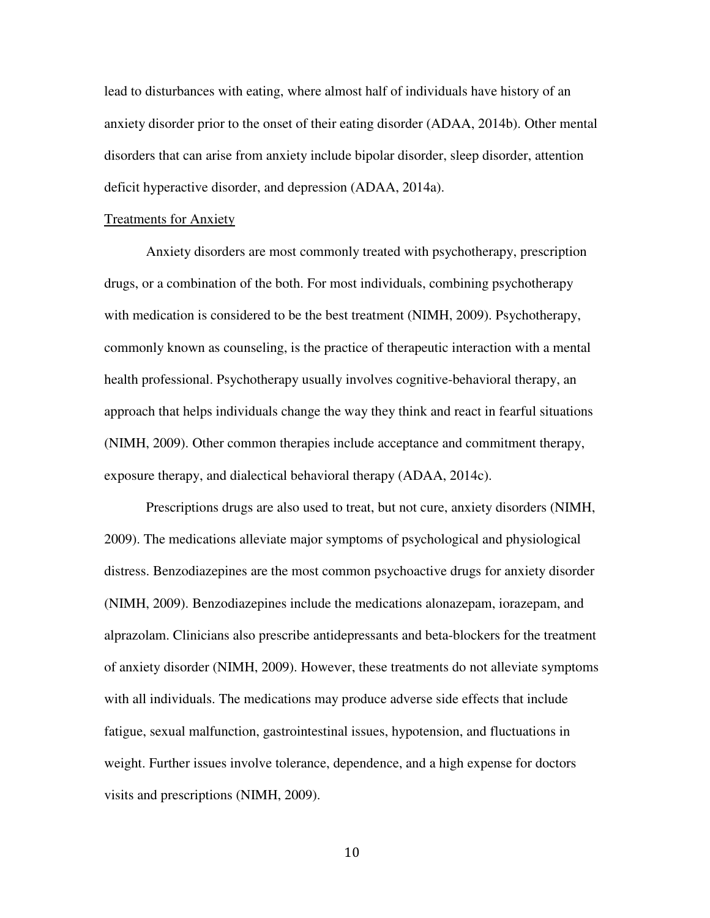lead to disturbances with eating, where almost half of individuals have history of an anxiety disorder prior to the onset of their eating disorder (ADAA, 2014b). Other mental disorders that can arise from anxiety include bipolar disorder, sleep disorder, attention deficit hyperactive disorder, and depression (ADAA, 2014a).

<u>Treatments for Anxiety</u>

Anxiety disorders are most commonly treated with psychotherapy, prescription drugs, or a combination of the both. For most individuals, combining psychotherapy with medication is considered to be the best treatment (NIMH, 2009). Psychotherapy, commonly known as counseling, is the practice of therapeutic interaction with a mental health professional. Psychotherapy usually involves cognitive-behavioral therapy, an approach that helps individuals change the way they think and react in fearful situations (NIMH, 2009). Other common therapies include acceptance and commitment therapy, exposure therapy, and dialectical behavioral therapy (ADAA, 2014c).

Prescriptions drugs are also used to treat, but not cure, anxiety disorders (NIMH, 2009). The medications alleviate major symptoms of psychological and physiological distress. Benzodiazepines are the most common psychoactive drugs for anxiety disorder (NIMH, 2009). Benzodiazepines include the medications alonazepam, iorazepam, and alprazolam. Clinicians also prescribe antidepressants and beta-blockers for the treatment of anxiety disorder (NIMH, 2009). However, these treatments do not alleviate symptoms with all individuals. The medications may produce adverse side effects that include fatigue, sexual malfunction, gastrointestinal issues, hypotension, and fluctuations in weight. Further issues involve tolerance, dependence, and a high expense for doctors visits and prescriptions (NIMH, 2009).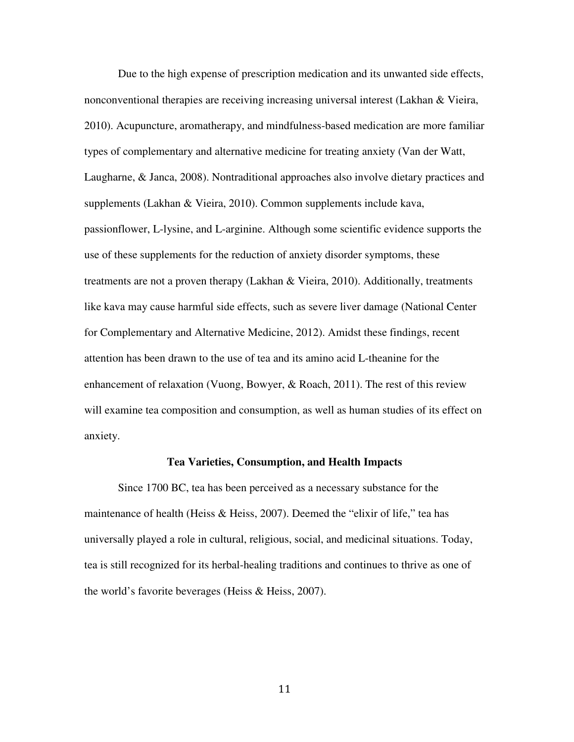Due to the high expense of prescription medication and its unwanted side effects, nonconventional therapies are receiving increasing universal interest (Lakhan & Vieira, 2010). Acupuncture, aromatherapy, and mindfulness-based medication are more familiar types of complementary and alternative medicine for treating anxiety (Van der Watt, Laugharne, & Janca, 2008). Nontraditional approaches also involve dietary practices and supplements (Lakhan & Vieira, 2010). Common supplements include kava, passionflower, L-lysine, and L-arginine. Although some scientific evidence supports the use of these supplements for the reduction of anxiety disorder symptoms, these treatments are not a proven therapy (Lakhan & Vieira, 2010). Additionally, treatments like kava may cause harmful side effects, such as severe liver damage (National Center for Complementary and Alternative Medicine, 2012). Amidst these findings, recent attention has been drawn to the use of tea and its amino acid L-theanine for the enhancement of relaxation (Vuong, Bowyer, & Roach, 2011). The rest of this review will examine tea composition and consumption, as well as human studies of its effect on anxiety.

## Tea Varieties, Consumption, and Health Impacts

Since 1700 BC, tea has been perceived as a necessary substance for the maintenance of health (Heiss & Heiss, 2007). Deemed the "elixir of life," tea has universally played a role in cultural, religious, social, and medicinal situations. Today, tea is still recognized for its herbal-healing traditions and continues to thrive as one of the world's favorite beverages (Heiss & Heiss, 2007).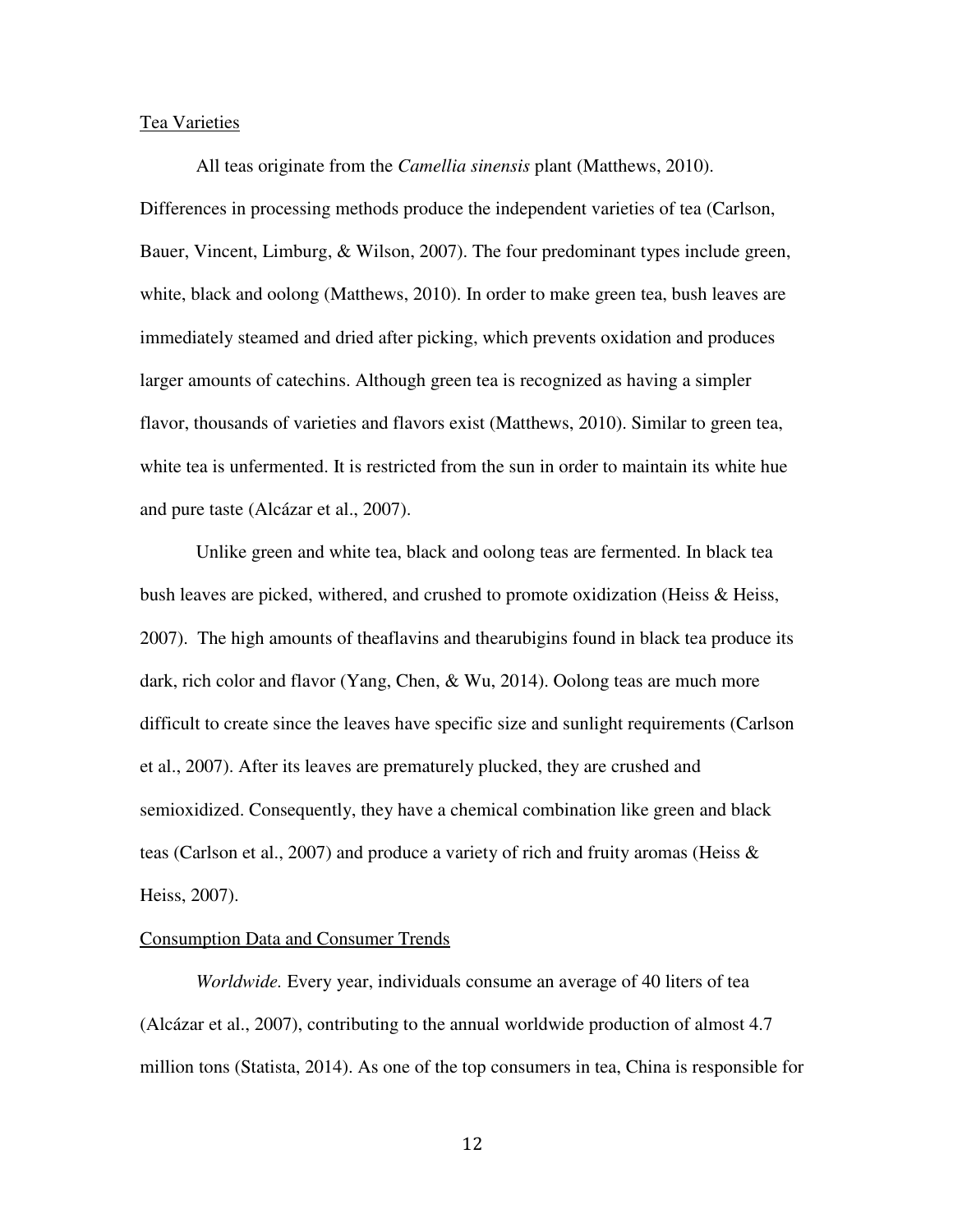Tea Varieties

All teas originate from the *Camellia sinensis* plant (Matthews, 2010). Differences in processing methods produce the independent varieties of tea (Carlson, Bauer, Vincent, Limburg, & Wilson, 2007). The four predominant types include green, white, black and oolong (Matthews, 2010). In order to make green tea, bush leaves are immediately steamed and dried after picking, which prevents oxidation and produces larger amounts of catechins. Although green tea is recognized as having a simpler flavor, thousands of varieties and flavors exist (Matthews, 2010). Similar to green tea, white tea is unfermented. It is restricted from the sun in order to maintain its white hue and pure taste (Alcázar et al., 2007).

Unlike green and white tea, black and oolong teas are fermented. In black tea bush leaves are picked, withered, and crushed to promote oxidization (Heiss & Heiss, 2007). The high amounts of theaflavins and thearubigins found in black tea produce its dark, rich color and flavor (Yang, Chen, & Wu, 2014). Oolong teas are much more difficult to create since the leaves have specific size and sunlight requirements (Carlson et al., 2007). After its leaves are prematurely plucked, they are crushed and semioxidized. Consequently, they have a chemical combination like green and black teas (Carlson et al., 2007) and produce a variety of rich and fruity aromas (Heiss & Heiss, 2007).

Consumption Data and Consumer Trends

*Worldwide.* Every year, individuals consume an average of 40 liters of tea (Alcázar et al., 2007), contributing to the annual worldwide production of almost 4.7 million tons (Statista, 2014). As one of the top consumers in tea, China is responsible for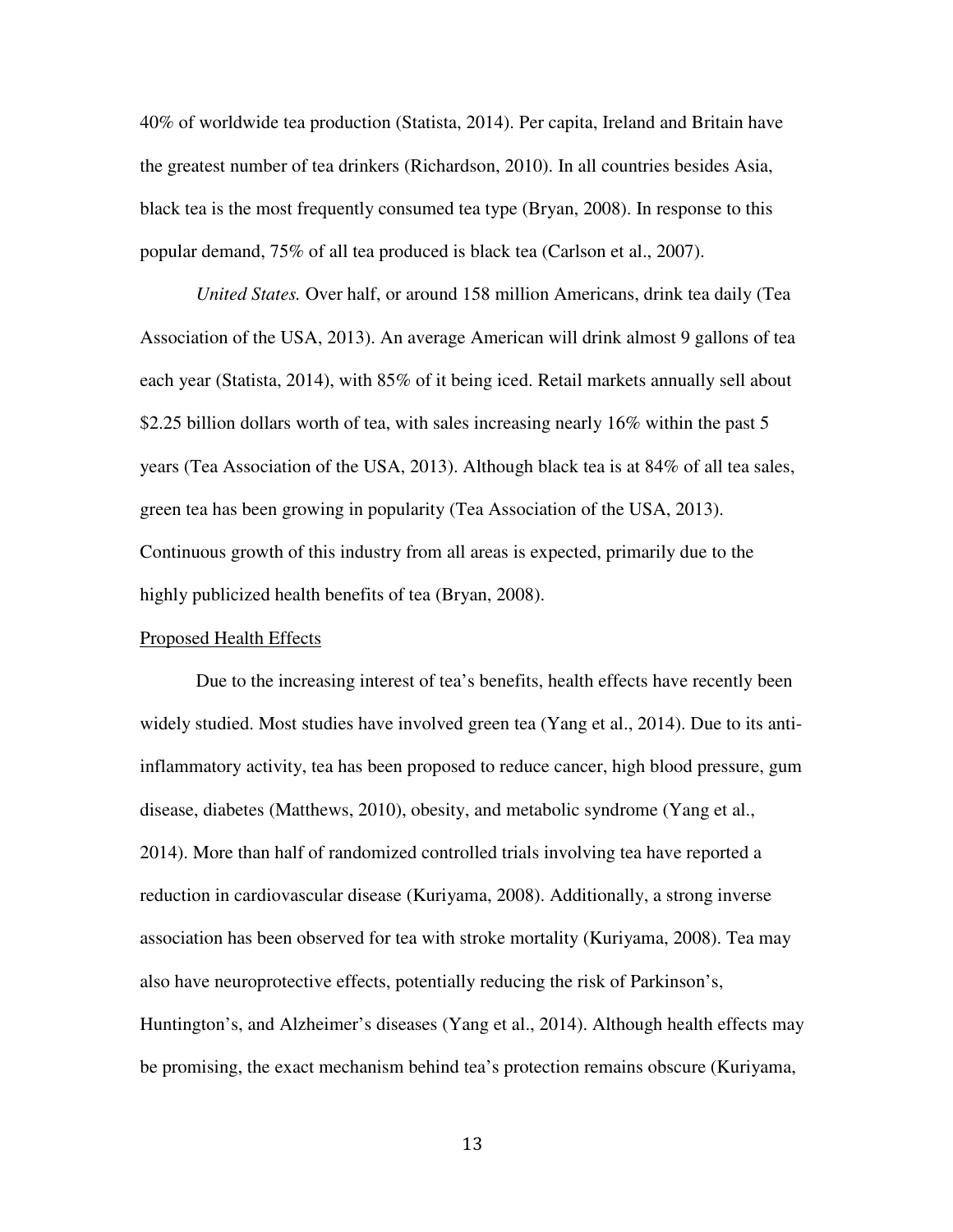40% of worldwide tea production (Statista, 2014). Per capita, Ireland and Britain have the greatest number of tea drinkers (Richardson, 2010). In all countries besides Asia, black tea is the most frequently consumed tea type (Bryan, 2008). In response to this popular demand, 75% of all tea produced is black tea (Carlson et al., 2007).

*United States.* Over half, or around 158 million Americans, drink tea daily (Tea Association of the USA, 2013). An average American will drink almost 9 gallons of tea each year (Statista, 2014), with 85% of it being iced. Retail markets annually sell about $2.25 billion dollars worth of tea, with sales increasing nearly 16% within the past 5 years (Tea Association of the USA, 2013). Although black tea is at 84% of all tea sales, green tea has been growing in popularity (Tea Association of the USA, 2013). Continuous growth of this industry from all areas is expected, primarily due to the highly publicized health benefits of tea (Bryan, 2008).

<u>Proposed Health Effects</u>

Due to the increasing interest of tea's benefits, health effects have recently been widely studied. Most studies have involved green tea (Yang et al., 2014). Due to its anti-inflammatory activity, tea has been proposed to reduce cancer, high blood pressure, gum disease, diabetes (Matthews, 2010), obesity, and metabolic syndrome (Yang et al., 2014). More than half of randomized controlled trials involving tea have reported a reduction in cardiovascular disease (Kuriyama, 2008). Additionally, a strong inverse association has been observed for tea with stroke mortality (Kuriyama, 2008). Tea may also have neuroprotective effects, potentially reducing the risk of Parkinson's, Huntington's, and Alzheimer's diseases (Yang et al., 2014). Although health effects may be promising, the exact mechanism behind tea's protection remains obscure (Kuriyama,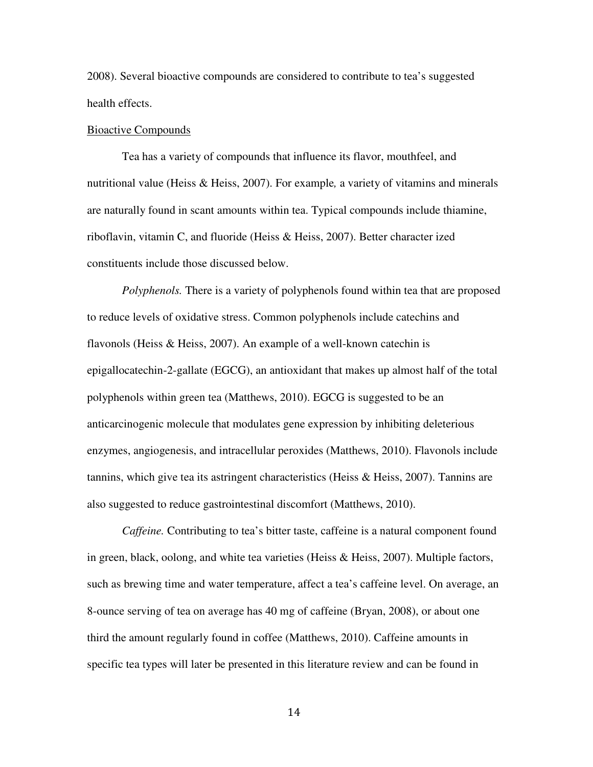2008). Several bioactive compounds are considered to contribute to tea's suggested health effects.

Bioactive Compounds

Tea has a variety of compounds that influence its flavor, mouthfeel, and nutritional value (Heiss & Heiss, 2007). For example*,* a variety of vitamins and minerals are naturally found in scant amounts within tea. Typical compounds include thiamine, riboflavin, vitamin C, and fluoride (Heiss & Heiss, 2007). Better character ized constituents include those discussed below.

*Polyphenols.* There is a variety of polyphenols found within tea that are proposed to reduce levels of oxidative stress. Common polyphenols include catechins and flavonols (Heiss & Heiss, 2007). An example of a well-known catechin is epigallocatechin-2-gallate (EGCG), an antioxidant that makes up almost half of the total polyphenols within green tea (Matthews, 2010). EGCG is suggested to be an anticarcinogenic molecule that modulates gene expression by inhibiting deleterious enzymes, angiogenesis, and intracellular peroxides (Matthews, 2010). Flavonols include tannins, which give tea its astringent characteristics (Heiss & Heiss, 2007). Tannins are also suggested to reduce gastrointestinal discomfort (Matthews, 2010).

*Caffeine.* Contributing to tea's bitter taste, caffeine is a natural component found in green, black, oolong, and white tea varieties (Heiss & Heiss, 2007). Multiple factors, such as brewing time and water temperature, affect a tea's caffeine level. On average, an 8-ounce serving of tea on average has 40 mg of caffeine (Bryan, 2008), or about one third the amount regularly found in coffee (Matthews, 2010). Caffeine amounts in specific tea types will later be presented in this literature review and can be found in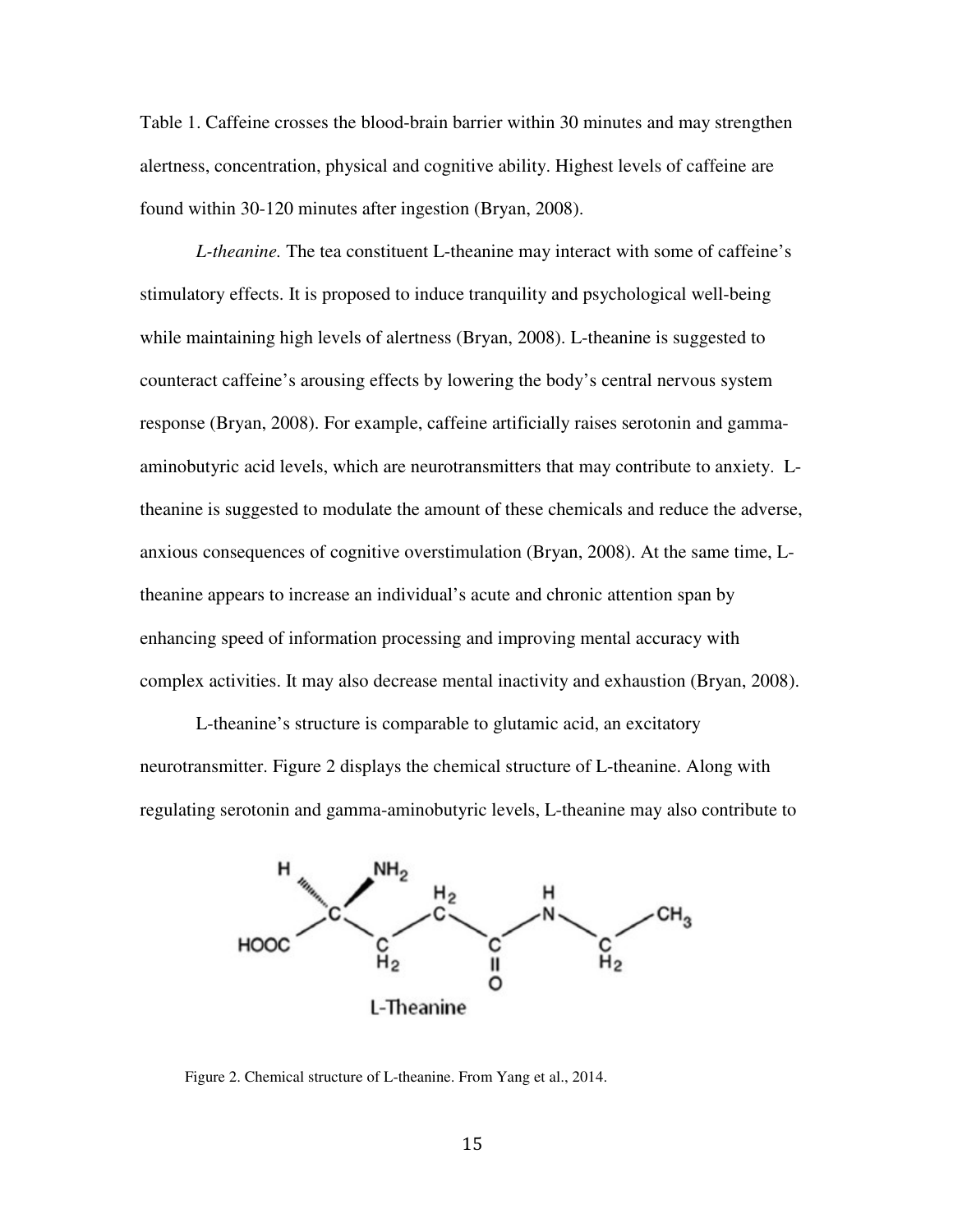Table 1. Caffeine crosses the blood-brain barrier within 30 minutes and may strengthen alertness, concentration, physical and cognitive ability. Highest levels of caffeine are found within 30-120 minutes after ingestion (Bryan, 2008).

*L-theanine.* The tea constituent L-theanine may interact with some of caffeine's stimulatory effects. It is proposed to induce tranquility and psychological well-being while maintaining high levels of alertness (Bryan, 2008). L-theanine is suggested to counteract caffeine's arousing effects by lowering the body's central nervous system response (Bryan, 2008). For example, caffeine artificially raises serotonin and gamma-aminobutyric acid levels, which are neurotransmitters that may contribute to anxiety. L-theanine is suggested to modulate the amount of these chemicals and reduce the adverse, anxious consequences of cognitive overstimulation (Bryan, 2008). At the same time, L-theanine appears to increase an individual's acute and chronic attention span by enhancing speed of information processing and improving mental accuracy with complex activities. It may also decrease mental inactivity and exhaustion (Bryan, 2008).

L-theanine's structure is comparable to glutamic acid, an excitatory neurotransmitter. Figure 2 displays the chemical structure of L-theanine. Along with regulating serotonin and gamma-aminobutyric levels, L-theanine may also contribute to

Figure 2. Chemical structure of L-theanine. From Yang et al., 2014.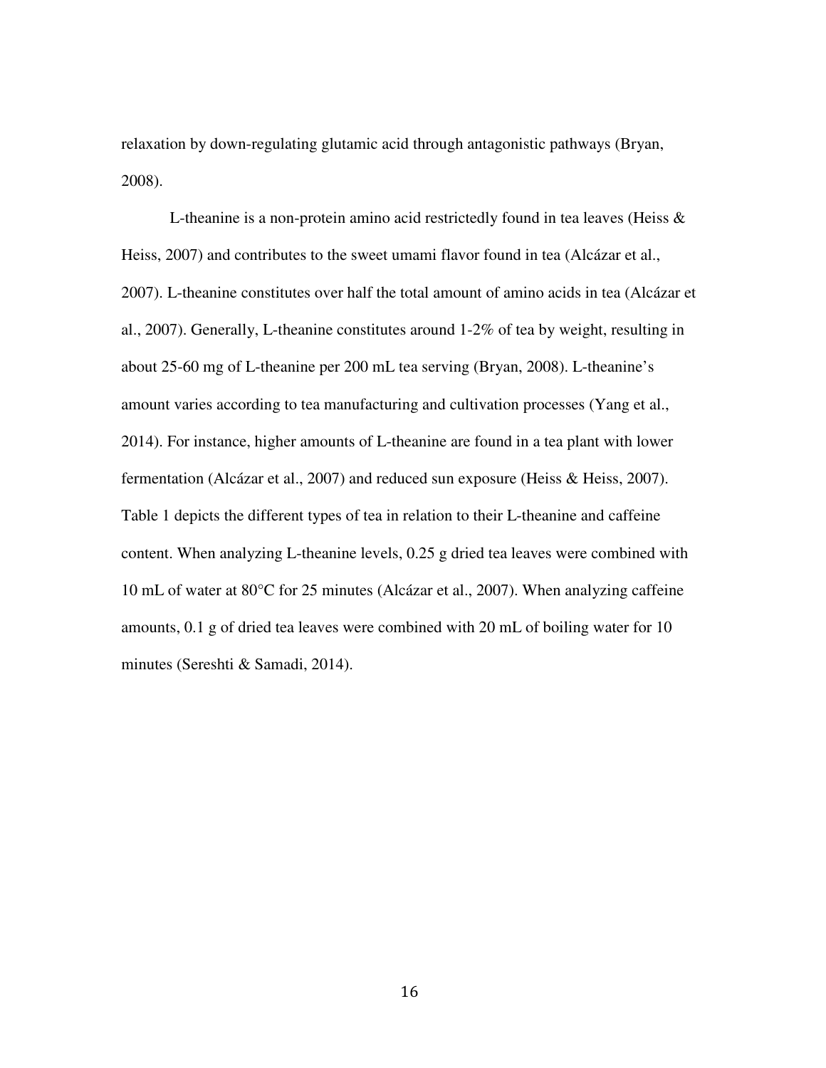relaxation by down-regulating glutamic acid through antagonistic pathways (Bryan, 2008).

L-theanine is a non-protein amino acid restrictedly found in tea leaves (Heiss & Heiss, 2007) and contributes to the sweet umami flavor found in tea (Alcázar et al., 2007). L-theanine constitutes over half the total amount of amino acids in tea (Alcázar et al., 2007). Generally, L-theanine constitutes around 1-2% of tea by weight, resulting in about 25-60 mg of L-theanine per 200 mL tea serving (Bryan, 2008). L-theanine's amount varies according to tea manufacturing and cultivation processes (Yang et al., 2014). For instance, higher amounts of L-theanine are found in a tea plant with lower fermentation (Alcázar et al., 2007) and reduced sun exposure (Heiss & Heiss, 2007). Table 1 depicts the different types of tea in relation to their L-theanine and caffeine content. When analyzing L-theanine levels, 0.25 g dried tea leaves were combined with 10 mL of water at 80°C for 25 minutes (Alcázar et al., 2007). When analyzing caffeine amounts, 0.1 g of dried tea leaves were combined with 20 mL of boiling water for 10 minutes (Sereshti & Samadi, 2014).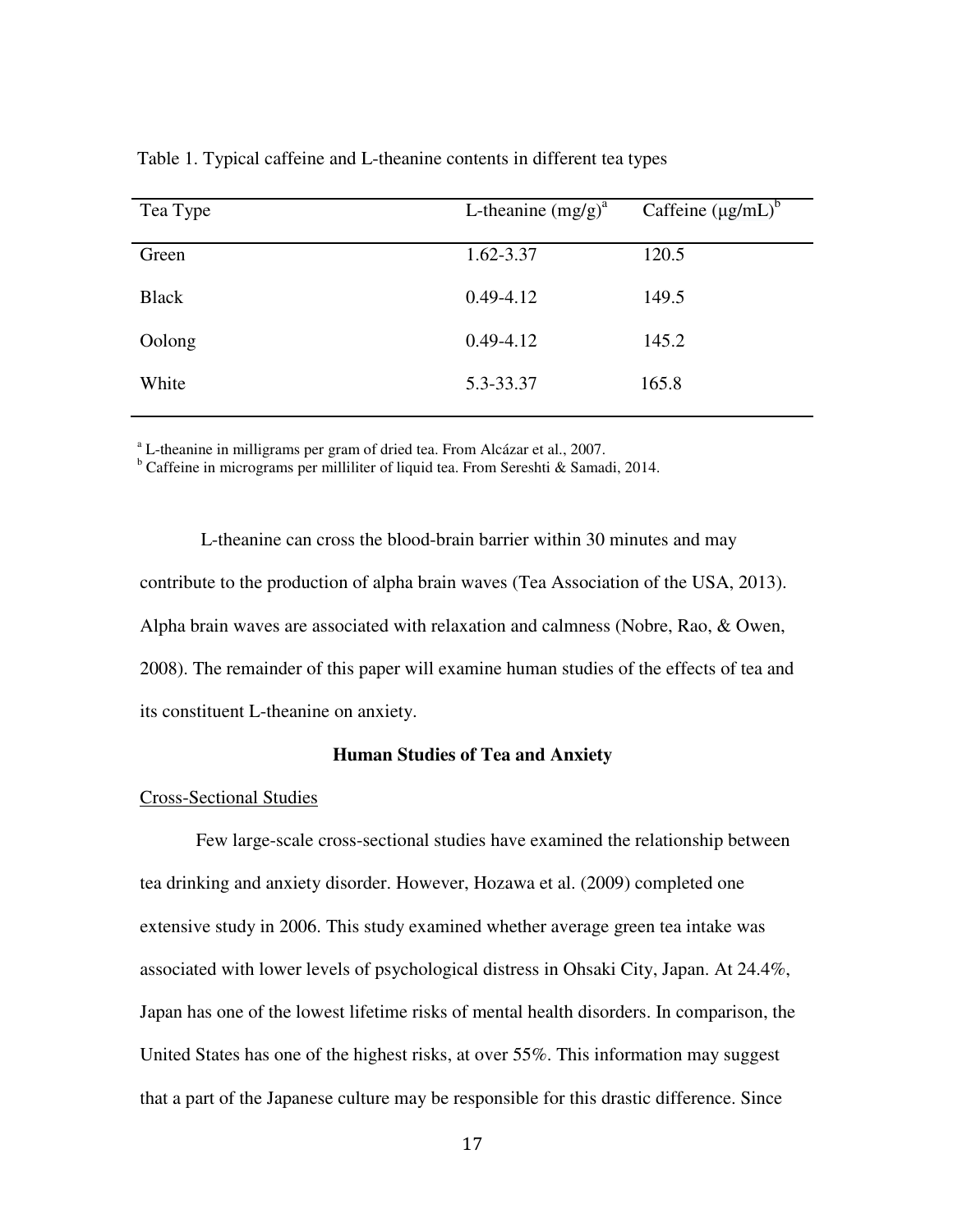Table 1. Typical caffeine and L-theanine contents in different tea types

| Tea Type | L-theanine (mg/g)[a] | Caffeine (μg/mL)[b] |
|---|---|---|
| Green | 1.62-3.37 | 120.5 |
| Black | 0.49-4.12 | 149.5 |
| Oolong | 0.49-4.12 | 145.2 |
| White | 5.3-33.37 | 165.8 |

[a] L-theanine in milligrams per gram of dried tea. From Alcázar et al., 2007.
[b] Caffeine in micrograms per milliliter of liquid tea. From Sereshti & Samadi, 2014.

L-theanine can cross the blood-brain barrier within 30 minutes and may contribute to the production of alpha brain waves (Tea Association of the USA, 2013). Alpha brain waves are associated with relaxation and calmness (Nobre, Rao, & Owen, 2008). The remainder of this paper will examine human studies of the effects of tea and its constituent L-theanine on anxiety.

## Human Studies of Tea and Anxiety

### Cross-Sectional Studies

Few large-scale cross-sectional studies have examined the relationship between tea drinking and anxiety disorder. However, Hozawa et al. (2009) completed one extensive study in 2006. This study examined whether average green tea intake was associated with lower levels of psychological distress in Ohsaki City, Japan. At 24.4%, Japan has one of the lowest lifetime risks of mental health disorders. In comparison, the United States has one of the highest risks, at over 55%. This information may suggest that a part of the Japanese culture may be responsible for this drastic difference. Since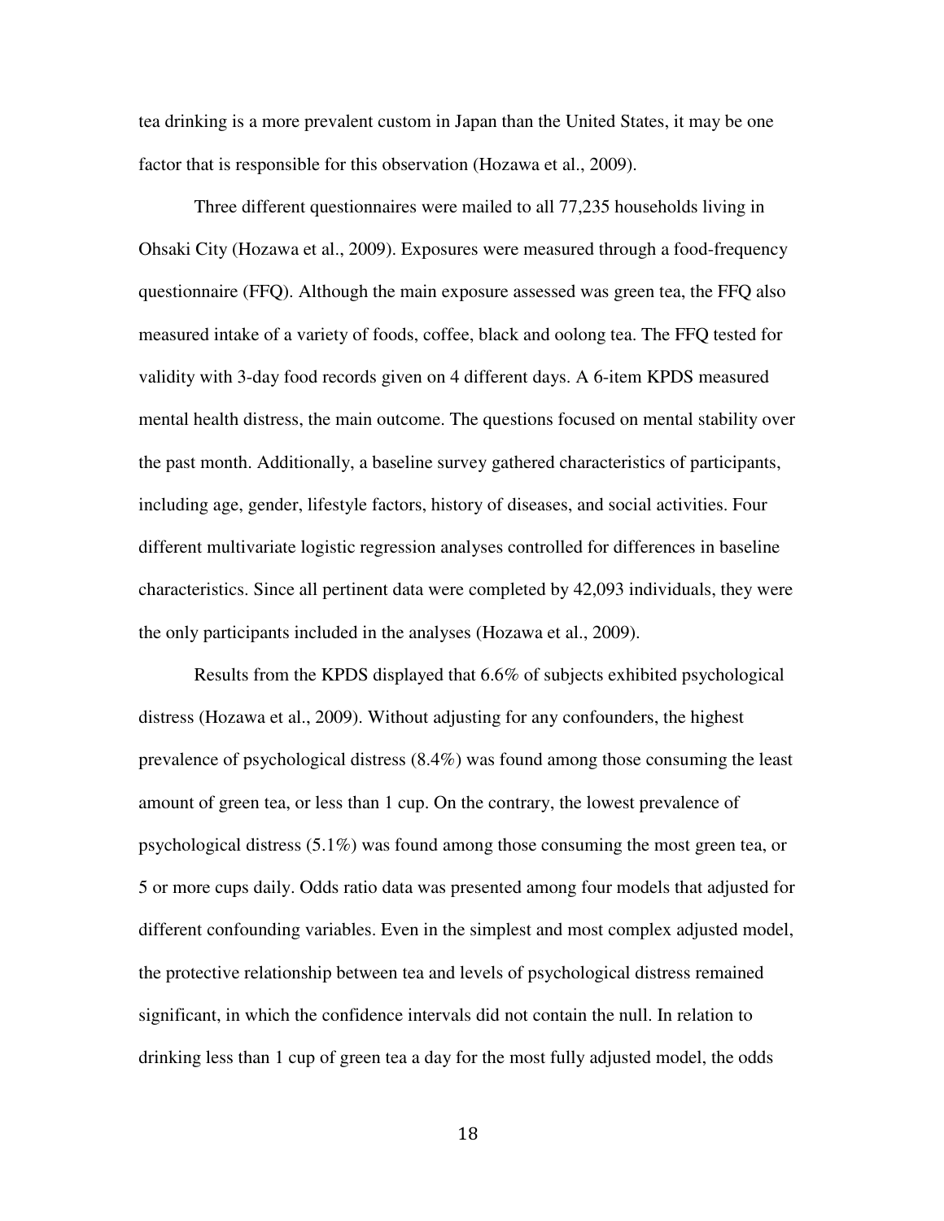tea drinking is a more prevalent custom in Japan than the United States, it may be one factor that is responsible for this observation (Hozawa et al., 2009).

Three different questionnaires were mailed to all 77,235 households living in Ohsaki City (Hozawa et al., 2009). Exposures were measured through a food-frequency questionnaire (FFQ). Although the main exposure assessed was green tea, the FFQ also measured intake of a variety of foods, coffee, black and oolong tea. The FFQ tested for validity with 3-day food records given on 4 different days. A 6-item KPDS measured mental health distress, the main outcome. The questions focused on mental stability over the past month. Additionally, a baseline survey gathered characteristics of participants, including age, gender, lifestyle factors, history of diseases, and social activities. Four different multivariate logistic regression analyses controlled for differences in baseline characteristics. Since all pertinent data were completed by 42,093 individuals, they were the only participants included in the analyses (Hozawa et al., 2009).

Results from the KPDS displayed that 6.6% of subjects exhibited psychological distress (Hozawa et al., 2009). Without adjusting for any confounders, the highest prevalence of psychological distress (8.4%) was found among those consuming the least amount of green tea, or less than 1 cup. On the contrary, the lowest prevalence of psychological distress (5.1%) was found among those consuming the most green tea, or 5 or more cups daily. Odds ratio data was presented among four models that adjusted for different confounding variables. Even in the simplest and most complex adjusted model, the protective relationship between tea and levels of psychological distress remained significant, in which the confidence intervals did not contain the null. In relation to drinking less than 1 cup of green tea a day for the most fully adjusted model, the odds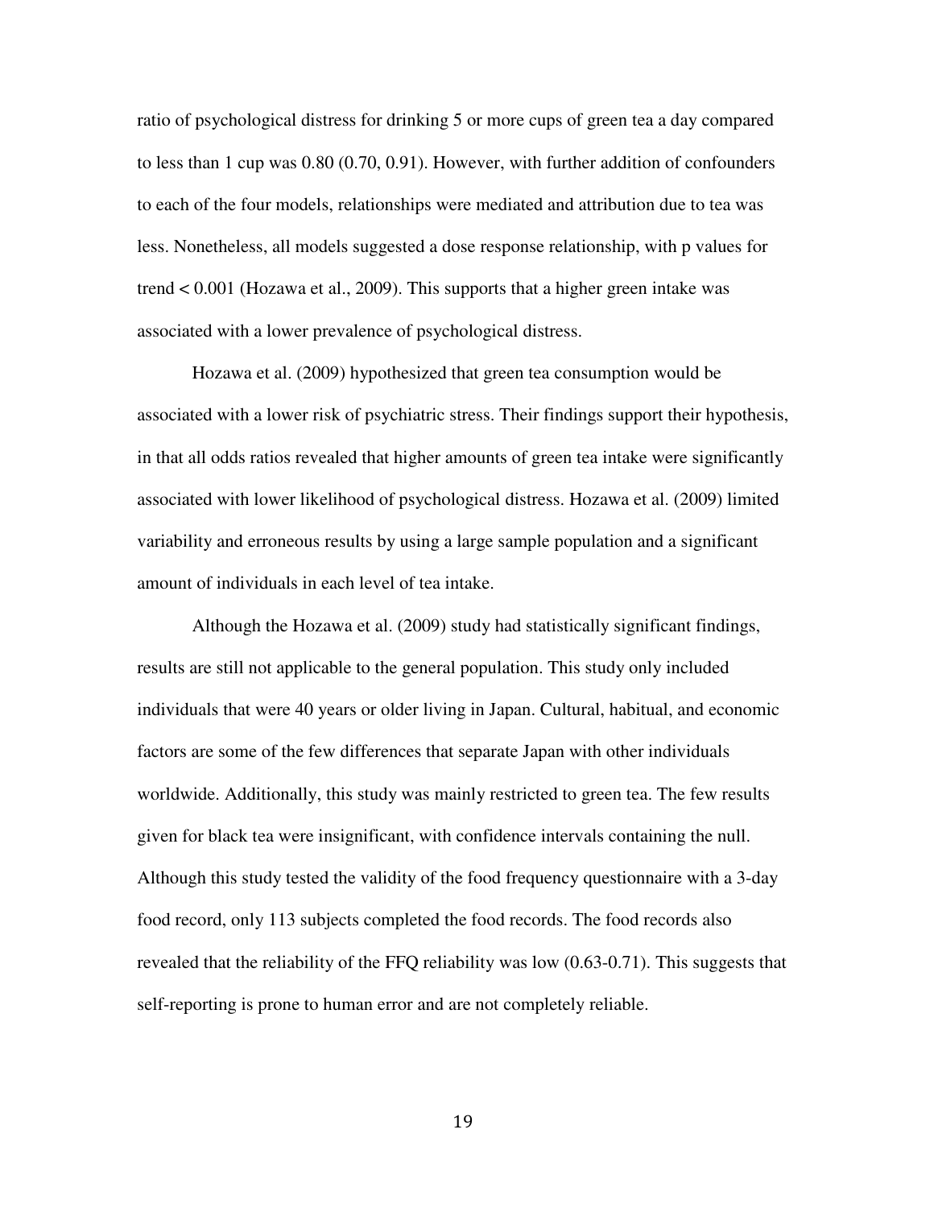ratio of psychological distress for drinking 5 or more cups of green tea a day compared to less than 1 cup was 0.80 (0.70, 0.91). However, with further addition of confounders to each of the four models, relationships were mediated and attribution due to tea was less. Nonetheless, all models suggested a dose response relationship, with p values for trend < 0.001 (Hozawa et al., 2009). This supports that a higher green intake was associated with a lower prevalence of psychological distress.

Hozawa et al. (2009) hypothesized that green tea consumption would be associated with a lower risk of psychiatric stress. Their findings support their hypothesis, in that all odds ratios revealed that higher amounts of green tea intake were significantly associated with lower likelihood of psychological distress. Hozawa et al. (2009) limited variability and erroneous results by using a large sample population and a significant amount of individuals in each level of tea intake.

Although the Hozawa et al. (2009) study had statistically significant findings, results are still not applicable to the general population. This study only included individuals that were 40 years or older living in Japan. Cultural, habitual, and economic factors are some of the few differences that separate Japan with other individuals worldwide. Additionally, this study was mainly restricted to green tea. The few results given for black tea were insignificant, with confidence intervals containing the null. Although this study tested the validity of the food frequency questionnaire with a 3-day food record, only 113 subjects completed the food records. The food records also revealed that the reliability of the FFQ reliability was low (0.63-0.71). This suggests that self-reporting is prone to human error and are not completely reliable.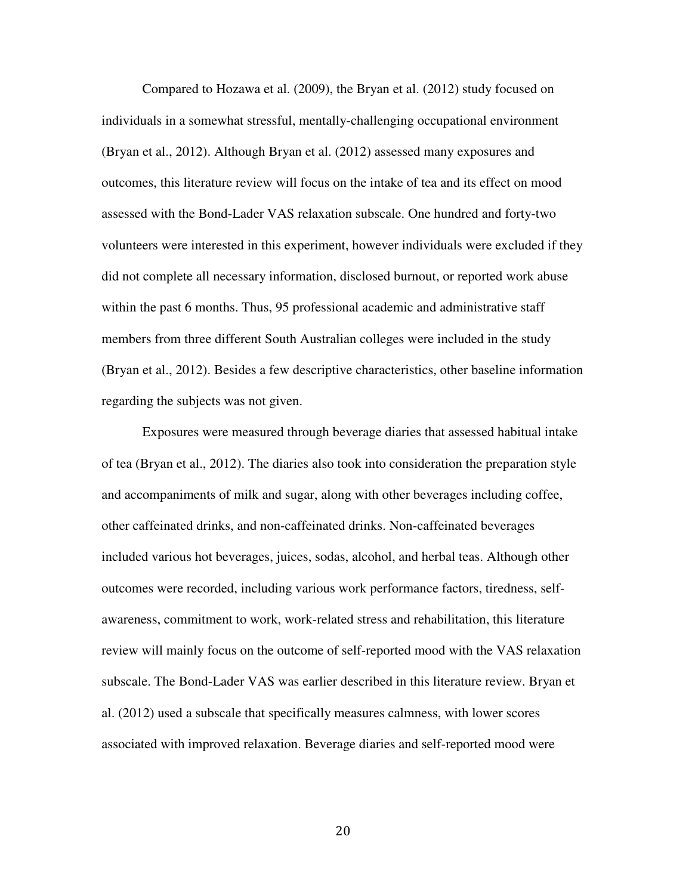Compared to Hozawa et al. (2009), the Bryan et al. (2012) study focused on individuals in a somewhat stressful, mentally-challenging occupational environment (Bryan et al., 2012). Although Bryan et al. (2012) assessed many exposures and outcomes, this literature review will focus on the intake of tea and its effect on mood assessed with the Bond-Lader VAS relaxation subscale. One hundred and forty-two volunteers were interested in this experiment, however individuals were excluded if they did not complete all necessary information, disclosed burnout, or reported work abuse within the past 6 months. Thus, 95 professional academic and administrative staff members from three different South Australian colleges were included in the study (Bryan et al., 2012). Besides a few descriptive characteristics, other baseline information regarding the subjects was not given.

Exposures were measured through beverage diaries that assessed habitual intake of tea (Bryan et al., 2012). The diaries also took into consideration the preparation style and accompaniments of milk and sugar, along with other beverages including coffee, other caffeinated drinks, and non-caffeinated drinks. Non-caffeinated beverages included various hot beverages, juices, sodas, alcohol, and herbal teas. Although other outcomes were recorded, including various work performance factors, tiredness, self-awareness, commitment to work, work-related stress and rehabilitation, this literature review will mainly focus on the outcome of self-reported mood with the VAS relaxation subscale. The Bond-Lader VAS was earlier described in this literature review. Bryan et al. (2012) used a subscale that specifically measures calmness, with lower scores associated with improved relaxation. Beverage diaries and self-reported mood were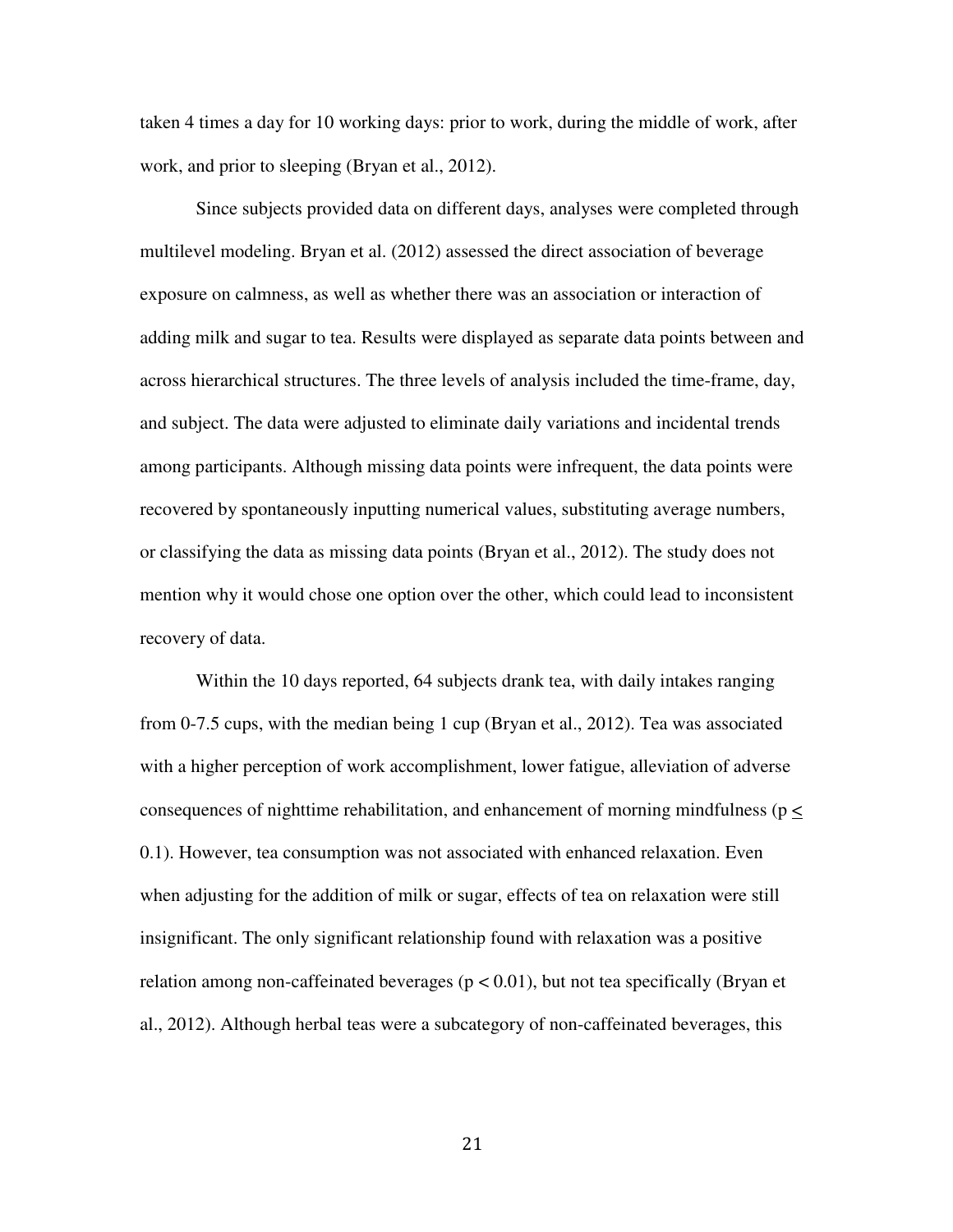taken 4 times a day for 10 working days: prior to work, during the middle of work, after work, and prior to sleeping (Bryan et al., 2012).

Since subjects provided data on different days, analyses were completed through multilevel modeling. Bryan et al. (2012) assessed the direct association of beverage exposure on calmness, as well as whether there was an association or interaction of adding milk and sugar to tea. Results were displayed as separate data points between and across hierarchical structures. The three levels of analysis included the time-frame, day, and subject. The data were adjusted to eliminate daily variations and incidental trends among participants. Although missing data points were infrequent, the data points were recovered by spontaneously inputting numerical values, substituting average numbers, or classifying the data as missing data points (Bryan et al., 2012). The study does not mention why it would chose one option over the other, which could lead to inconsistent recovery of data.

Within the 10 days reported, 64 subjects drank tea, with daily intakes ranging from 0-7.5 cups, with the median being 1 cup (Bryan et al., 2012). Tea was associated with a higher perception of work accomplishment, lower fatigue, alleviation of adverse consequences of nighttime rehabilitation, and enhancement of morning mindfulness ($p \leq 0.1$). However, tea consumption was not associated with enhanced relaxation. Even when adjusting for the addition of milk or sugar, effects of tea on relaxation were still insignificant. The only significant relationship found with relaxation was a positive relation among non-caffeinated beverages ($p < 0.01$), but not tea specifically (Bryan et al., 2012). Although herbal teas were a subcategory of non-caffeinated beverages, this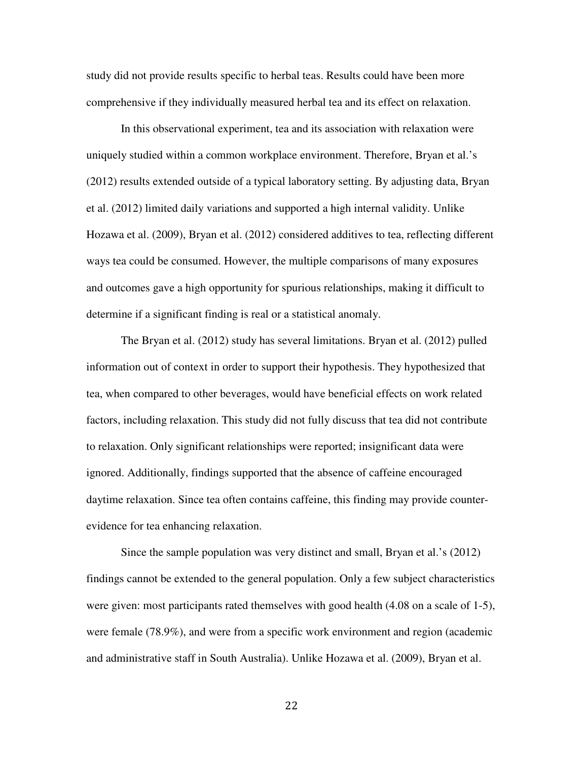study did not provide results specific to herbal teas. Results could have been more comprehensive if they individually measured herbal tea and its effect on relaxation.

In this observational experiment, tea and its association with relaxation were uniquely studied within a common workplace environment. Therefore, Bryan et al.'s (2012) results extended outside of a typical laboratory setting. By adjusting data, Bryan et al. (2012) limited daily variations and supported a high internal validity. Unlike Hozawa et al. (2009), Bryan et al. (2012) considered additives to tea, reflecting different ways tea could be consumed. However, the multiple comparisons of many exposures and outcomes gave a high opportunity for spurious relationships, making it difficult to determine if a significant finding is real or a statistical anomaly.

The Bryan et al. (2012) study has several limitations. Bryan et al. (2012) pulled information out of context in order to support their hypothesis. They hypothesized that tea, when compared to other beverages, would have beneficial effects on work related factors, including relaxation. This study did not fully discuss that tea did not contribute to relaxation. Only significant relationships were reported; insignificant data were ignored. Additionally, findings supported that the absence of caffeine encouraged daytime relaxation. Since tea often contains caffeine, this finding may provide counter-evidence for tea enhancing relaxation.

Since the sample population was very distinct and small, Bryan et al.'s (2012) findings cannot be extended to the general population. Only a few subject characteristics were given: most participants rated themselves with good health (4.08 on a scale of 1-5), were female (78.9%), and were from a specific work environment and region (academic and administrative staff in South Australia). Unlike Hozawa et al. (2009), Bryan et al.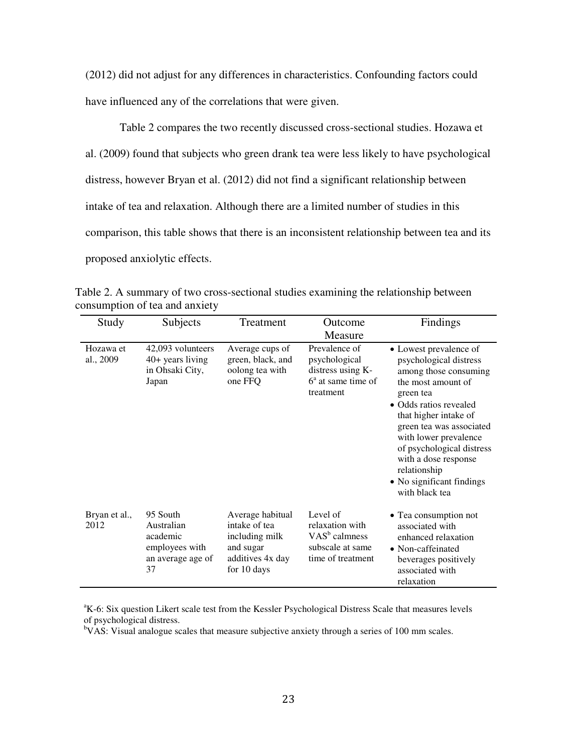(2012) did not adjust for any differences in characteristics. Confounding factors could have influenced any of the correlations that were given.

Table 2 compares the two recently discussed cross-sectional studies. Hozawa et al. (2009) found that subjects who green drank tea were less likely to have psychological distress, however Bryan et al. (2012) did not find a significant relationship between intake of tea and relaxation. Although there are a limited number of studies in this comparison, this table shows that there is an inconsistent relationship between tea and its proposed anxiolytic effects.

Table 2. A summary of two cross-sectional studies examining the relationship between consumption of tea and anxiety

| Study | Subjects | Treatment | Outcome Measure | Findings |
| --- | --- | --- | --- | --- |
| Hozawa et al., 2009 | 42,093 volunteers 40+ years living in Ohsaki City, Japan | Average cups of green, black, and oolong tea with one FFQ | Prevalence of psychological distress using K-6[a] at same time of treatment | • Lowest prevalence of psychological distress among those consuming the most amount of green tea<br>• Odds ratios revealed that higher intake of green tea was associated with lower prevalence of psychological distress with a dose response relationship<br>• No significant findings with black tea |
| Bryan et al., 2012 | 95 South Australian academic employees with an average age of 37 | Average habitual intake of tea including milk and sugar additives 4x day for 10 days | Level of relaxation with VAS[b] calmness subscale at same time of treatment | • Tea consumption not associated with enhanced relaxation<br>• Non-caffeinated beverages positively associated with relaxation |

[a]K-6: Six question Likert scale test from the Kessler Psychological Distress Scale that measures levels of psychological distress.
[b]VAS: Visual analogue scales that measure subjective anxiety through a series of 100 mm scales.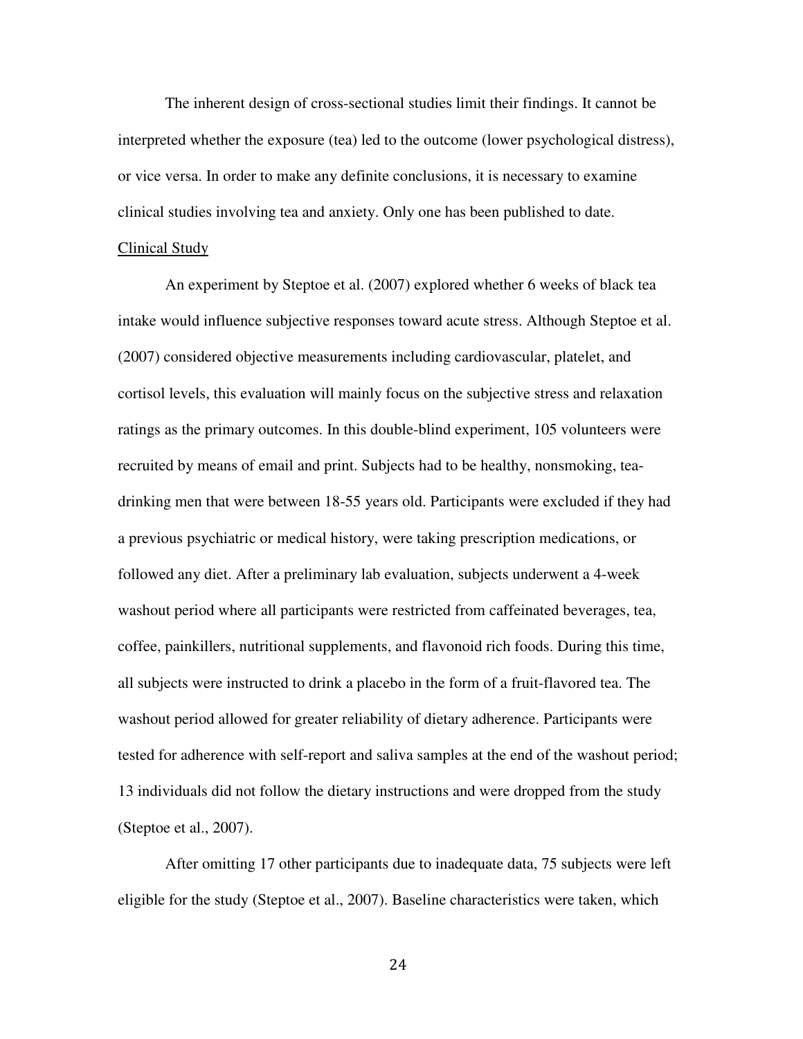The inherent design of cross-sectional studies limit their findings. It cannot be interpreted whether the exposure (tea) led to the outcome (lower psychological distress), or vice versa. In order to make any definite conclusions, it is necessary to examine clinical studies involving tea and anxiety. Only one has been published to date.

<u>Clinical Study</u>

An experiment by Steptoe et al. (2007) explored whether 6 weeks of black tea intake would influence subjective responses toward acute stress. Although Steptoe et al. (2007) considered objective measurements including cardiovascular, platelet, and cortisol levels, this evaluation will mainly focus on the subjective stress and relaxation ratings as the primary outcomes. In this double-blind experiment, 105 volunteers were recruited by means of email and print. Subjects had to be healthy, nonsmoking, tea-drinking men that were between 18-55 years old. Participants were excluded if they had a previous psychiatric or medical history, were taking prescription medications, or followed any diet. After a preliminary lab evaluation, subjects underwent a 4-week washout period where all participants were restricted from caffeinated beverages, tea, coffee, painkillers, nutritional supplements, and flavonoid rich foods. During this time, all subjects were instructed to drink a placebo in the form of a fruit-flavored tea. The washout period allowed for greater reliability of dietary adherence. Participants were tested for adherence with self-report and saliva samples at the end of the washout period; 13 individuals did not follow the dietary instructions and were dropped from the study (Steptoe et al., 2007).

After omitting 17 other participants due to inadequate data, 75 subjects were left eligible for the study (Steptoe et al., 2007). Baseline characteristics were taken, which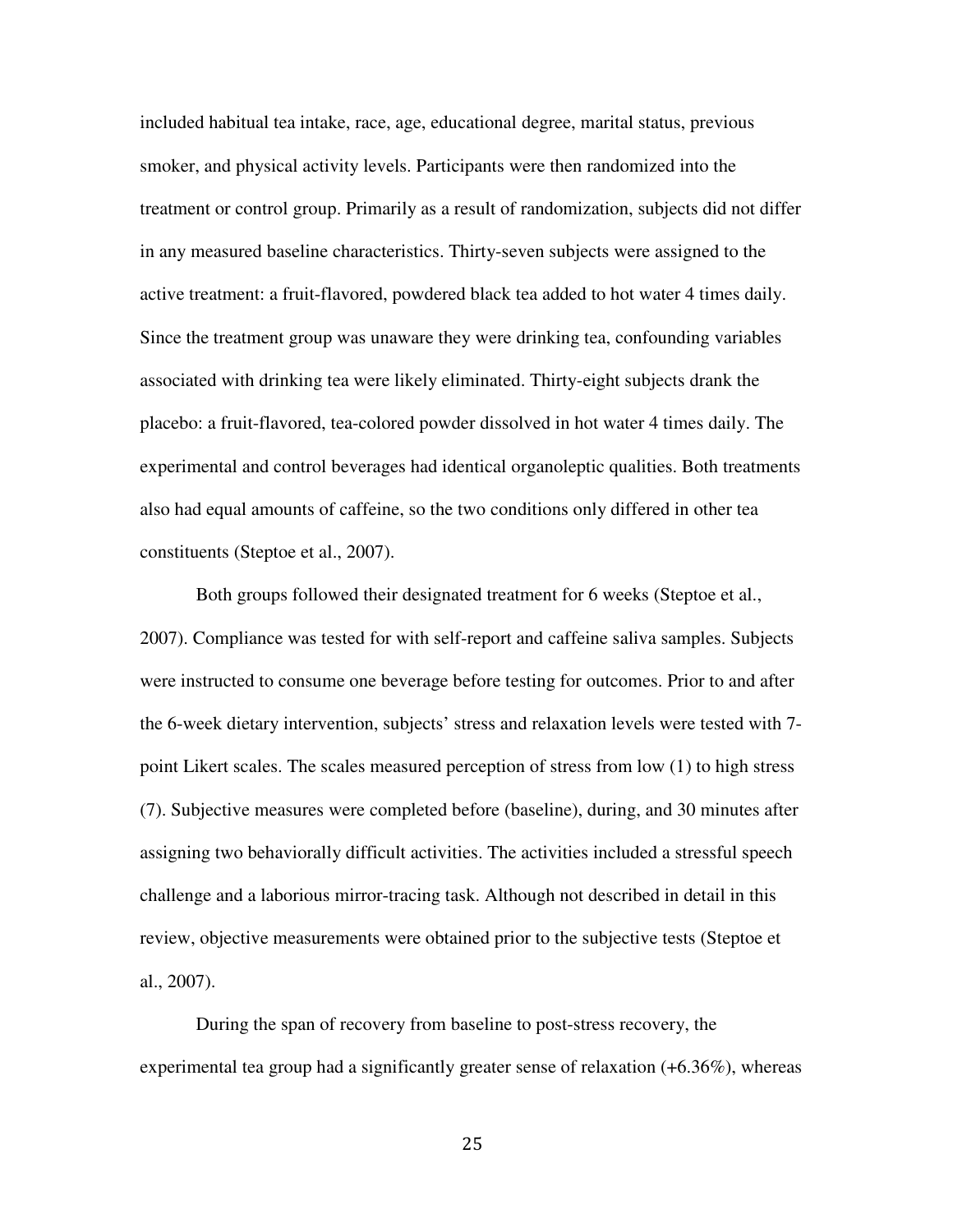included habitual tea intake, race, age, educational degree, marital status, previous smoker, and physical activity levels. Participants were then randomized into the treatment or control group. Primarily as a result of randomization, subjects did not differ in any measured baseline characteristics. Thirty-seven subjects were assigned to the active treatment: a fruit-flavored, powdered black tea added to hot water 4 times daily. Since the treatment group was unaware they were drinking tea, confounding variables associated with drinking tea were likely eliminated. Thirty-eight subjects drank the placebo: a fruit-flavored, tea-colored powder dissolved in hot water 4 times daily. The experimental and control beverages had identical organoleptic qualities. Both treatments also had equal amounts of caffeine, so the two conditions only differed in other tea constituents (Steptoe et al., 2007).

Both groups followed their designated treatment for 6 weeks (Steptoe et al., 2007). Compliance was tested for with self-report and caffeine saliva samples. Subjects were instructed to consume one beverage before testing for outcomes. Prior to and after the 6-week dietary intervention, subjects' stress and relaxation levels were tested with 7-point Likert scales. The scales measured perception of stress from low (1) to high stress (7). Subjective measures were completed before (baseline), during, and 30 minutes after assigning two behaviorally difficult activities. The activities included a stressful speech challenge and a laborious mirror-tracing task. Although not described in detail in this review, objective measurements were obtained prior to the subjective tests (Steptoe et al., 2007).

During the span of recovery from baseline to post-stress recovery, the experimental tea group had a significantly greater sense of relaxation (+6.36%), whereas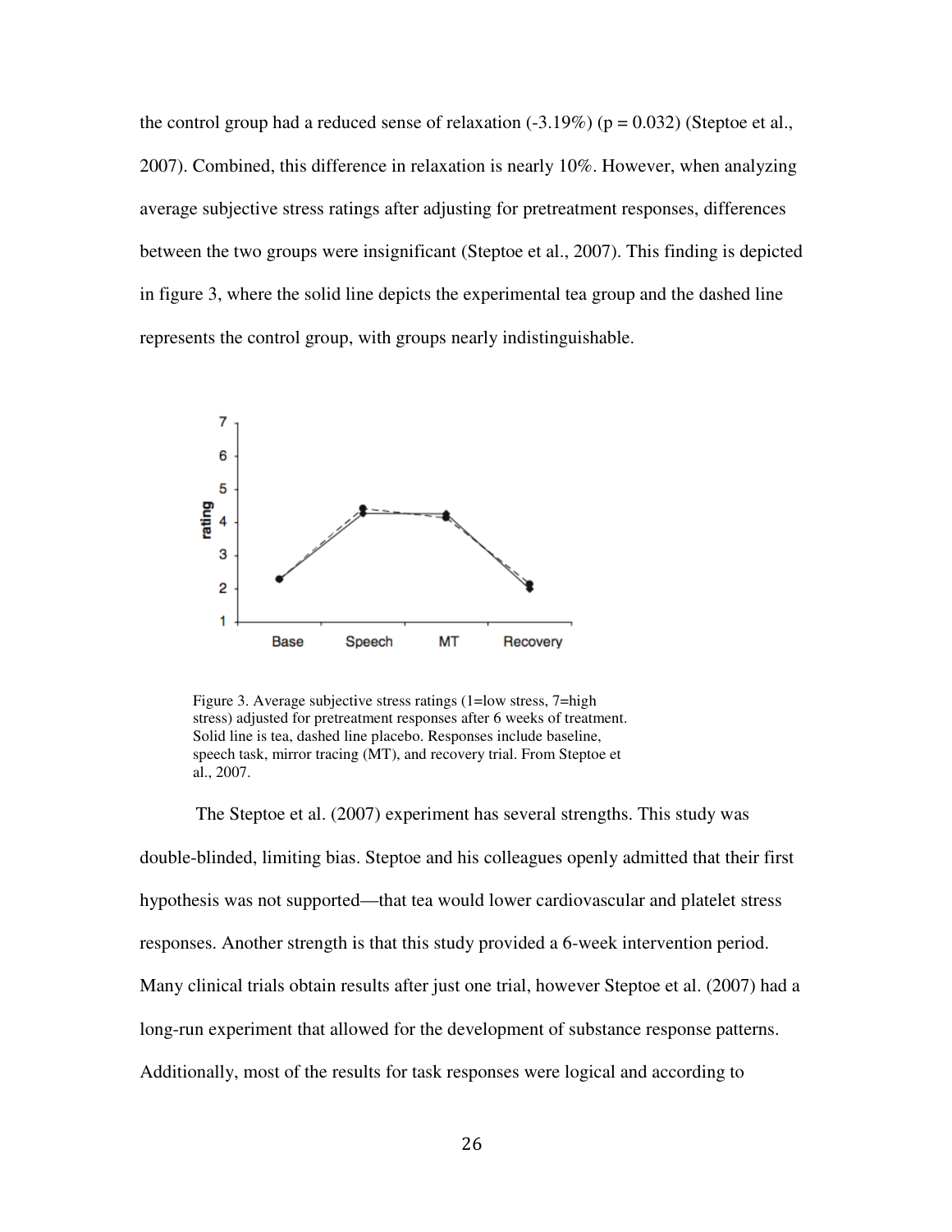the control group had a reduced sense of relaxation (-3.19%) (p = 0.032) (Steptoe et al., 2007). Combined, this difference in relaxation is nearly 10%. However, when analyzing average subjective stress ratings after adjusting for pretreatment responses, differences between the two groups were insignificant (Steptoe et al., 2007). This finding is depicted in figure 3, where the solid line depicts the experimental tea group and the dashed line represents the control group, with groups nearly indistinguishable.

Figure 3. Average subjective stress ratings (1=low stress, 7=high stress) adjusted for pretreatment responses after 6 weeks of treatment. Solid line is tea, dashed line placebo. Responses include baseline, speech task, mirror tracing (MT), and recovery trial. From Steptoe et al., 2007.

The Steptoe et al. (2007) experiment has several strengths. This study was double-blinded, limiting bias. Steptoe and his colleagues openly admitted that their first hypothesis was not supported—that tea would lower cardiovascular and platelet stress responses. Another strength is that this study provided a 6-week intervention period. Many clinical trials obtain results after just one trial, however Steptoe et al. (2007) had a long-run experiment that allowed for the development of substance response patterns. Additionally, most of the results for task responses were logical and according to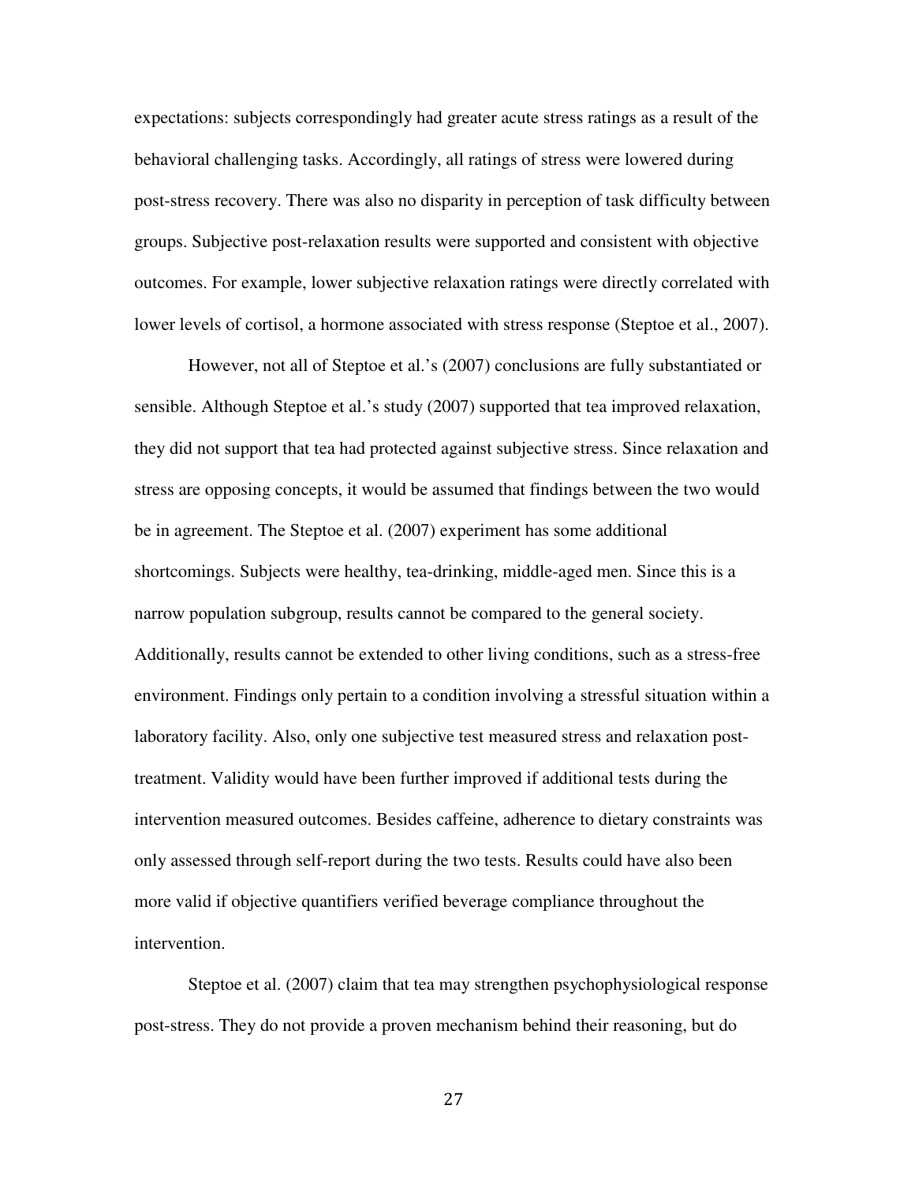expectations: subjects correspondingly had greater acute stress ratings as a result of the behavioral challenging tasks. Accordingly, all ratings of stress were lowered during post-stress recovery. There was also no disparity in perception of task difficulty between groups. Subjective post-relaxation results were supported and consistent with objective outcomes. For example, lower subjective relaxation ratings were directly correlated with lower levels of cortisol, a hormone associated with stress response (Steptoe et al., 2007).

However, not all of Steptoe et al.'s (2007) conclusions are fully substantiated or sensible. Although Steptoe et al.'s study (2007) supported that tea improved relaxation, they did not support that tea had protected against subjective stress. Since relaxation and stress are opposing concepts, it would be assumed that findings between the two would be in agreement. The Steptoe et al. (2007) experiment has some additional shortcomings. Subjects were healthy, tea-drinking, middle-aged men. Since this is a narrow population subgroup, results cannot be compared to the general society. Additionally, results cannot be extended to other living conditions, such as a stress-free environment. Findings only pertain to a condition involving a stressful situation within a laboratory facility. Also, only one subjective test measured stress and relaxation post-treatment. Validity would have been further improved if additional tests during the intervention measured outcomes. Besides caffeine, adherence to dietary constraints was only assessed through self-report during the two tests. Results could have also been more valid if objective quantifiers verified beverage compliance throughout the intervention.

Steptoe et al. (2007) claim that tea may strengthen psychophysiological response post-stress. They do not provide a proven mechanism behind their reasoning, but do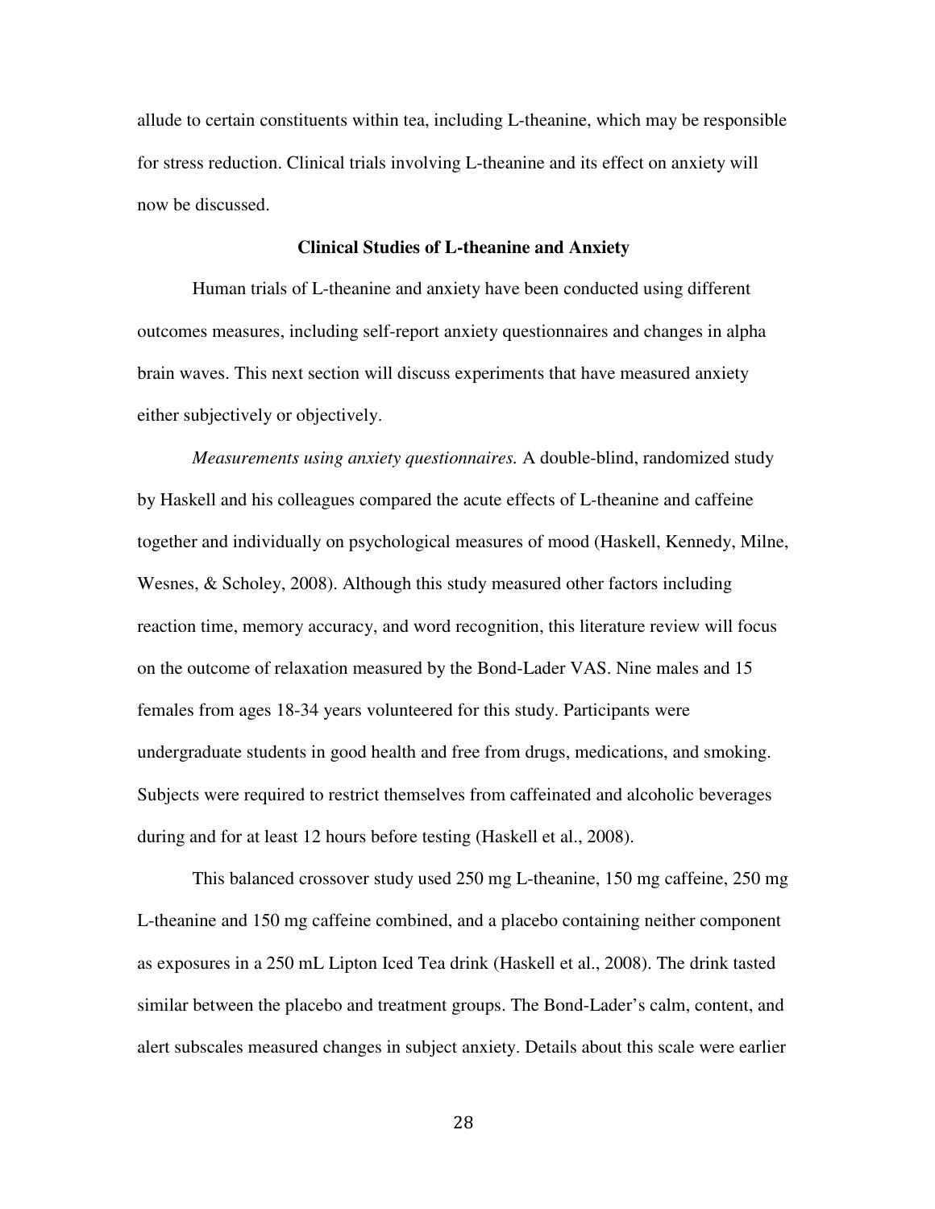allude to certain constituents within tea, including L-theanine, which may be responsible for stress reduction. Clinical trials involving L-theanine and its effect on anxiety will now be discussed.

## Clinical Studies of L-theanine and Anxiety

Human trials of L-theanine and anxiety have been conducted using different outcomes measures, including self-report anxiety questionnaires and changes in alpha brain waves. This next section will discuss experiments that have measured anxiety either subjectively or objectively.

*Measurements using anxiety questionnaires.* A double-blind, randomized study by Haskell and his colleagues compared the acute effects of L-theanine and caffeine together and individually on psychological measures of mood (Haskell, Kennedy, Milne, Wesnes, & Scholey, 2008). Although this study measured other factors including reaction time, memory accuracy, and word recognition, this literature review will focus on the outcome of relaxation measured by the Bond-Lader VAS. Nine males and 15 females from ages 18-34 years volunteered for this study. Participants were undergraduate students in good health and free from drugs, medications, and smoking. Subjects were required to restrict themselves from caffeinated and alcoholic beverages during and for at least 12 hours before testing (Haskell et al., 2008).

This balanced crossover study used 250 mg L-theanine, 150 mg caffeine, 250 mg L-theanine and 150 mg caffeine combined, and a placebo containing neither component as exposures in a 250 mL Lipton Iced Tea drink (Haskell et al., 2008). The drink tasted similar between the placebo and treatment groups. The Bond-Lader's calm, content, and alert subscales measured changes in subject anxiety. Details about this scale were earlier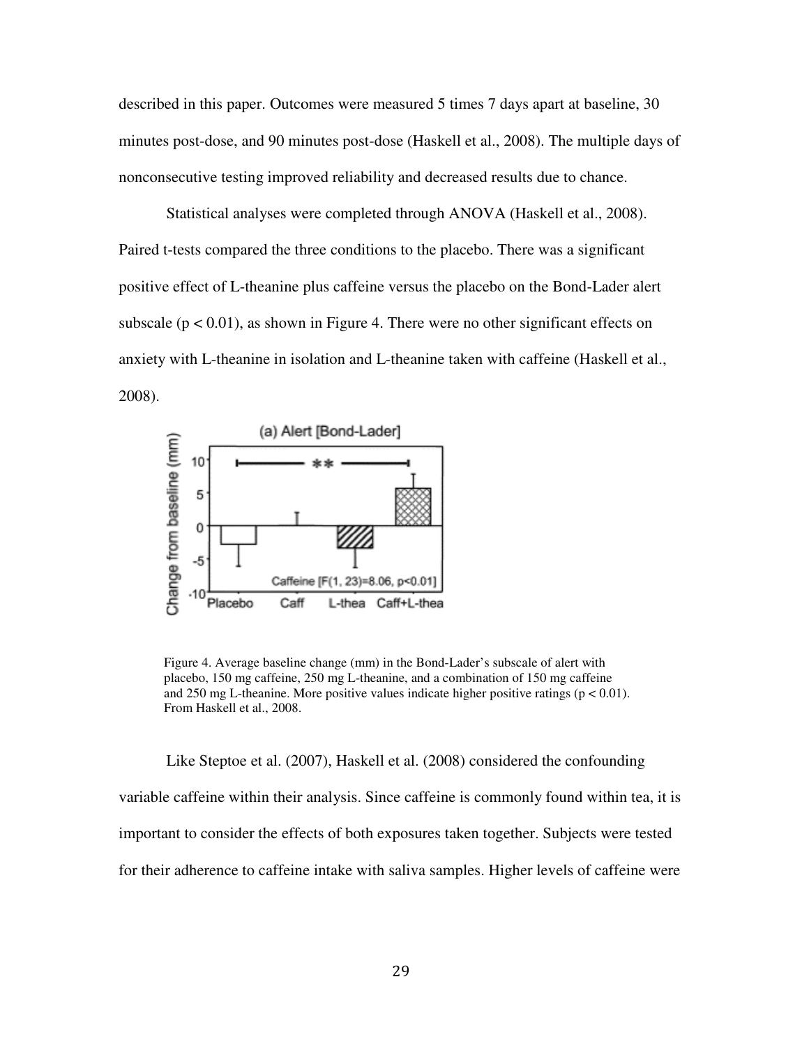described in this paper. Outcomes were measured 5 times 7 days apart at baseline, 30 minutes post-dose, and 90 minutes post-dose (Haskell et al., 2008). The multiple days of nonconsecutive testing improved reliability and decreased results due to chance.

Statistical analyses were completed through ANOVA (Haskell et al., 2008). Paired t-tests compared the three conditions to the placebo. There was a significant positive effect of L-theanine plus caffeine versus the placebo on the Bond-Lader alert subscale ($p < 0.01$), as shown in Figure 4. There were no other significant effects on anxiety with L-theanine in isolation and L-theanine taken with caffeine (Haskell et al., 2008).

Figure 4. Average baseline change (mm) in the Bond-Lader's subscale of alert with placebo, 150 mg caffeine, 250 mg L-theanine, and a combination of 150 mg caffeine and 250 mg L-theanine. More positive values indicate higher positive ratings ($p < 0.01$). From Haskell et al., 2008.

Like Steptoe et al. (2007), Haskell et al. (2008) considered the confounding variable caffeine within their analysis. Since caffeine is commonly found within tea, it is important to consider the effects of both exposures taken together. Subjects were tested for their adherence to caffeine intake with saliva samples. Higher levels of caffeine were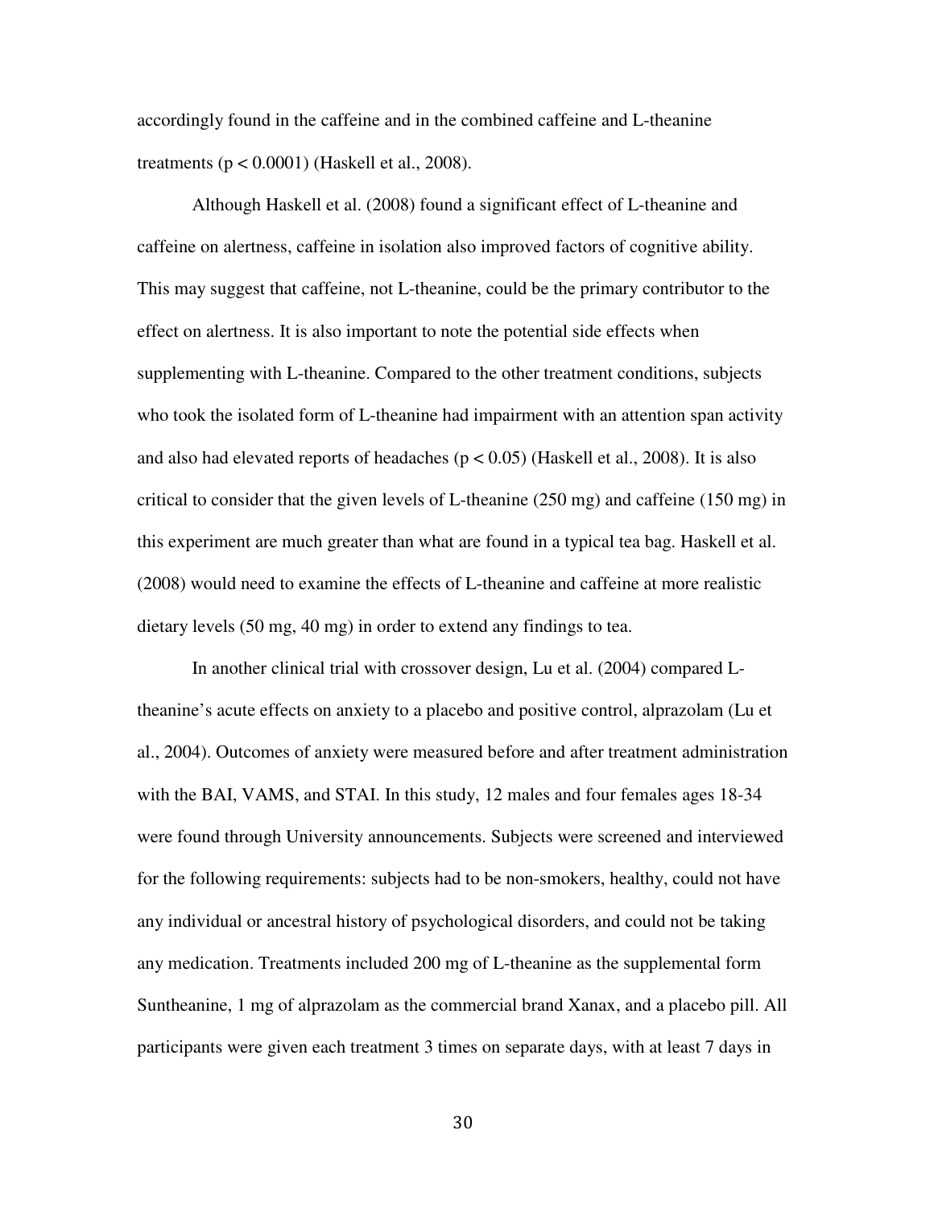accordingly found in the caffeine and in the combined caffeine and L-theanine treatments ($p < 0.0001$) (Haskell et al., 2008).

Although Haskell et al. (2008) found a significant effect of L-theanine and caffeine on alertness, caffeine in isolation also improved factors of cognitive ability. This may suggest that caffeine, not L-theanine, could be the primary contributor to the effect on alertness. It is also important to note the potential side effects when supplementing with L-theanine. Compared to the other treatment conditions, subjects who took the isolated form of L-theanine had impairment with an attention span activity and also had elevated reports of headaches ($p < 0.05$) (Haskell et al., 2008). It is also critical to consider that the given levels of L-theanine (250 mg) and caffeine (150 mg) in this experiment are much greater than what are found in a typical tea bag. Haskell et al. (2008) would need to examine the effects of L-theanine and caffeine at more realistic dietary levels (50 mg, 40 mg) in order to extend any findings to tea.

In another clinical trial with crossover design, Lu et al. (2004) compared L-theanine's acute effects on anxiety to a placebo and positive control, alprazolam (Lu et al., 2004). Outcomes of anxiety were measured before and after treatment administration with the BAI, VAMS, and STAI. In this study, 12 males and four females ages 18-34 were found through University announcements. Subjects were screened and interviewed for the following requirements: subjects had to be non-smokers, healthy, could not have any individual or ancestral history of psychological disorders, and could not be taking any medication. Treatments included 200 mg of L-theanine as the supplemental form Suntheanine, 1 mg of alprazolam as the commercial brand Xanax, and a placebo pill. All participants were given each treatment 3 times on separate days, with at least 7 days in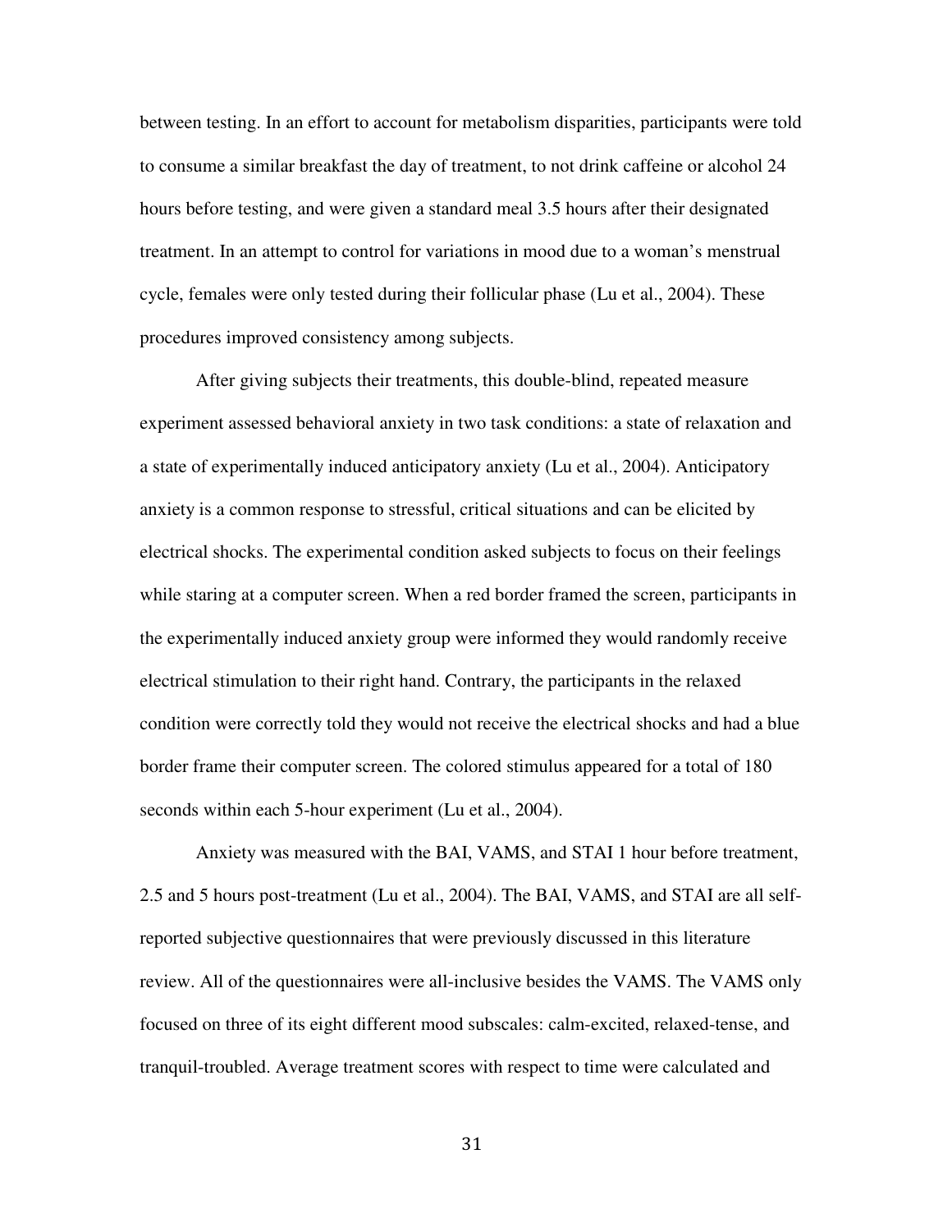between testing. In an effort to account for metabolism disparities, participants were told to consume a similar breakfast the day of treatment, to not drink caffeine or alcohol 24 hours before testing, and were given a standard meal 3.5 hours after their designated treatment. In an attempt to control for variations in mood due to a woman's menstrual cycle, females were only tested during their follicular phase (Lu et al., 2004). These procedures improved consistency among subjects.

After giving subjects their treatments, this double-blind, repeated measure experiment assessed behavioral anxiety in two task conditions: a state of relaxation and a state of experimentally induced anticipatory anxiety (Lu et al., 2004). Anticipatory anxiety is a common response to stressful, critical situations and can be elicited by electrical shocks. The experimental condition asked subjects to focus on their feelings while staring at a computer screen. When a red border framed the screen, participants in the experimentally induced anxiety group were informed they would randomly receive electrical stimulation to their right hand. Contrary, the participants in the relaxed condition were correctly told they would not receive the electrical shocks and had a blue border frame their computer screen. The colored stimulus appeared for a total of 180 seconds within each 5-hour experiment (Lu et al., 2004).

Anxiety was measured with the BAI, VAMS, and STAI 1 hour before treatment, 2.5 and 5 hours post-treatment (Lu et al., 2004). The BAI, VAMS, and STAI are all self-reported subjective questionnaires that were previously discussed in this literature review. All of the questionnaires were all-inclusive besides the VAMS. The VAMS only focused on three of its eight different mood subscales: calm-excited, relaxed-tense, and tranquil-troubled. Average treatment scores with respect to time were calculated and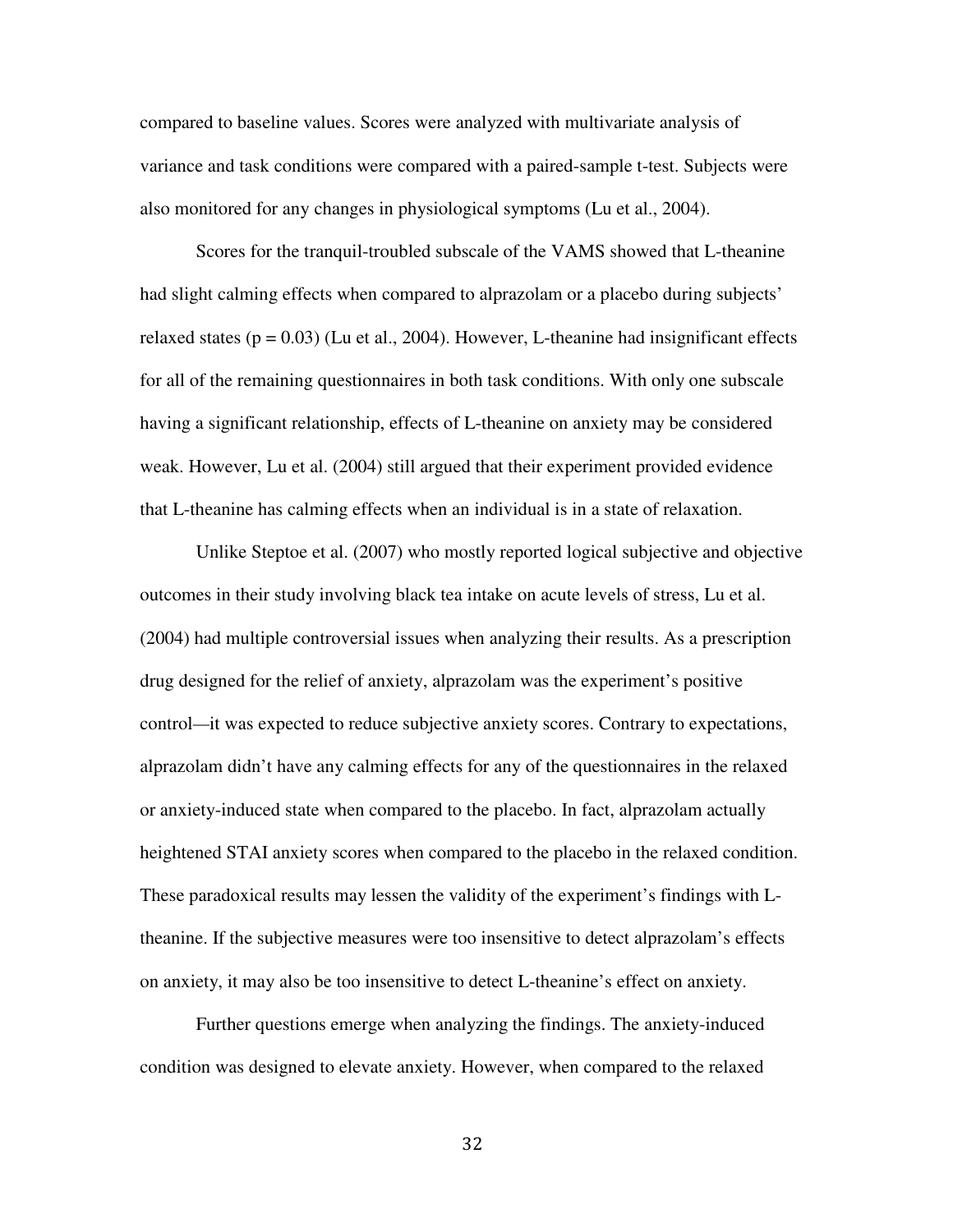compared to baseline values. Scores were analyzed with multivariate analysis of variance and task conditions were compared with a paired-sample t-test. Subjects were also monitored for any changes in physiological symptoms (Lu et al., 2004).

Scores for the tranquil-troubled subscale of the VAMS showed that L-theanine had slight calming effects when compared to alprazolam or a placebo during subjects' relaxed states ($p = 0.03$) (Lu et al., 2004). However, L-theanine had insignificant effects for all of the remaining questionnaires in both task conditions. With only one subscale having a significant relationship, effects of L-theanine on anxiety may be considered weak. However, Lu et al. (2004) still argued that their experiment provided evidence that L-theanine has calming effects when an individual is in a state of relaxation.

Unlike Steptoe et al. (2007) who mostly reported logical subjective and objective outcomes in their study involving black tea intake on acute levels of stress, Lu et al. (2004) had multiple controversial issues when analyzing their results. As a prescription drug designed for the relief of anxiety, alprazolam was the experiment's positive control—it was expected to reduce subjective anxiety scores. Contrary to expectations, alprazolam didn't have any calming effects for any of the questionnaires in the relaxed or anxiety-induced state when compared to the placebo. In fact, alprazolam actually heightened STAI anxiety scores when compared to the placebo in the relaxed condition. These paradoxical results may lessen the validity of the experiment's findings with L-theanine. If the subjective measures were too insensitive to detect alprazolam's effects on anxiety, it may also be too insensitive to detect L-theanine's effect on anxiety.

Further questions emerge when analyzing the findings. The anxiety-induced condition was designed to elevate anxiety. However, when compared to the relaxed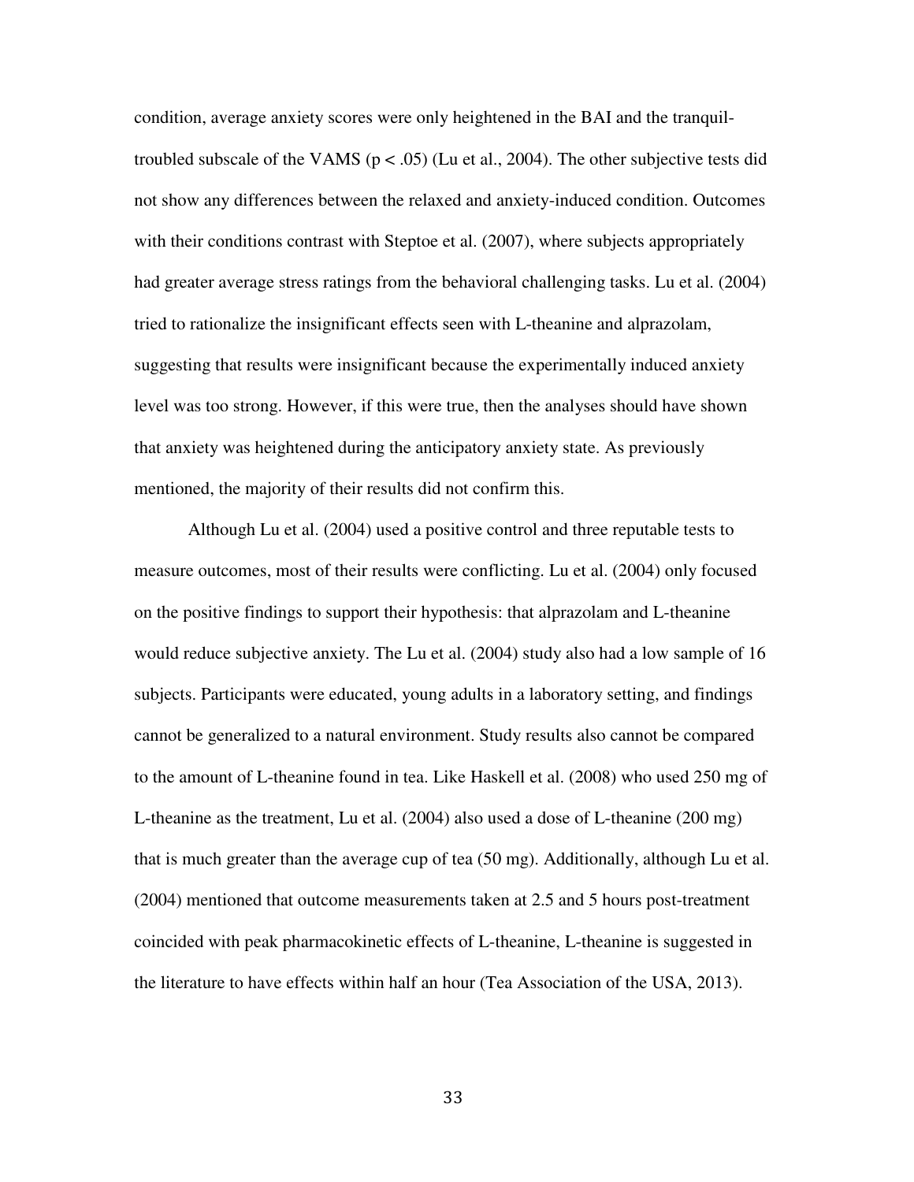condition, average anxiety scores were only heightened in the BAI and the tranquil-troubled subscale of the VAMS ($p < .05$) (Lu et al., 2004). The other subjective tests did not show any differences between the relaxed and anxiety-induced condition. Outcomes with their conditions contrast with Steptoe et al. (2007), where subjects appropriately had greater average stress ratings from the behavioral challenging tasks. Lu et al. (2004) tried to rationalize the insignificant effects seen with L-theanine and alprazolam, suggesting that results were insignificant because the experimentally induced anxiety level was too strong. However, if this were true, then the analyses should have shown that anxiety was heightened during the anticipatory anxiety state. As previously mentioned, the majority of their results did not confirm this.

Although Lu et al. (2004) used a positive control and three reputable tests to measure outcomes, most of their results were conflicting. Lu et al. (2004) only focused on the positive findings to support their hypothesis: that alprazolam and L-theanine would reduce subjective anxiety. The Lu et al. (2004) study also had a low sample of 16 subjects. Participants were educated, young adults in a laboratory setting, and findings cannot be generalized to a natural environment. Study results also cannot be compared to the amount of L-theanine found in tea. Like Haskell et al. (2008) who used 250 mg of L-theanine as the treatment, Lu et al. (2004) also used a dose of L-theanine (200 mg) that is much greater than the average cup of tea (50 mg). Additionally, although Lu et al. (2004) mentioned that outcome measurements taken at 2.5 and 5 hours post-treatment coincided with peak pharmacokinetic effects of L-theanine, L-theanine is suggested in the literature to have effects within half an hour (Tea Association of the USA, 2013).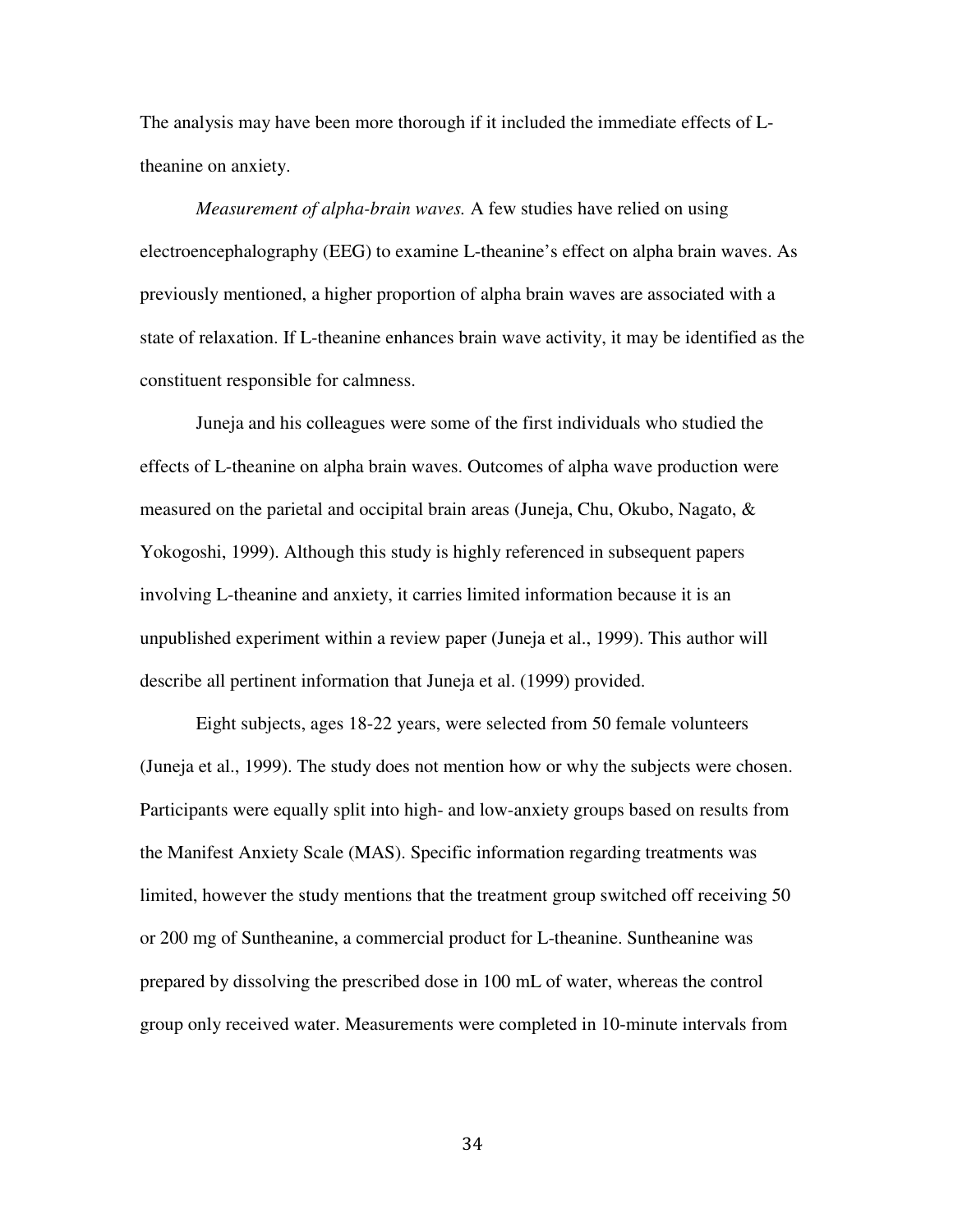The analysis may have been more thorough if it included the immediate effects of L-theanine on anxiety.

*Measurement of alpha-brain waves.* A few studies have relied on using electroencephalography (EEG) to examine L-theanine's effect on alpha brain waves. As previously mentioned, a higher proportion of alpha brain waves are associated with a state of relaxation. If L-theanine enhances brain wave activity, it may be identified as the constituent responsible for calmness.

Juneja and his colleagues were some of the first individuals who studied the effects of L-theanine on alpha brain waves. Outcomes of alpha wave production were measured on the parietal and occipital brain areas (Juneja, Chu, Okubo, Nagato, & Yokogoshi, 1999). Although this study is highly referenced in subsequent papers involving L-theanine and anxiety, it carries limited information because it is an unpublished experiment within a review paper (Juneja et al., 1999). This author will describe all pertinent information that Juneja et al. (1999) provided.

Eight subjects, ages 18-22 years, were selected from 50 female volunteers (Juneja et al., 1999). The study does not mention how or why the subjects were chosen. Participants were equally split into high- and low-anxiety groups based on results from the Manifest Anxiety Scale (MAS). Specific information regarding treatments was limited, however the study mentions that the treatment group switched off receiving 50 or 200 mg of Suntheanine, a commercial product for L-theanine. Suntheanine was prepared by dissolving the prescribed dose in 100 mL of water, whereas the control group only received water. Measurements were completed in 10-minute intervals from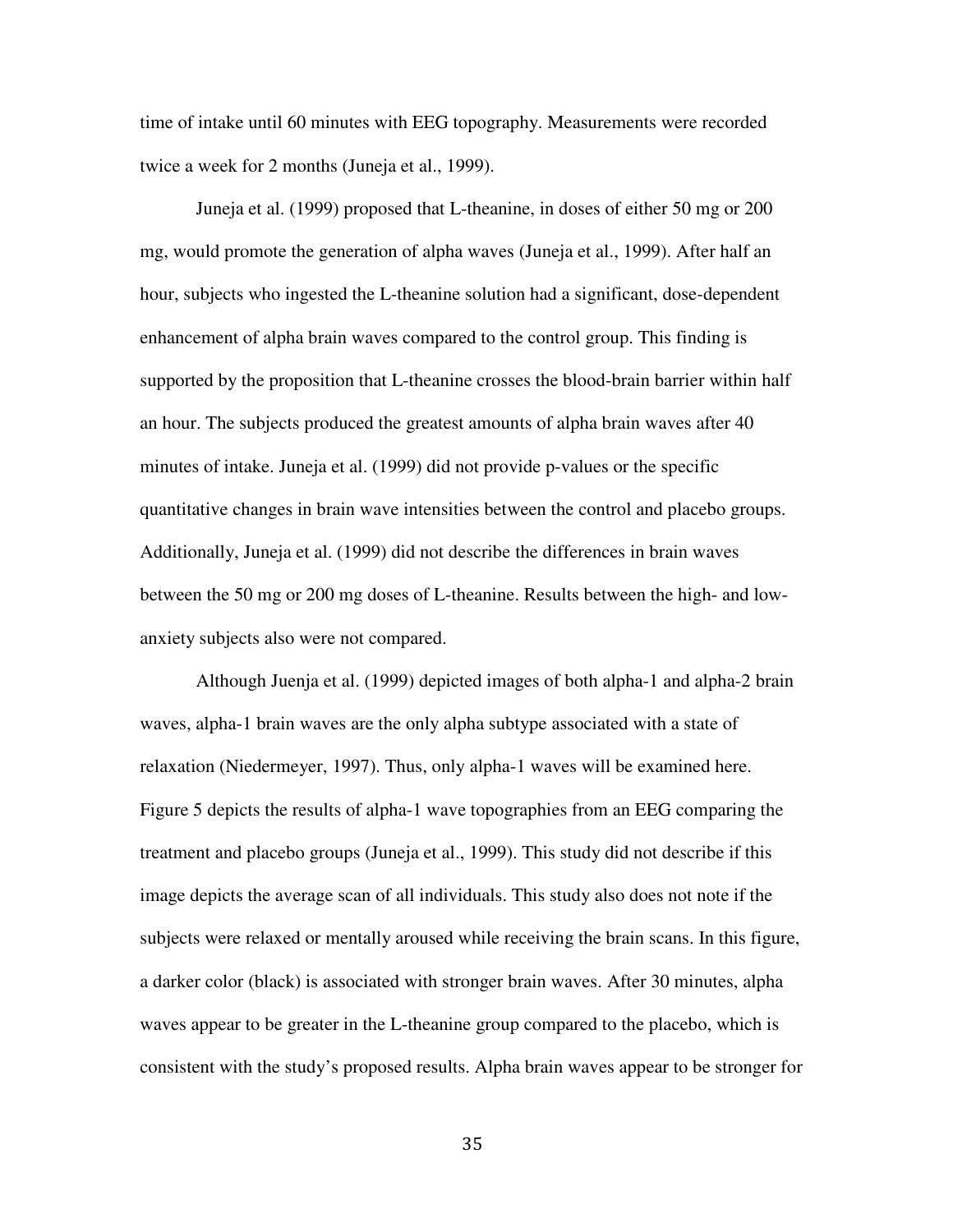time of intake until 60 minutes with EEG topography. Measurements were recorded twice a week for 2 months (Juneja et al., 1999).

Juneja et al. (1999) proposed that L-theanine, in doses of either 50 mg or 200 mg, would promote the generation of alpha waves (Juneja et al., 1999). After half an hour, subjects who ingested the L-theanine solution had a significant, dose-dependent enhancement of alpha brain waves compared to the control group. This finding is supported by the proposition that L-theanine crosses the blood-brain barrier within half an hour. The subjects produced the greatest amounts of alpha brain waves after 40 minutes of intake. Juneja et al. (1999) did not provide p-values or the specific quantitative changes in brain wave intensities between the control and placebo groups. Additionally, Juneja et al. (1999) did not describe the differences in brain waves between the 50 mg or 200 mg doses of L-theanine. Results between the high- and low-anxiety subjects also were not compared.

Although Juenja et al. (1999) depicted images of both alpha-1 and alpha-2 brain waves, alpha-1 brain waves are the only alpha subtype associated with a state of relaxation (Niedermeyer, 1997). Thus, only alpha-1 waves will be examined here. Figure 5 depicts the results of alpha-1 wave topographies from an EEG comparing the treatment and placebo groups (Juneja et al., 1999). This study did not describe if this image depicts the average scan of all individuals. This study also does not note if the subjects were relaxed or mentally aroused while receiving the brain scans. In this figure, a darker color (black) is associated with stronger brain waves. After 30 minutes, alpha waves appear to be greater in the L-theanine group compared to the placebo, which is consistent with the study's proposed results. Alpha brain waves appear to be stronger for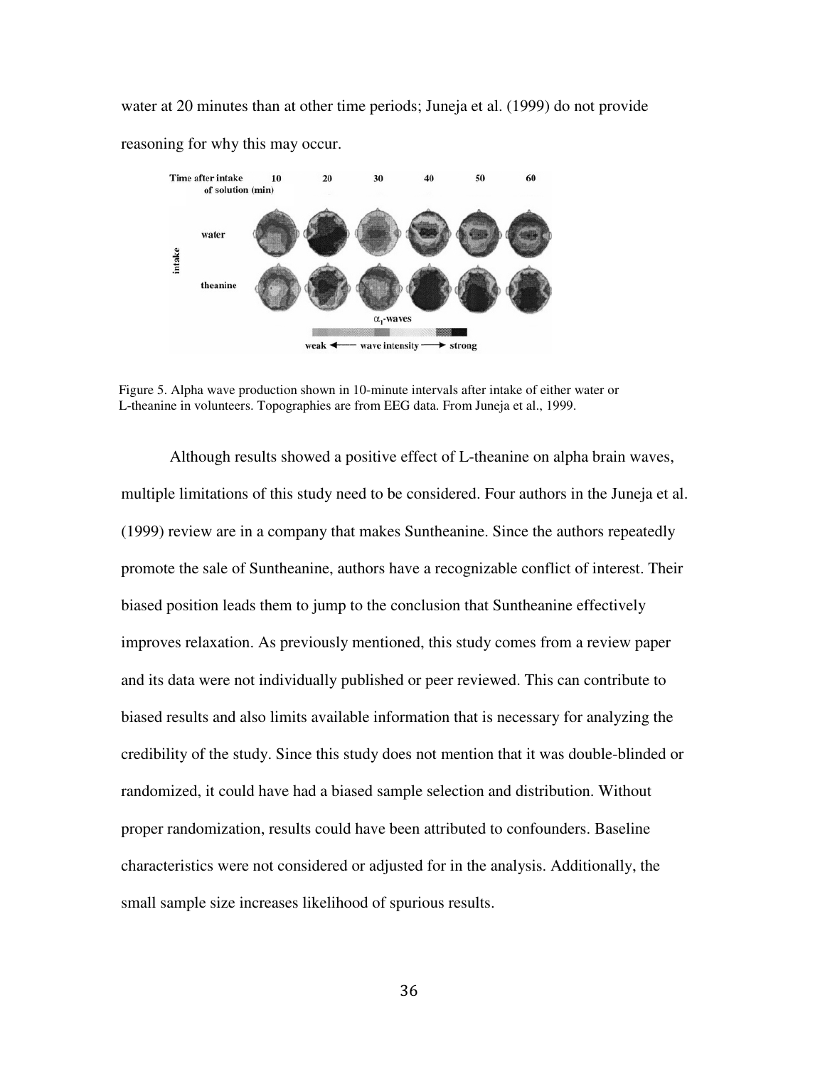water at 20 minutes than at other time periods; Juneja et al. (1999) do not provide reasoning for why this may occur.

Figure 5. Alpha wave production shown in 10-minute intervals after intake of either water or L-theanine in volunteers. Topographies are from EEG data. From Juneja et al., 1999.

Although results showed a positive effect of L-theanine on alpha brain waves, multiple limitations of this study need to be considered. Four authors in the Juneja et al. (1999) review are in a company that makes Suntheanine. Since the authors repeatedly promote the sale of Suntheanine, authors have a recognizable conflict of interest. Their biased position leads them to jump to the conclusion that Suntheanine effectively improves relaxation. As previously mentioned, this study comes from a review paper and its data were not individually published or peer reviewed. This can contribute to biased results and also limits available information that is necessary for analyzing the credibility of the study. Since this study does not mention that it was double-blinded or randomized, it could have had a biased sample selection and distribution. Without proper randomization, results could have been attributed to confounders. Baseline characteristics were not considered or adjusted for in the analysis. Additionally, the small sample size increases likelihood of spurious results.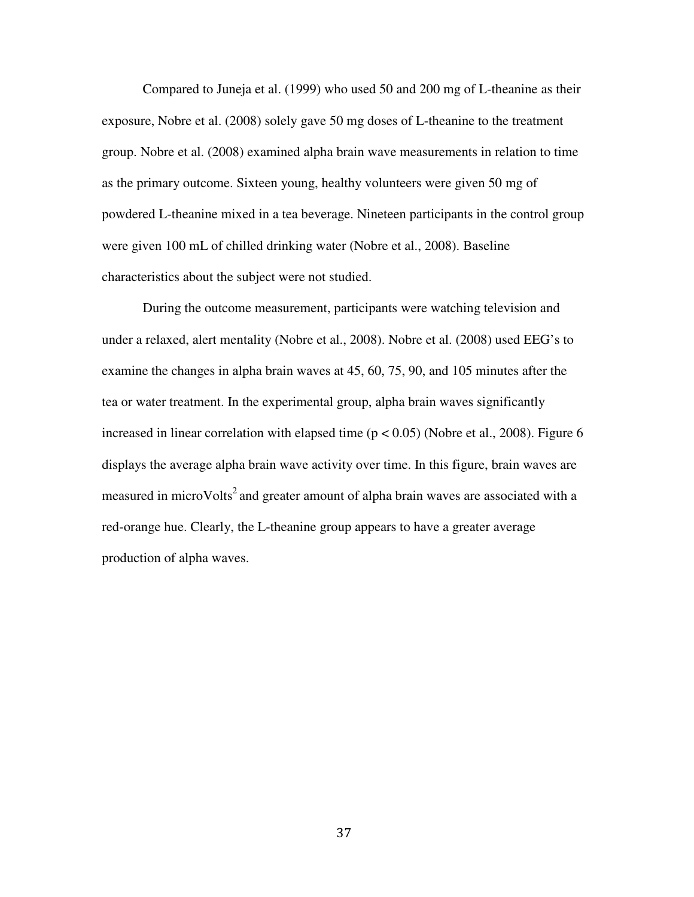Compared to Juneja et al. (1999) who used 50 and 200 mg of L-theanine as their exposure, Nobre et al. (2008) solely gave 50 mg doses of L-theanine to the treatment group. Nobre et al. (2008) examined alpha brain wave measurements in relation to time as the primary outcome. Sixteen young, healthy volunteers were given 50 mg of powdered L-theanine mixed in a tea beverage. Nineteen participants in the control group were given 100 mL of chilled drinking water (Nobre et al., 2008). Baseline characteristics about the subject were not studied.

During the outcome measurement, participants were watching television and under a relaxed, alert mentality (Nobre et al., 2008). Nobre et al. (2008) used EEG's to examine the changes in alpha brain waves at 45, 60, 75, 90, and 105 minutes after the tea or water treatment. In the experimental group, alpha brain waves significantly increased in linear correlation with elapsed time ($p < 0.05$) (Nobre et al., 2008). Figure 6 displays the average alpha brain wave activity over time. In this figure, brain waves are measured in microVolts$^2$ and greater amount of alpha brain waves are associated with a red-orange hue. Clearly, the L-theanine group appears to have a greater average production of alpha waves.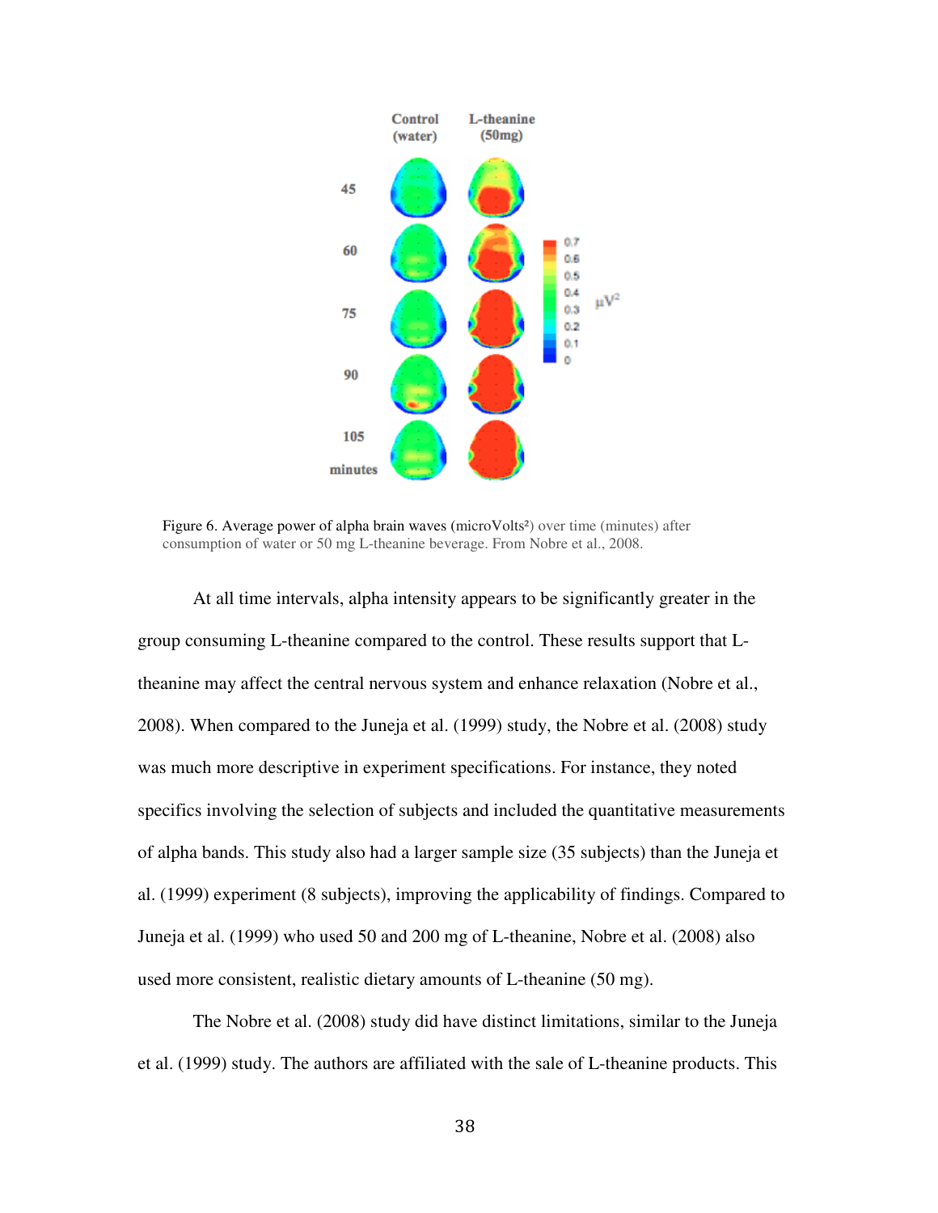Figure 6. Average power of alpha brain waves (microVolts²) over time (minutes) after consumption of water or 50 mg L-theanine beverage. From Nobre et al., 2008.

At all time intervals, alpha intensity appears to be significantly greater in the group consuming L-theanine compared to the control. These results support that L-theanine may affect the central nervous system and enhance relaxation (Nobre et al., 2008). When compared to the Juneja et al. (1999) study, the Nobre et al. (2008) study was much more descriptive in experiment specifications. For instance, they noted specifics involving the selection of subjects and included the quantitative measurements of alpha bands. This study also had a larger sample size (35 subjects) than the Juneja et al. (1999) experiment (8 subjects), improving the applicability of findings. Compared to Juneja et al. (1999) who used 50 and 200 mg of L-theanine, Nobre et al. (2008) also used more consistent, realistic dietary amounts of L-theanine (50 mg).

The Nobre et al. (2008) study did have distinct limitations, similar to the Juneja et al. (1999) study. The authors are affiliated with the sale of L-theanine products. This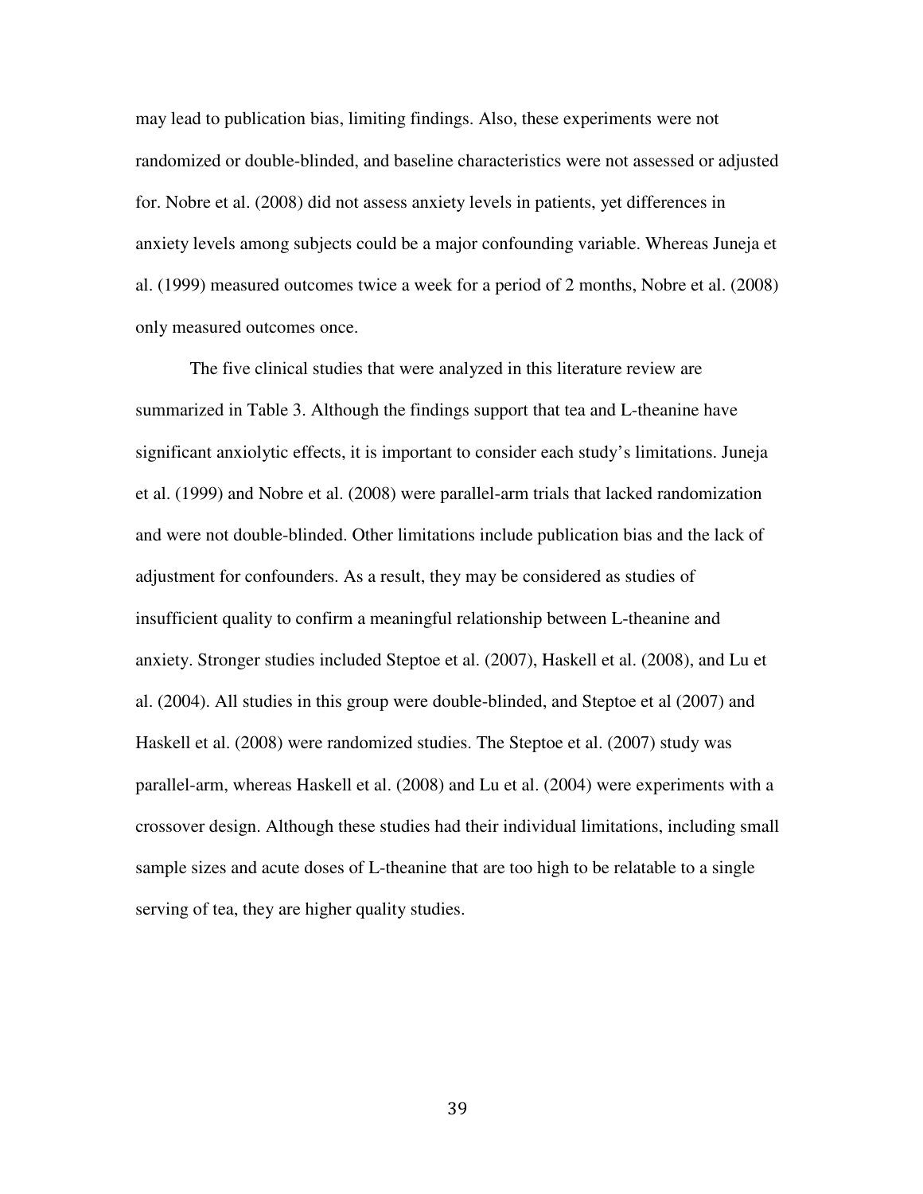may lead to publication bias, limiting findings. Also, these experiments were not randomized or double-blinded, and baseline characteristics were not assessed or adjusted for. Nobre et al. (2008) did not assess anxiety levels in patients, yet differences in anxiety levels among subjects could be a major confounding variable. Whereas Juneja et al. (1999) measured outcomes twice a week for a period of 2 months, Nobre et al. (2008) only measured outcomes once.

The five clinical studies that were analyzed in this literature review are summarized in Table 3. Although the findings support that tea and L-theanine have significant anxiolytic effects, it is important to consider each study's limitations. Juneja et al. (1999) and Nobre et al. (2008) were parallel-arm trials that lacked randomization and were not double-blinded. Other limitations include publication bias and the lack of adjustment for confounders. As a result, they may be considered as studies of insufficient quality to confirm a meaningful relationship between L-theanine and anxiety. Stronger studies included Steptoe et al. (2007), Haskell et al. (2008), and Lu et al. (2004). All studies in this group were double-blinded, and Steptoe et al (2007) and Haskell et al. (2008) were randomized studies. The Steptoe et al. (2007) study was parallel-arm, whereas Haskell et al. (2008) and Lu et al. (2004) were experiments with a crossover design. Although these studies had their individual limitations, including small sample sizes and acute doses of L-theanine that are too high to be relatable to a single serving of tea, they are higher quality studies.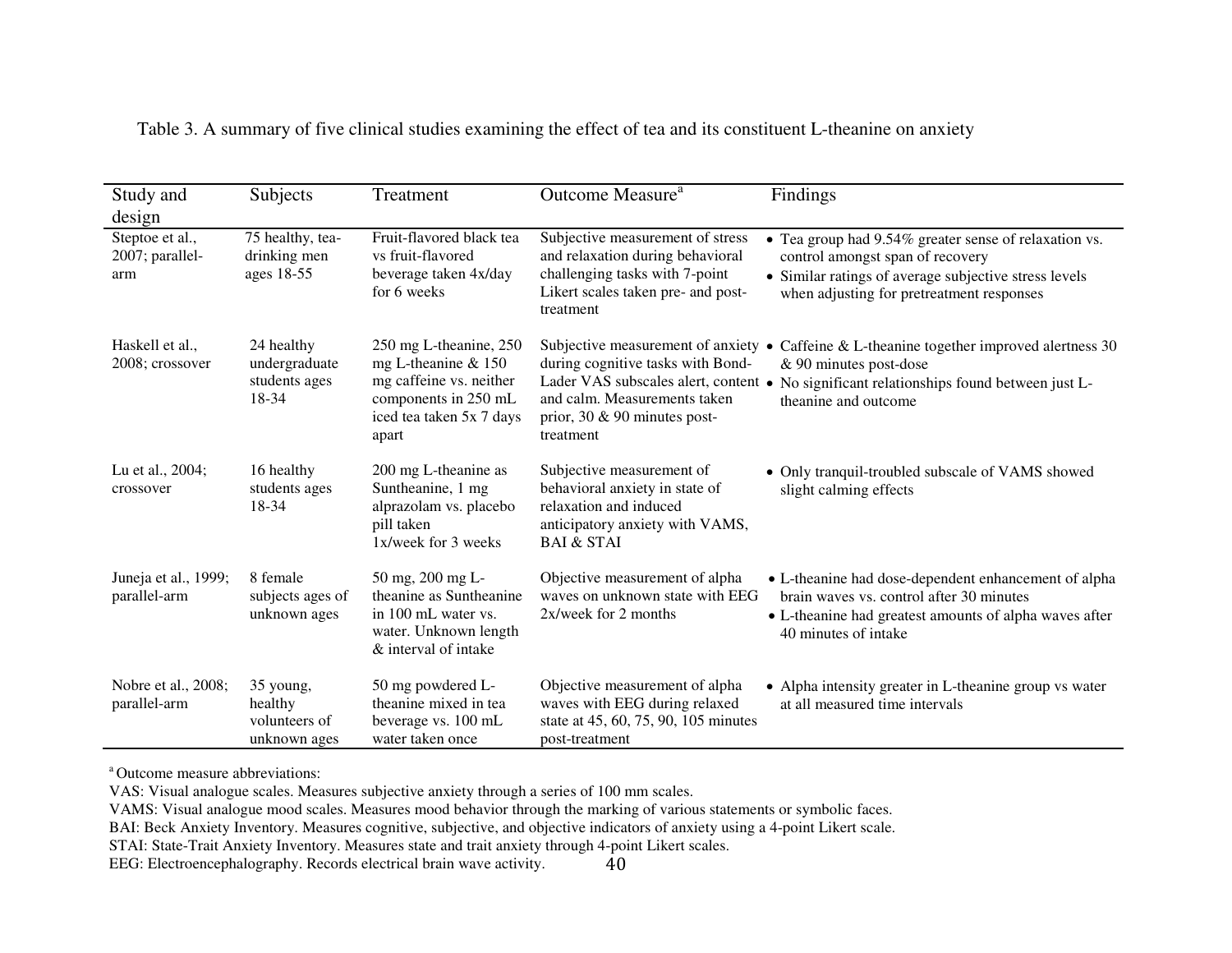Table 3. A summary of five clinical studies examining the effect of tea and its constituent L-theanine on anxiety

| Study and design | Subjects | Treatment | Outcome Measure[a] | Findings |
|---|---|---|---|---|
| Steptoe et al., 2007; parallel-arm | 75 healthy, tea-drinking men ages 18-55 | Fruit-flavored black tea vs fruit-flavored beverage taken 4x/day for 6 weeks | Subjective measurement of stress and relaxation during behavioral challenging tasks with 7-point Likert scales taken pre- and post-treatment | • Tea group had 9.54% greater sense of relaxation vs. control amongst span of recovery<br>• Similar ratings of average subjective stress levels when adjusting for pretreatment responses |
| Haskell et al., 2008; crossover | 24 healthy undergraduate students ages 18-34 | 250 mg L-theanine, 250 mg L-theanine & 150 mg caffeine vs. neither components in 250 mL iced tea taken 5x 7 days apart | Subjective measurement of anxiety during cognitive tasks with Bond-Lader VAS subscales alert, content and calm. Measurements taken prior, 30 & 90 minutes post-treatment | • Caffeine & L-theanine together improved alertness 30 & 90 minutes post-dose<br>• No significant relationships found between just L-theanine and outcome |
| Lu et al., 2004; crossover | 16 healthy students ages 18-34 | 200 mg L-theanine as Suntheanine, 1 mg alprazolam vs. placebo pill taken 1x/week for 3 weeks | Subjective measurement of behavioral anxiety in state of relaxation and induced anticipatory anxiety with VAMS, BAI & STAI | • Only tranquil-troubled subscale of VAMS showed slight calming effects |
| Juneja et al., 1999; parallel-arm | 8 female subjects ages of unknown ages | 50 mg, 200 mg L-theanine as Suntheanine in 100 mL water vs. water. Unknown length & interval of intake | Objective measurement of alpha waves on unknown state with EEG 2x/week for 2 months | • L-theanine had dose-dependent enhancement of alpha brain waves vs. control after 30 minutes<br>• L-theanine had greatest amounts of alpha waves after 40 minutes of intake |
| Nobre et al., 2008; parallel-arm | 35 young, healthy volunteers of unknown ages | 50 mg powdered L-theanine mixed in tea beverage vs. 100 mL water taken once | Objective measurement of alpha waves with EEG during relaxed state at 45, 60, 75, 90, 105 minutes post-treatment | • Alpha intensity greater in L-theanine group vs water at all measured time intervals |

[a] Outcome measure abbreviations:

VAS: Visual analogue scales. Measures subjective anxiety through a series of 100 mm scales.

VAMS: Visual analogue mood scales. Measures mood behavior through the marking of various statements or symbolic faces.

BAI: Beck Anxiety Inventory. Measures cognitive, subjective, and objective indicators of anxiety using a 4-point Likert scale.

STAI: State-Trait Anxiety Inventory. Measures state and trait anxiety through 4-point Likert scales.

EEG: Electroencephalography. Records electrical brain wave activity.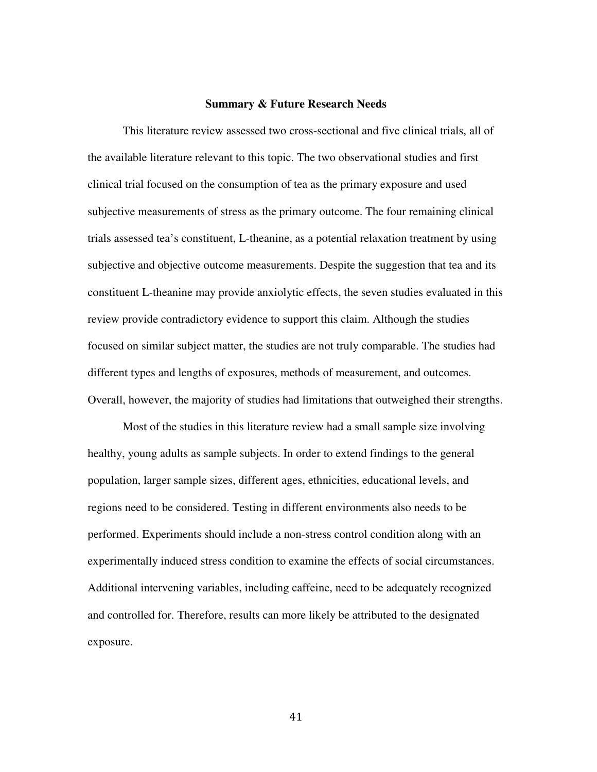## Summary & Future Research Needs

This literature review assessed two cross-sectional and five clinical trials, all of the available literature relevant to this topic. The two observational studies and first clinical trial focused on the consumption of tea as the primary exposure and used subjective measurements of stress as the primary outcome. The four remaining clinical trials assessed tea's constituent, L-theanine, as a potential relaxation treatment by using subjective and objective outcome measurements. Despite the suggestion that tea and its constituent L-theanine may provide anxiolytic effects, the seven studies evaluated in this review provide contradictory evidence to support this claim. Although the studies focused on similar subject matter, the studies are not truly comparable. The studies had different types and lengths of exposures, methods of measurement, and outcomes. Overall, however, the majority of studies had limitations that outweighed their strengths.

Most of the studies in this literature review had a small sample size involving healthy, young adults as sample subjects. In order to extend findings to the general population, larger sample sizes, different ages, ethnicities, educational levels, and regions need to be considered. Testing in different environments also needs to be performed. Experiments should include a non-stress control condition along with an experimentally induced stress condition to examine the effects of social circumstances. Additional intervening variables, including caffeine, need to be adequately recognized and controlled for. Therefore, results can more likely be attributed to the designated exposure.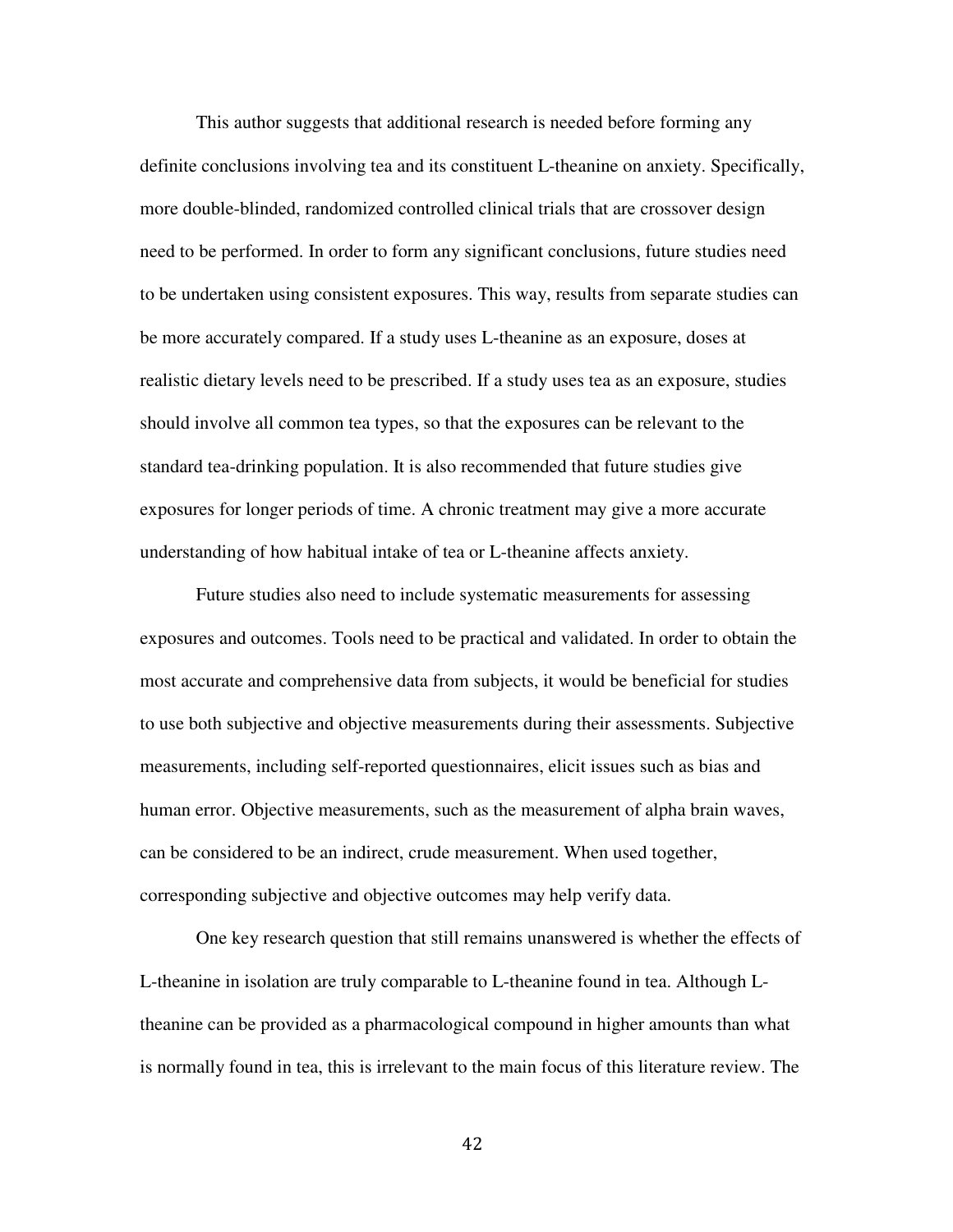This author suggests that additional research is needed before forming any definite conclusions involving tea and its constituent L-theanine on anxiety. Specifically, more double-blinded, randomized controlled clinical trials that are crossover design need to be performed. In order to form any significant conclusions, future studies need to be undertaken using consistent exposures. This way, results from separate studies can be more accurately compared. If a study uses L-theanine as an exposure, doses at realistic dietary levels need to be prescribed. If a study uses tea as an exposure, studies should involve all common tea types, so that the exposures can be relevant to the standard tea-drinking population. It is also recommended that future studies give exposures for longer periods of time. A chronic treatment may give a more accurate understanding of how habitual intake of tea or L-theanine affects anxiety.

Future studies also need to include systematic measurements for assessing exposures and outcomes. Tools need to be practical and validated. In order to obtain the most accurate and comprehensive data from subjects, it would be beneficial for studies to use both subjective and objective measurements during their assessments. Subjective measurements, including self-reported questionnaires, elicit issues such as bias and human error. Objective measurements, such as the measurement of alpha brain waves, can be considered to be an indirect, crude measurement. When used together, corresponding subjective and objective outcomes may help verify data.

One key research question that still remains unanswered is whether the effects of L-theanine in isolation are truly comparable to L-theanine found in tea. Although L-theanine can be provided as a pharmacological compound in higher amounts than what is normally found in tea, this is irrelevant to the main focus of this literature review. The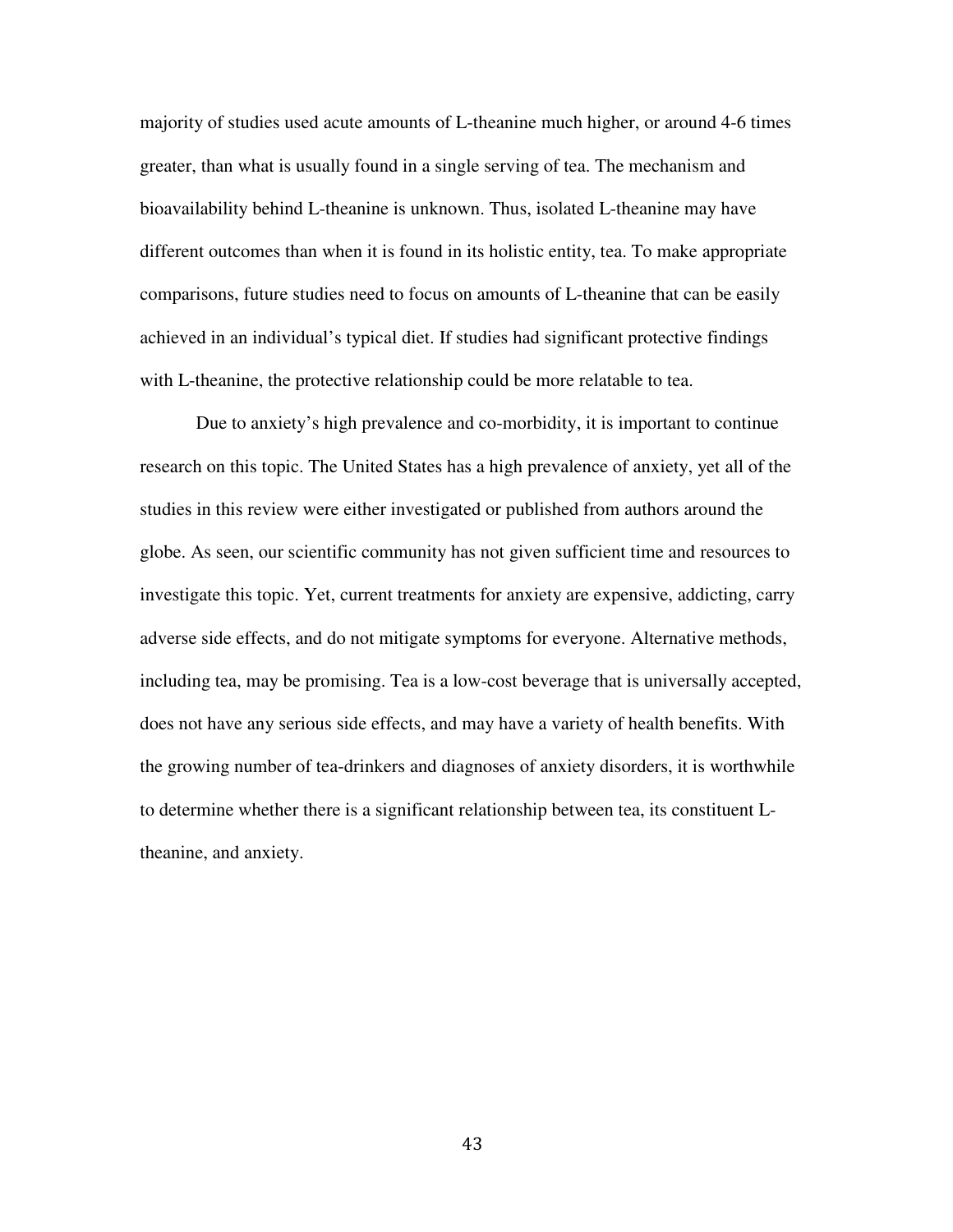majority of studies used acute amounts of L-theanine much higher, or around 4-6 times greater, than what is usually found in a single serving of tea. The mechanism and bioavailability behind L-theanine is unknown. Thus, isolated L-theanine may have different outcomes than when it is found in its holistic entity, tea. To make appropriate comparisons, future studies need to focus on amounts of L-theanine that can be easily achieved in an individual's typical diet. If studies had significant protective findings with L-theanine, the protective relationship could be more relatable to tea.

Due to anxiety's high prevalence and co-morbidity, it is important to continue research on this topic. The United States has a high prevalence of anxiety, yet all of the studies in this review were either investigated or published from authors around the globe. As seen, our scientific community has not given sufficient time and resources to investigate this topic. Yet, current treatments for anxiety are expensive, addicting, carry adverse side effects, and do not mitigate symptoms for everyone. Alternative methods, including tea, may be promising. Tea is a low-cost beverage that is universally accepted, does not have any serious side effects, and may have a variety of health benefits. With the growing number of tea-drinkers and diagnoses of anxiety disorders, it is worthwhile to determine whether there is a significant relationship between tea, its constituent L-theanine, and anxiety.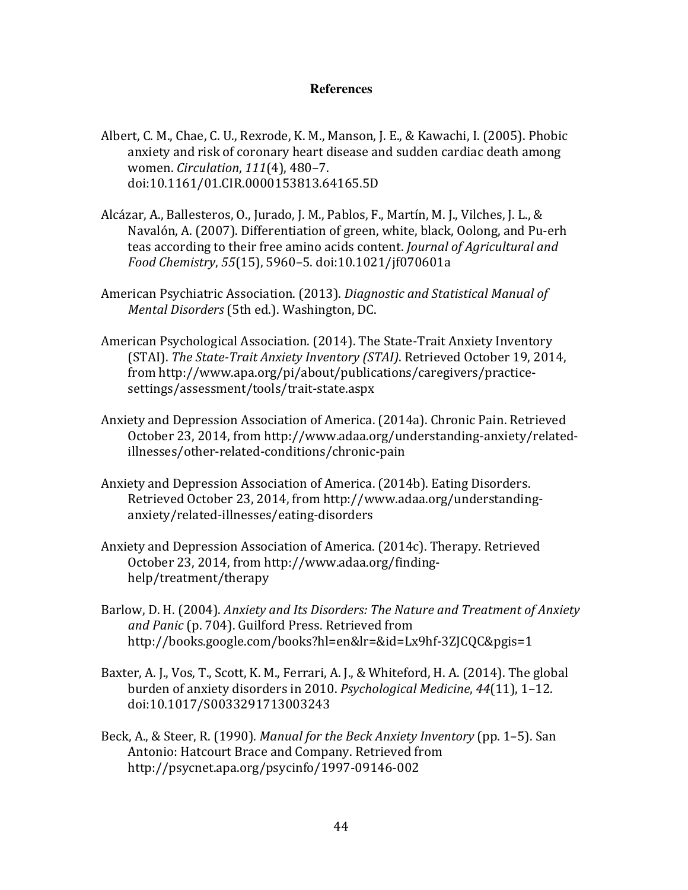# References

Albert, C. M., Chae, C. U., Rexrode, K. M., Manson, J. E., & Kawachi, I. (2005). Phobic anxiety and risk of coronary heart disease and sudden cardiac death among women. *Circulation*, *111*(4), 480–7. doi:10.1161/01.CIR.0000153813.64165.5D

Alcázar, A., Ballesteros, O., Jurado, J. M., Pablos, F., Martín, M. J., Vilches, J. L., & Navalón, A. (2007). Differentiation of green, white, black, Oolong, and Pu-erh teas according to their free amino acids content. *Journal of Agricultural and Food Chemistry*, *55*(15), 5960–5. doi:10.1021/jf070601a

American Psychiatric Association. (2013). *Diagnostic and Statistical Manual of Mental Disorders* (5th ed.). Washington, DC.

American Psychological Association. (2014). The State-Trait Anxiety Inventory (STAI). *The State-Trait Anxiety Inventory (STAI)*. Retrieved October 19, 2014, from http://www.apa.org/pi/about/publications/caregivers/practice-settings/assessment/tools/trait-state.aspx

Anxiety and Depression Association of America. (2014a). Chronic Pain. Retrieved October 23, 2014, from http://www.adaa.org/understanding-anxiety/related-illnesses/other-related-conditions/chronic-pain

Anxiety and Depression Association of America. (2014b). Eating Disorders. Retrieved October 23, 2014, from http://www.adaa.org/understanding-anxiety/related-illnesses/eating-disorders

Anxiety and Depression Association of America. (2014c). Therapy. Retrieved October 23, 2014, from http://www.adaa.org/finding-help/treatment/therapy

Barlow, D. H. (2004). *Anxiety and Its Disorders: The Nature and Treatment of Anxiety and Panic* (p. 704). Guilford Press. Retrieved from http://books.google.com/books?hl=en&lr=&id=Lx9hf-3ZJCQC&pgis=1

Baxter, A. J., Vos, T., Scott, K. M., Ferrari, A. J., & Whiteford, H. A. (2014). The global burden of anxiety disorders in 2010. *Psychological Medicine*, *44*(11), 1–12. doi:10.1017/S0033291713003243

Beck, A., & Steer, R. (1990). *Manual for the Beck Anxiety Inventory* (pp. 1–5). San Antonio: Hatcourt Brace and Company. Retrieved from http://psycnet.apa.org/psycinfo/1997-09146-002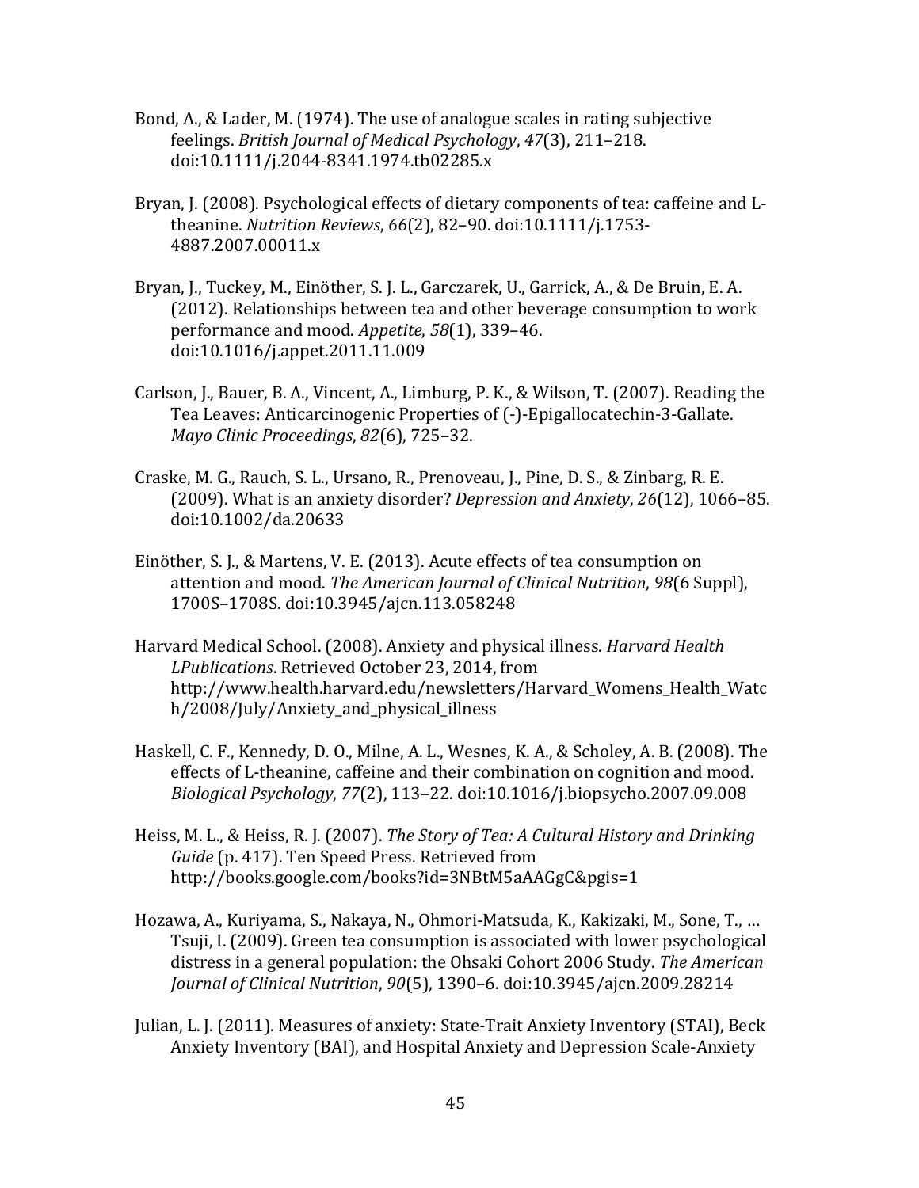Bond, A., & Lader, M. (1974). The use of analogue scales in rating subjective feelings. *British Journal of Medical Psychology*, *47*(3), 211–218. doi:10.1111/j.2044-8341.1974.tb02285.x

Bryan, J. (2008). Psychological effects of dietary components of tea: caffeine and L-theanine. *Nutrition Reviews*, *66*(2), 82–90. doi:10.1111/j.1753-4887.2007.00011.x

Bryan, J., Tuckey, M., Einöther, S. J. L., Garczarek, U., Garrick, A., & De Bruin, E. A. (2012). Relationships between tea and other beverage consumption to work performance and mood. *Appetite*, *58*(1), 339–46. doi:10.1016/j.appet.2011.11.009

Carlson, J., Bauer, B. A., Vincent, A., Limburg, P. K., & Wilson, T. (2007). Reading the Tea Leaves: Anticarcinogenic Properties of (-)-Epigallocatechin-3-Gallate. *Mayo Clinic Proceedings*, *82*(6), 725–32.

Craske, M. G., Rauch, S. L., Ursano, R., Prenoveau, J., Pine, D. S., & Zinbarg, R. E. (2009). What is an anxiety disorder? *Depression and Anxiety*, *26*(12), 1066–85. doi:10.1002/da.20633

Einöther, S. J., & Martens, V. E. (2013). Acute effects of tea consumption on attention and mood. *The American Journal of Clinical Nutrition*, *98*(6 Suppl), 1700S–1708S. doi:10.3945/ajcn.113.058248

Harvard Medical School. (2008). Anxiety and physical illness. *Harvard Health LPublications*. Retrieved October 23, 2014, from http://www.health.harvard.edu/newsletters/Harvard_Womens_Health_Watch/2008/July/Anxiety_and_physical_illness

Haskell, C. F., Kennedy, D. O., Milne, A. L., Wesnes, K. A., & Scholey, A. B. (2008). The effects of L-theanine, caffeine and their combination on cognition and mood. *Biological Psychology*, *77*(2), 113–22. doi:10.1016/j.biopsycho.2007.09.008

Heiss, M. L., & Heiss, R. J. (2007). *The Story of Tea: A Cultural History and Drinking Guide* (p. 417). Ten Speed Press. Retrieved from http://books.google.com/books?id=3NBtM5aAAGgC&pgis=1

Hozawa, A., Kuriyama, S., Nakaya, N., Ohmori-Matsuda, K., Kakizaki, M., Sone, T., … Tsuji, I. (2009). Green tea consumption is associated with lower psychological distress in a general population: the Ohsaki Cohort 2006 Study. *The American Journal of Clinical Nutrition*, *90*(5), 1390–6. doi:10.3945/ajcn.2009.28214

Julian, L. J. (2011). Measures of anxiety: State-Trait Anxiety Inventory (STAI), Beck Anxiety Inventory (BAI), and Hospital Anxiety and Depression Scale-Anxiety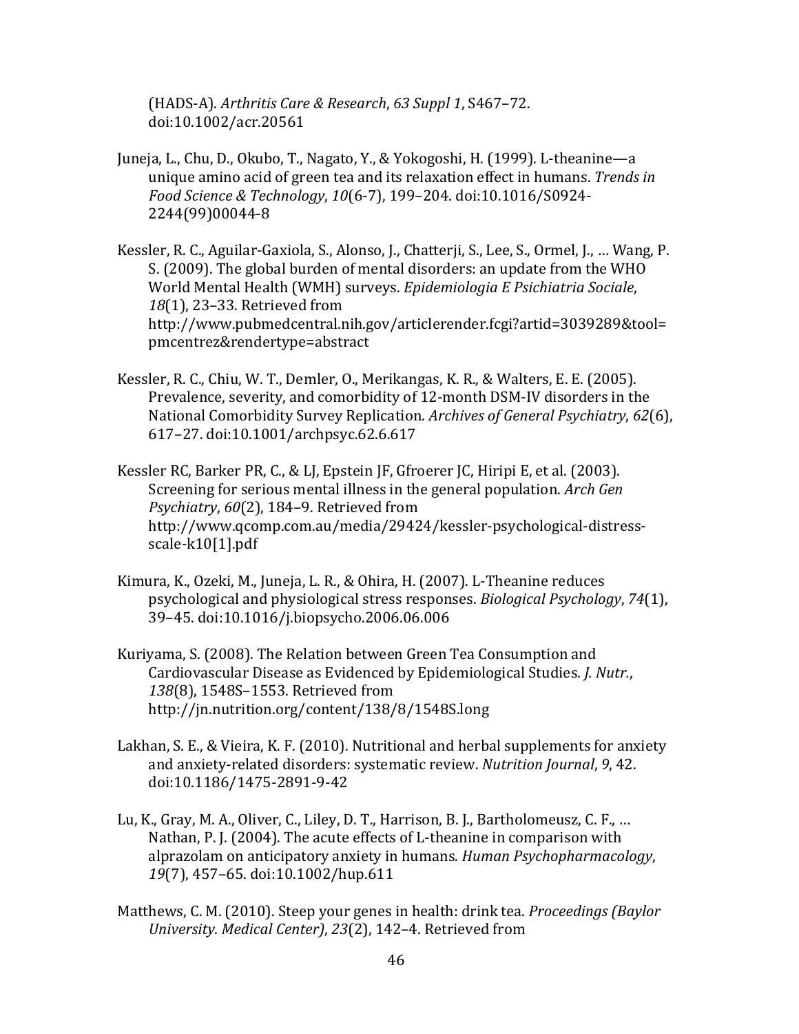(HADS-A). *Arthritis Care & Research*, *63 Suppl 1*, S467–72. doi:10.1002/acr.20561

Juneja, L., Chu, D., Okubo, T., Nagato, Y., & Yokogoshi, H. (1999). L-theanine—a unique amino acid of green tea and its relaxation effect in humans. *Trends in Food Science & Technology*, *10*(6-7), 199–204. doi:10.1016/S0924-2244(99)00044-8

Kessler, R. C., Aguilar-Gaxiola, S., Alonso, J., Chatterji, S., Lee, S., Ormel, J., … Wang, P. S. (2009). The global burden of mental disorders: an update from the WHO World Mental Health (WMH) surveys. *Epidemiologia E Psichiatria Sociale*, *18*(1), 23–33. Retrieved from http://www.pubmedcentral.nih.gov/articlerender.fcgi?artid=3039289&tool=pmcentrez&rendertype=abstract

Kessler, R. C., Chiu, W. T., Demler, O., Merikangas, K. R., & Walters, E. E. (2005). Prevalence, severity, and comorbidity of 12-month DSM-IV disorders in the National Comorbidity Survey Replication. *Archives of General Psychiatry*, *62*(6), 617–27. doi:10.1001/archpsyc.62.6.617

Kessler RC, Barker PR, C., & LJ, Epstein JF, Gfroerer JC, Hiripi E, et al. (2003). Screening for serious mental illness in the general population. *Arch Gen Psychiatry*, *60*(2), 184–9. Retrieved from http://www.qcomp.com.au/media/29424/kessler-psychological-distress-scale-k10[1].pdf

Kimura, K., Ozeki, M., Juneja, L. R., & Ohira, H. (2007). L-Theanine reduces psychological and physiological stress responses. *Biological Psychology*, *74*(1), 39–45. doi:10.1016/j.biopsycho.2006.06.006

Kuriyama, S. (2008). The Relation between Green Tea Consumption and Cardiovascular Disease as Evidenced by Epidemiological Studies. *J. Nutr.*, *138*(8), 1548S–1553. Retrieved from http://jn.nutrition.org/content/138/8/1548S.long

Lakhan, S. E., & Vieira, K. F. (2010). Nutritional and herbal supplements for anxiety and anxiety-related disorders: systematic review. *Nutrition Journal*, *9*, 42. doi:10.1186/1475-2891-9-42

Lu, K., Gray, M. A., Oliver, C., Liley, D. T., Harrison, B. J., Bartholomeusz, C. F., … Nathan, P. J. (2004). The acute effects of L-theanine in comparison with alprazolam on anticipatory anxiety in humans. *Human Psychopharmacology*, *19*(7), 457–65. doi:10.1002/hup.611

Matthews, C. M. (2010). Steep your genes in health: drink tea. *Proceedings (Baylor University. Medical Center)*, *23*(2), 142–4. Retrieved from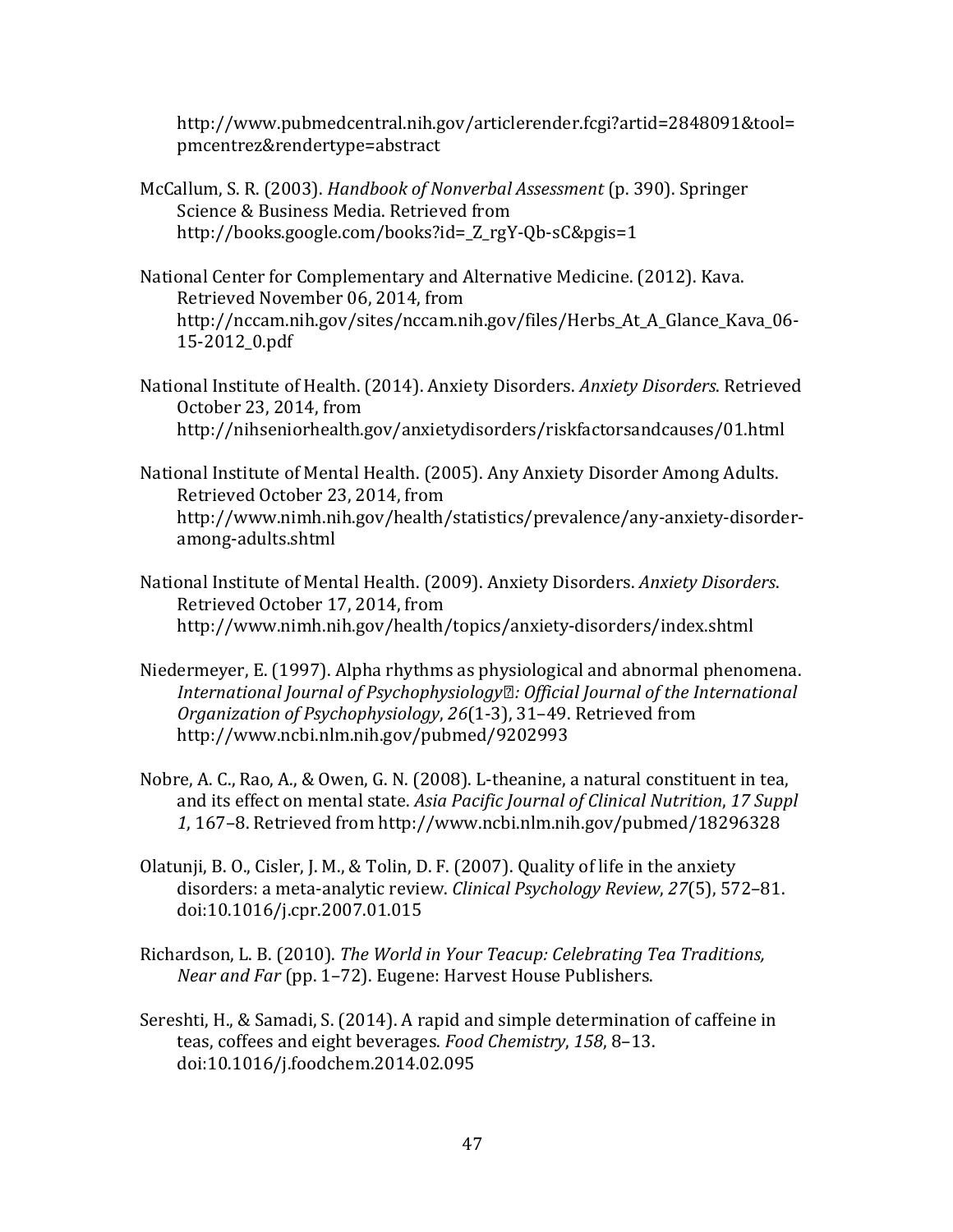http://www.pubmedcentral.nih.gov/articlerender.fcgi?artid=2848091&tool=pmcentrez&rendertype=abstract

McCallum, S. R. (2003). *Handbook of Nonverbal Assessment* (p. 390). Springer Science & Business Media. Retrieved from http://books.google.com/books?id=_Z_rgY-Qb-sC&pgis=1

National Center for Complementary and Alternative Medicine. (2012). Kava. Retrieved November 06, 2014, from http://nccam.nih.gov/sites/nccam.nih.gov/files/Herbs_At_A_Glance_Kava_06-15-2012_0.pdf

National Institute of Health. (2014). Anxiety Disorders. *Anxiety Disorders*. Retrieved October 23, 2014, from http://nihseniorhealth.gov/anxietydisorders/riskfactorsandcauses/01.html

National Institute of Mental Health. (2005). Any Anxiety Disorder Among Adults. Retrieved October 23, 2014, from http://www.nimh.nih.gov/health/statistics/prevalence/any-anxiety-disorder-among-adults.shtml

National Institute of Mental Health. (2009). Anxiety Disorders. *Anxiety Disorders*. Retrieved October 17, 2014, from http://www.nimh.nih.gov/health/topics/anxiety-disorders/index.shtml

Niedermeyer, E. (1997). Alpha rhythms as physiological and abnormal phenomena. *International Journal of Psychophysiology : Official Journal of the International Organization of Psychophysiology*, *26*(1-3), 31–49. Retrieved from http://www.ncbi.nlm.nih.gov/pubmed/9202993

Nobre, A. C., Rao, A., & Owen, G. N. (2008). L-theanine, a natural constituent in tea, and its effect on mental state. *Asia Pacific Journal of Clinical Nutrition*, *17 Suppl 1*, 167–8. Retrieved from http://www.ncbi.nlm.nih.gov/pubmed/18296328

Olatunji, B. O., Cisler, J. M., & Tolin, D. F. (2007). Quality of life in the anxiety disorders: a meta-analytic review. *Clinical Psychology Review*, *27*(5), 572–81. doi:10.1016/j.cpr.2007.01.015

Richardson, L. B. (2010). *The World in Your Teacup: Celebrating Tea Traditions, Near and Far* (pp. 1–72). Eugene: Harvest House Publishers.

Sereshti, H., & Samadi, S. (2014). A rapid and simple determination of caffeine in teas, coffees and eight beverages. *Food Chemistry*, *158*, 8–13. doi:10.1016/j.foodchem.2014.02.095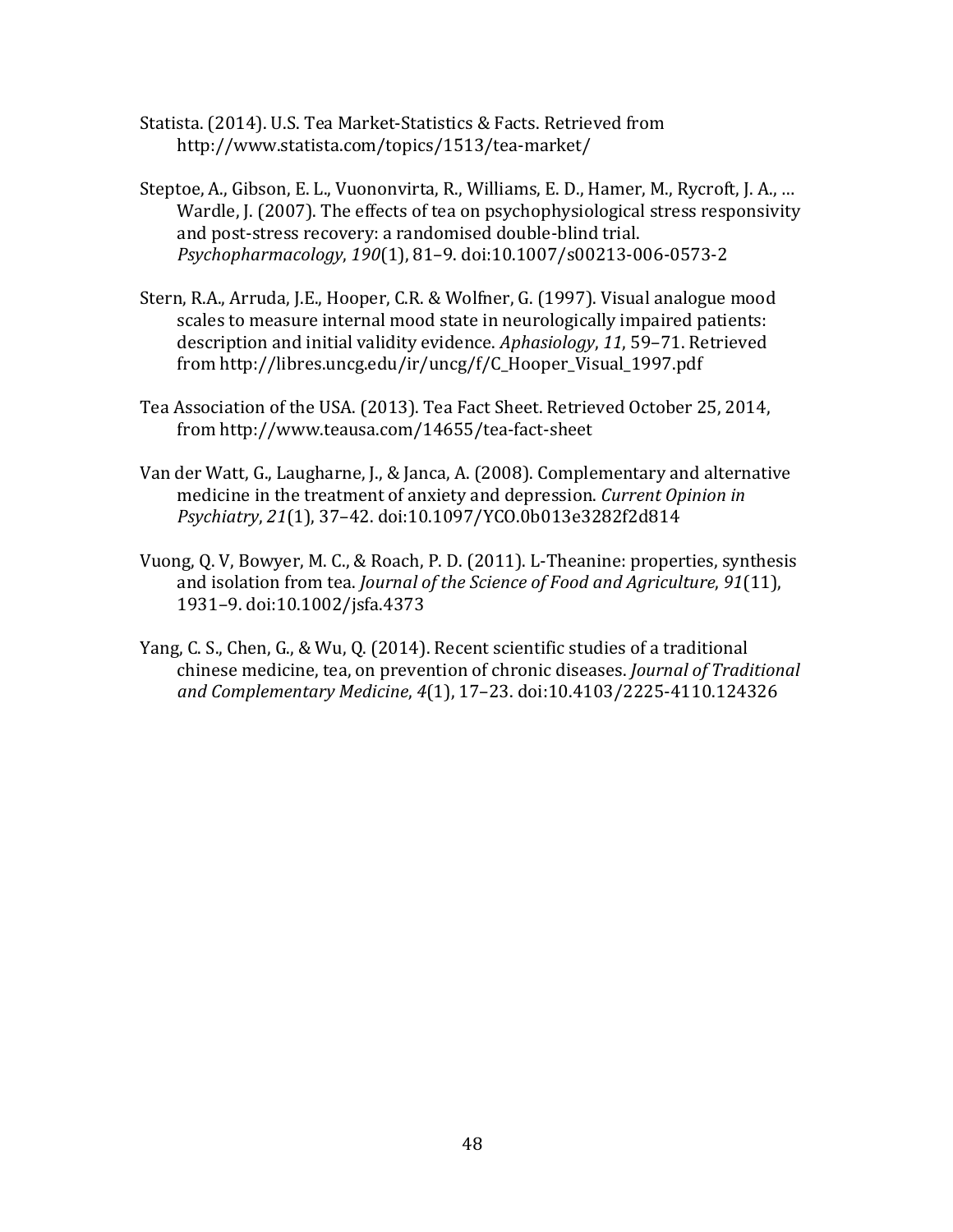Statista. (2014). U.S. Tea Market-Statistics & Facts. Retrieved from http://www.statista.com/topics/1513/tea-market/

Steptoe, A., Gibson, E. L., Vuononvirta, R., Williams, E. D., Hamer, M., Rycroft, J. A., … Wardle, J. (2007). The effects of tea on psychophysiological stress responsivity and post-stress recovery: a randomised double-blind trial. *Psychopharmacology*, *190*(1), 81–9. doi:10.1007/s00213-006-0573-2

Stern, R.A., Arruda, J.E., Hooper, C.R. & Wolfner, G. (1997). Visual analogue mood scales to measure internal mood state in neurologically impaired patients: description and initial validity evidence. *Aphasiology*, *11*, 59–71. Retrieved from http://libres.uncg.edu/ir/uncg/f/C_Hooper_Visual_1997.pdf

Tea Association of the USA. (2013). Tea Fact Sheet. Retrieved October 25, 2014, from http://www.teausa.com/14655/tea-fact-sheet

Van der Watt, G., Laugharne, J., & Janca, A. (2008). Complementary and alternative medicine in the treatment of anxiety and depression. *Current Opinion in Psychiatry*, *21*(1), 37–42. doi:10.1097/YCO.0b013e3282f2d814

Vuong, Q. V, Bowyer, M. C., & Roach, P. D. (2011). L-Theanine: properties, synthesis and isolation from tea. *Journal of the Science of Food and Agriculture*, *91*(11), 1931–9. doi:10.1002/jsfa.4373

Yang, C. S., Chen, G., & Wu, Q. (2014). Recent scientific studies of a traditional chinese medicine, tea, on prevention of chronic diseases. *Journal of Traditional and Complementary Medicine*, *4*(1), 17–23. doi:10.4103/2225-4110.124326